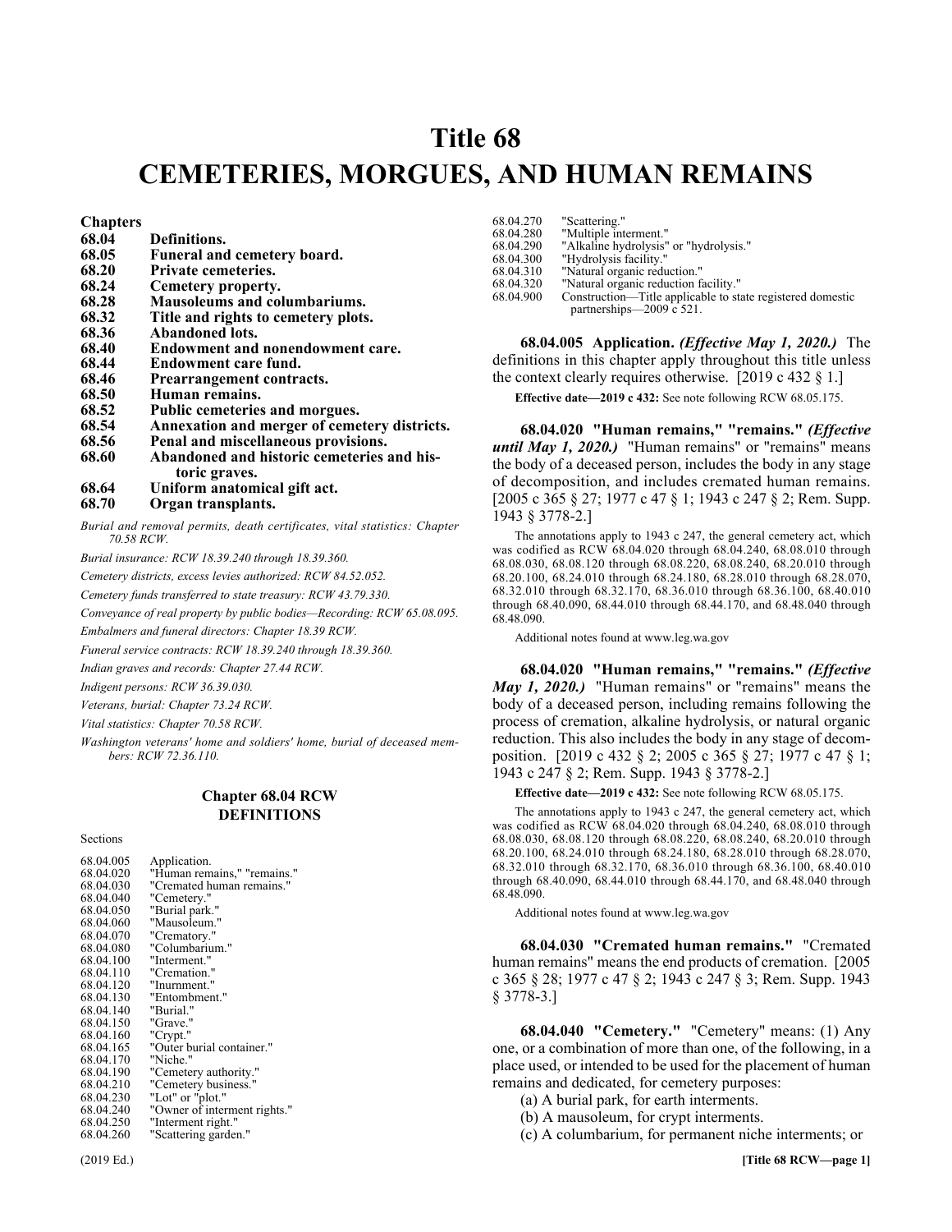# Title 68
# CEMETERIES, MORGUES, AND HUMAN REMAINS

**Chapters**

| | |
|---|---|
| **68.04** | **Definitions.** |
| **68.05** | **Funeral and cemetery board.** |
| **68.20** | **Private cemeteries.** |
| **68.24** | **Cemetery property.** |
| **68.28** | **Mausoleums and columbariums.** |
| **68.32** | **Title and rights to cemetery plots.** |
| **68.36** | **Abandoned lots.** |
| **68.40** | **Endowment and nonendowment care.** |
| **68.44** | **Endowment care fund.** |
| **68.46** | **Prearrangement contracts.** |
| **68.50** | **Human remains.** |
| **68.52** | **Public cemeteries and morgues.** |
| **68.54** | **Annexation and merger of cemetery districts.** |
| **68.56** | **Penal and miscellaneous provisions.** |
| **68.60** | **Abandoned and historic cemeteries and historic graves.** |
| **68.64** | **Uniform anatomical gift act.** |
| **68.70** | **Organ transplants.** |

*Burial and removal permits, death certificates, vital statistics: Chapter 70.58 RCW.*

*Burial insurance: RCW 18.39.240 through 18.39.360.*

*Cemetery districts, excess levies authorized: RCW 84.52.052.*

*Cemetery funds transferred to state treasury: RCW 43.79.330.*

*Conveyance of real property by public bodies—Recording: RCW 65.08.095.*

*Embalmers and funeral directors: Chapter 18.39 RCW.*

*Funeral service contracts: RCW 18.39.240 through 18.39.360.*

*Indian graves and records: Chapter 27.44 RCW.*

*Indigent persons: RCW 36.39.030.*

*Veterans, burial: Chapter 73.24 RCW.*

*Vital statistics: Chapter 70.58 RCW.*

*Washington veterans' home and soldiers' home, burial of deceased members: RCW 72.36.110.*

## Chapter 68.04 RCW
## DEFINITIONS

Sections

| | |
|---|---|
| 68.04.005 | Application. |
| 68.04.020 | "Human remains," "remains." |
| 68.04.030 | "Cremated human remains." |
| 68.04.040 | "Cemetery." |
| 68.04.050 | "Burial park." |
| 68.04.060 | "Mausoleum." |
| 68.04.070 | "Crematory." |
| 68.04.080 | "Columbarium." |
| 68.04.100 | "Interment." |
| 68.04.110 | "Cremation." |
| 68.04.120 | "Inurnment." |
| 68.04.130 | "Entombment." |
| 68.04.140 | "Burial." |
| 68.04.150 | "Grave." |
| 68.04.160 | "Crypt." |
| 68.04.165 | "Outer burial container." |
| 68.04.170 | "Niche." |
| 68.04.190 | "Cemetery authority." |
| 68.04.210 | "Cemetery business." |
| 68.04.230 | "Lot" or "plot." |
| 68.04.240 | "Owner of interment rights." |
| 68.04.250 | "Interment right." |
| 68.04.260 | "Scattering garden." |
| 68.04.270 | "Scattering." |
| 68.04.280 | "Multiple interment." |
| 68.04.290 | "Alkaline hydrolysis" or "hydrolysis." |
| 68.04.300 | "Hydrolysis facility." |
| 68.04.310 | "Natural organic reduction." |
| 68.04.320 | "Natural organic reduction facility." |
| 68.04.900 | Construction—Title applicable to state registered domestic partnerships—2009 c 521. |

**68.04.005 Application.** ***(Effective May 1, 2020.)*** The definitions in this chapter apply throughout this title unless the context clearly requires otherwise. [2019 c 432 § 1.]

**Effective date—2019 c 432:** See note following RCW 68.05.175.

**68.04.020 "Human remains," "remains."** ***(Effective until May 1, 2020.)*** "Human remains" or "remains" means the body of a deceased person, includes the body in any stage of decomposition, and includes cremated human remains. [2005 c 365 § 27; 1977 c 47 § 1; 1943 c 247 § 2; Rem. Supp. 1943 § 3778-2.]

The annotations apply to 1943 c 247, the general cemetery act, which was codified as RCW 68.04.020 through 68.04.240, 68.08.010 through 68.08.030, 68.08.120 through 68.08.220, 68.08.240, 68.20.010 through 68.20.100, 68.24.010 through 68.24.180, 68.28.010 through 68.28.070, 68.32.010 through 68.32.170, 68.36.010 through 68.36.100, 68.40.010 through 68.40.090, 68.44.010 through 68.44.170, and 68.48.040 through 68.48.090.

Additional notes found at www.leg.wa.gov

**68.04.020 "Human remains," "remains."** ***(Effective May 1, 2020.)*** "Human remains" or "remains" means the body of a deceased person, including remains following the process of cremation, alkaline hydrolysis, or natural organic reduction. This also includes the body in any stage of decomposition. [2019 c 432 § 2; 2005 c 365 § 27; 1977 c 47 § 1; 1943 c 247 § 2; Rem. Supp. 1943 § 3778-2.]

**Effective date—2019 c 432:** See note following RCW 68.05.175.

The annotations apply to 1943 c 247, the general cemetery act, which was codified as RCW 68.04.020 through 68.04.240, 68.08.010 through 68.08.030, 68.08.120 through 68.08.220, 68.08.240, 68.20.010 through 68.20.100, 68.24.010 through 68.24.180, 68.28.010 through 68.28.070, 68.32.010 through 68.32.170, 68.36.010 through 68.36.100, 68.40.010 through 68.40.090, 68.44.010 through 68.44.170, and 68.48.040 through 68.48.090.

Additional notes found at www.leg.wa.gov

**68.04.030 "Cremated human remains."** "Cremated human remains" means the end products of cremation. [2005 c 365 § 28; 1977 c 47 § 2; 1943 c 247 § 3; Rem. Supp. 1943 § 3778-3.]

**68.04.040 "Cemetery."** "Cemetery" means: (1) Any one, or a combination of more than one, of the following, in a place used, or intended to be used for the placement of human remains and dedicated, for cemetery purposes:

(a) A burial park, for earth interments.

(b) A mausoleum, for crypt interments.

(c) A columbarium, for permanent niche interments; or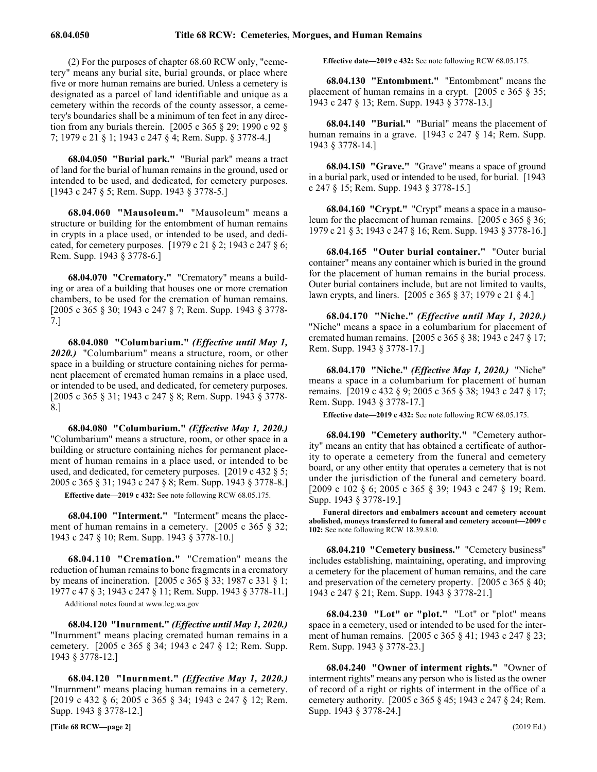(2) For the purposes of chapter 68.60 RCW only, "cemetery" means any burial site, burial grounds, or place where five or more human remains are buried. Unless a cemetery is designated as a parcel of land identifiable and unique as a cemetery within the records of the county assessor, a cemetery's boundaries shall be a minimum of ten feet in any direction from any burials therein. [2005 c 365 § 29; 1990 c 92 § 7; 1979 c 21 § 1; 1943 c 247 § 4; Rem. Supp. § 3778-4.]

**68.04.050 "Burial park."** "Burial park" means a tract of land for the burial of human remains in the ground, used or intended to be used, and dedicated, for cemetery purposes. [1943 c 247 § 5; Rem. Supp. 1943 § 3778-5.]

**68.04.060 "Mausoleum."** "Mausoleum" means a structure or building for the entombment of human remains in crypts in a place used, or intended to be used, and dedicated, for cemetery purposes. [1979 c 21 § 2; 1943 c 247 § 6; Rem. Supp. 1943 § 3778-6.]

**68.04.070 "Crematory."** "Crematory" means a building or area of a building that houses one or more cremation chambers, to be used for the cremation of human remains. [2005 c 365 § 30; 1943 c 247 § 7; Rem. Supp. 1943 § 3778-7.]

**68.04.080 "Columbarium."** ***(Effective until May 1, 2020.)*** "Columbarium" means a structure, room, or other space in a building or structure containing niches for permanent placement of cremated human remains in a place used, or intended to be used, and dedicated, for cemetery purposes. [2005 c 365 § 31; 1943 c 247 § 8; Rem. Supp. 1943 § 3778-8.]

**68.04.080 "Columbarium."** ***(Effective May 1, 2020.)*** "Columbarium" means a structure, room, or other space in a building or structure containing niches for permanent placement of human remains in a place used, or intended to be used, and dedicated, for cemetery purposes. [2019 c 432 § 5; 2005 c 365 § 31; 1943 c 247 § 8; Rem. Supp. 1943 § 3778-8.]

**Effective date—2019 c 432:** See note following RCW 68.05.175.

**68.04.100 "Interment."** "Interment" means the placement of human remains in a cemetery. [2005 c 365 § 32; 1943 c 247 § 10; Rem. Supp. 1943 § 3778-10.]

**68.04.110 "Cremation."** "Cremation" means the reduction of human remains to bone fragments in a crematory by means of incineration. [2005 c 365 § 33; 1987 c 331 § 1; 1977 c 47 § 3; 1943 c 247 § 11; Rem. Supp. 1943 § 3778-11.]

Additional notes found at www.leg.wa.gov

**68.04.120 "Inurnment."** ***(Effective until May 1, 2020.)*** "Inurnment" means placing cremated human remains in a cemetery. [2005 c 365 § 34; 1943 c 247 § 12; Rem. Supp. 1943 § 3778-12.]

**68.04.120 "Inurnment."** ***(Effective May 1, 2020.)*** "Inurnment" means placing human remains in a cemetery. [2019 c 432 § 6; 2005 c 365 § 34; 1943 c 247 § 12; Rem. Supp. 1943 § 3778-12.]

**Effective date—2019 c 432:** See note following RCW 68.05.175.

**68.04.130 "Entombment."** "Entombment" means the placement of human remains in a crypt. [2005 c 365 § 35; 1943 c 247 § 13; Rem. Supp. 1943 § 3778-13.]

**68.04.140 "Burial."** "Burial" means the placement of human remains in a grave. [1943 c 247 § 14; Rem. Supp. 1943 § 3778-14.]

**68.04.150 "Grave."** "Grave" means a space of ground in a burial park, used or intended to be used, for burial. [1943 c 247 § 15; Rem. Supp. 1943 § 3778-15.]

**68.04.160 "Crypt."** "Crypt" means a space in a mausoleum for the placement of human remains. [2005 c 365 § 36; 1979 c 21 § 3; 1943 c 247 § 16; Rem. Supp. 1943 § 3778-16.]

**68.04.165 "Outer burial container."** "Outer burial container" means any container which is buried in the ground for the placement of human remains in the burial process. Outer burial containers include, but are not limited to vaults, lawn crypts, and liners. [2005 c 365 § 37; 1979 c 21 § 4.]

**68.04.170 "Niche."** ***(Effective until May 1, 2020.)*** "Niche" means a space in a columbarium for placement of cremated human remains. [2005 c 365 § 38; 1943 c 247 § 17; Rem. Supp. 1943 § 3778-17.]

**68.04.170 "Niche."** ***(Effective May 1, 2020.)*** "Niche" means a space in a columbarium for placement of human remains. [2019 c 432 § 9; 2005 c 365 § 38; 1943 c 247 § 17; Rem. Supp. 1943 § 3778-17.]

**Effective date—2019 c 432:** See note following RCW 68.05.175.

**68.04.190 "Cemetery authority."** "Cemetery authority" means an entity that has obtained a certificate of authority to operate a cemetery from the funeral and cemetery board, or any other entity that operates a cemetery that is not under the jurisdiction of the funeral and cemetery board. [2009 c 102 § 6; 2005 c 365 § 39; 1943 c 247 § 19; Rem. Supp. 1943 § 3778-19.]

**Funeral directors and embalmers account and cemetery account abolished, moneys transferred to funeral and cemetery account—2009 c 102:** See note following RCW 18.39.810.

**68.04.210 "Cemetery business."** "Cemetery business" includes establishing, maintaining, operating, and improving a cemetery for the placement of human remains, and the care and preservation of the cemetery property. [2005 c 365 § 40; 1943 c 247 § 21; Rem. Supp. 1943 § 3778-21.]

**68.04.230 "Lot" or "plot."** "Lot" or "plot" means space in a cemetery, used or intended to be used for the interment of human remains. [2005 c 365 § 41; 1943 c 247 § 23; Rem. Supp. 1943 § 3778-23.]

**68.04.240 "Owner of interment rights."** "Owner of interment rights" means any person who is listed as the owner of record of a right or rights of interment in the office of a cemetery authority. [2005 c 365 § 45; 1943 c 247 § 24; Rem. Supp. 1943 § 3778-24.]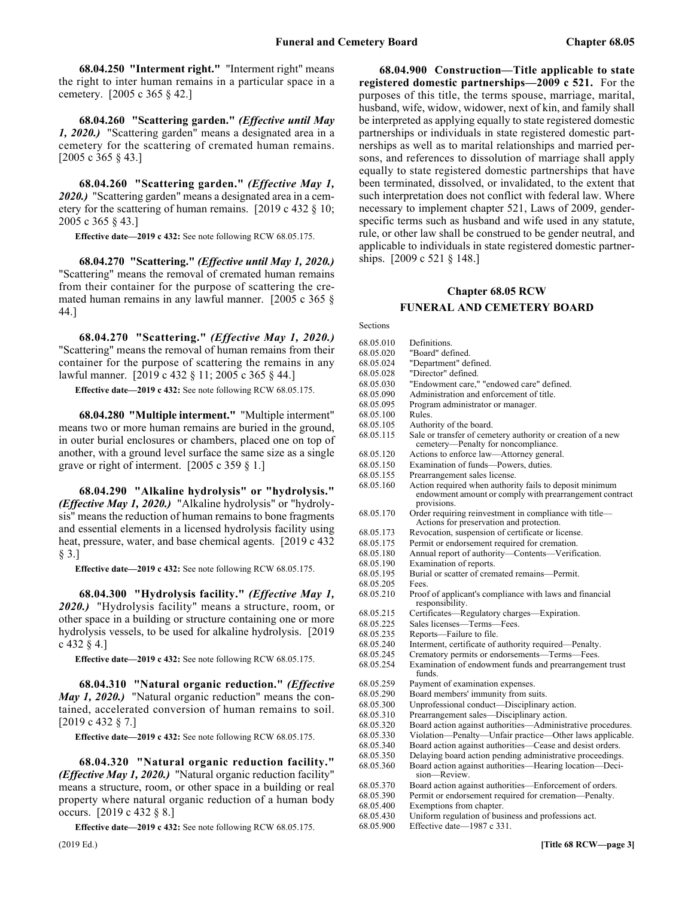**68.04.250 "Interment right."** "Interment right" means the right to inter human remains in a particular space in a cemetery. [2005 c 365 § 42.]

**68.04.260 "Scattering garden."** ***(Effective until May 1, 2020.)*** "Scattering garden" means a designated area in a cemetery for the scattering of cremated human remains. [2005 c 365 § 43.]

**68.04.260 "Scattering garden."** ***(Effective May 1, 2020.)*** "Scattering garden" means a designated area in a cemetery for the scattering of human remains. [2019 c 432 § 10; 2005 c 365 § 43.]

**Effective date—2019 c 432:** See note following RCW 68.05.175.

**68.04.270 "Scattering."** ***(Effective until May 1, 2020.)*** "Scattering" means the removal of cremated human remains from their container for the purpose of scattering the cremated human remains in any lawful manner. [2005 c 365 § 44.]

**68.04.270 "Scattering."** ***(Effective May 1, 2020.)*** "Scattering" means the removal of human remains from their container for the purpose of scattering the remains in any lawful manner. [2019 c 432 § 11; 2005 c 365 § 44.]

**Effective date—2019 c 432:** See note following RCW 68.05.175.

**68.04.280 "Multiple interment."** "Multiple interment" means two or more human remains are buried in the ground, in outer burial enclosures or chambers, placed one on top of another, with a ground level surface the same size as a single grave or right of interment. [2005 c 359 § 1.]

**68.04.290 "Alkaline hydrolysis" or "hydrolysis."** ***(Effective May 1, 2020.)*** "Alkaline hydrolysis" or "hydrolysis" means the reduction of human remains to bone fragments and essential elements in a licensed hydrolysis facility using heat, pressure, water, and base chemical agents. [2019 c 432 § 3.]

**Effective date—2019 c 432:** See note following RCW 68.05.175.

**68.04.300 "Hydrolysis facility."** ***(Effective May 1, 2020.)*** "Hydrolysis facility" means a structure, room, or other space in a building or structure containing one or more hydrolysis vessels, to be used for alkaline hydrolysis. [2019 c 432 § 4.]

**Effective date—2019 c 432:** See note following RCW 68.05.175.

**68.04.310 "Natural organic reduction."** ***(Effective May 1, 2020.)*** "Natural organic reduction" means the contained, accelerated conversion of human remains to soil. [2019 c 432 § 7.]

**Effective date—2019 c 432:** See note following RCW 68.05.175.

**68.04.320 "Natural organic reduction facility."** ***(Effective May 1, 2020.)*** "Natural organic reduction facility" means a structure, room, or other space in a building or real property where natural organic reduction of a human body occurs. [2019 c 432 § 8.]

**Effective date—2019 c 432:** See note following RCW 68.05.175.

**68.04.900 Construction—Title applicable to state registered domestic partnerships—2009 c 521.** For the purposes of this title, the terms spouse, marriage, marital, husband, wife, widow, widower, next of kin, and family shall be interpreted as applying equally to state registered domestic partnerships or individuals in state registered domestic partnerships as well as to marital relationships and married persons, and references to dissolution of marriage shall apply equally to state registered domestic partnerships that have been terminated, dissolved, or invalidated, to the extent that such interpretation does not conflict with federal law. Where necessary to implement chapter 521, Laws of 2009, gender-specific terms such as husband and wife used in any statute, rule, or other law shall be construed to be gender neutral, and applicable to individuals in state registered domestic partnerships. [2009 c 521 § 148.]

## Chapter 68.05 RCW
## FUNERAL AND CEMETERY BOARD

Sections

| | |
|---|---|
| 68.05.010 | Definitions. |
| 68.05.020 | "Board" defined. |
| 68.05.024 | "Department" defined. |
| 68.05.028 | "Director" defined. |
| 68.05.030 | "Endowment care," "endowed care" defined. |
| 68.05.090 | Administration and enforcement of title. |
| 68.05.095 | Program administrator or manager. |
| 68.05.100 | Rules. |
| 68.05.105 | Authority of the board. |
| 68.05.115 | Sale or transfer of cemetery authority or creation of a new cemetery—Penalty for noncompliance. |
| 68.05.120 | Actions to enforce law—Attorney general. |
| 68.05.150 | Examination of funds—Powers, duties. |
| 68.05.155 | Prearrangement sales license. |
| 68.05.160 | Action required when authority fails to deposit minimum endowment amount or comply with prearrangement contract provisions. |
| 68.05.170 | Order requiring reinvestment in compliance with title—Actions for preservation and protection. |
| 68.05.173 | Revocation, suspension of certificate or license. |
| 68.05.175 | Permit or endorsement required for cremation. |
| 68.05.180 | Annual report of authority—Contents—Verification. |
| 68.05.190 | Examination of reports. |
| 68.05.195 | Burial or scatter of cremated remains—Permit. |
| 68.05.205 | Fees. |
| 68.05.210 | Proof of applicant's compliance with laws and financial responsibility. |
| 68.05.215 | Certificates—Regulatory charges—Expiration. |
| 68.05.225 | Sales licenses—Terms—Fees. |
| 68.05.235 | Reports—Failure to file. |
| 68.05.240 | Interment, certificate of authority required—Penalty. |
| 68.05.245 | Crematory permits or endorsements—Terms—Fees. |
| 68.05.254 | Examination of endowment funds and prearrangement trust funds. |
| 68.05.259 | Payment of examination expenses. |
| 68.05.290 | Board members' immunity from suits. |
| 68.05.300 | Unprofessional conduct—Disciplinary action. |
| 68.05.310 | Prearrangement sales—Disciplinary action. |
| 68.05.320 | Board action against authorities—Administrative procedures. |
| 68.05.330 | Violation—Penalty—Unfair practice—Other laws applicable. |
| 68.05.340 | Board action against authorities—Cease and desist orders. |
| 68.05.350 | Delaying board action pending administrative proceedings. |
| 68.05.360 | Board action against authorities—Hearing location—Decision—Review. |
| 68.05.370 | Board action against authorities—Enforcement of orders. |
| 68.05.390 | Permit or endorsement required for cremation—Penalty. |
| 68.05.400 | Exemptions from chapter. |
| 68.05.430 | Uniform regulation of business and professions act. |
| 68.05.900 | Effective date—1987 c 331. |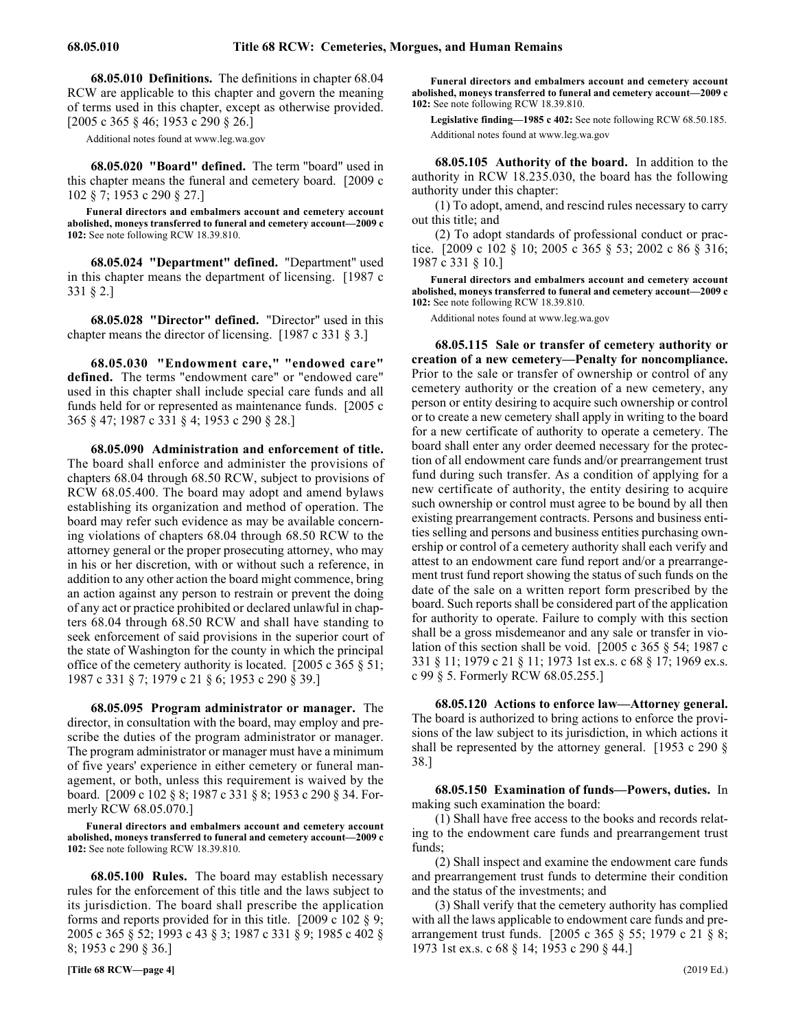**68.05.010 Definitions.** The definitions in chapter 68.04 RCW are applicable to this chapter and govern the meaning of terms used in this chapter, except as otherwise provided. [2005 c 365 § 46; 1953 c 290 § 26.]

Additional notes found at www.leg.wa.gov

**68.05.020 "Board" defined.** The term "board" used in this chapter means the funeral and cemetery board. [2009 c 102 § 7; 1953 c 290 § 27.]

**Funeral directors and embalmers account and cemetery account abolished, moneys transferred to funeral and cemetery account—2009 c 102:** See note following RCW 18.39.810.

**68.05.024 "Department" defined.** "Department" used in this chapter means the department of licensing. [1987 c 331 § 2.]

**68.05.028 "Director" defined.** "Director" used in this chapter means the director of licensing. [1987 c 331 § 3.]

**68.05.030 "Endowment care," "endowed care" defined.** The terms "endowment care" or "endowed care" used in this chapter shall include special care funds and all funds held for or represented as maintenance funds. [2005 c 365 § 47; 1987 c 331 § 4; 1953 c 290 § 28.]

**68.05.090 Administration and enforcement of title.** The board shall enforce and administer the provisions of chapters 68.04 through 68.50 RCW, subject to provisions of RCW 68.05.400. The board may adopt and amend bylaws establishing its organization and method of operation. The board may refer such evidence as may be available concerning violations of chapters 68.04 through 68.50 RCW to the attorney general or the proper prosecuting attorney, who may in his or her discretion, with or without such a reference, in addition to any other action the board might commence, bring an action against any person to restrain or prevent the doing of any act or practice prohibited or declared unlawful in chapters 68.04 through 68.50 RCW and shall have standing to seek enforcement of said provisions in the superior court of the state of Washington for the county in which the principal office of the cemetery authority is located. [2005 c 365 § 51; 1987 c 331 § 7; 1979 c 21 § 6; 1953 c 290 § 39.]

**68.05.095 Program administrator or manager.** The director, in consultation with the board, may employ and prescribe the duties of the program administrator or manager. The program administrator or manager must have a minimum of five years' experience in either cemetery or funeral management, or both, unless this requirement is waived by the board. [2009 c 102 § 8; 1987 c 331 § 8; 1953 c 290 § 34. Formerly RCW 68.05.070.]

**Funeral directors and embalmers account and cemetery account abolished, moneys transferred to funeral and cemetery account—2009 c 102:** See note following RCW 18.39.810.

**68.05.100 Rules.** The board may establish necessary rules for the enforcement of this title and the laws subject to its jurisdiction. The board shall prescribe the application forms and reports provided for in this title. [2009 c 102 § 9; 2005 c 365 § 52; 1993 c 43 § 3; 1987 c 331 § 9; 1985 c 402 § 8; 1953 c 290 § 36.]

**Funeral directors and embalmers account and cemetery account abolished, moneys transferred to funeral and cemetery account—2009 c 102:** See note following RCW 18.39.810.

**Legislative finding—1985 c 402:** See note following RCW 68.50.185.

Additional notes found at www.leg.wa.gov

**68.05.105 Authority of the board.** In addition to the authority in RCW 18.235.030, the board has the following authority under this chapter:

(1) To adopt, amend, and rescind rules necessary to carry out this title; and

(2) To adopt standards of professional conduct or practice. [2009 c 102 § 10; 2005 c 365 § 53; 2002 c 86 § 316; 1987 c 331 § 10.]

**Funeral directors and embalmers account and cemetery account abolished, moneys transferred to funeral and cemetery account—2009 c 102:** See note following RCW 18.39.810.

Additional notes found at www.leg.wa.gov

**68.05.115 Sale or transfer of cemetery authority or creation of a new cemetery—Penalty for noncompliance.** Prior to the sale or transfer of ownership or control of any cemetery authority or the creation of a new cemetery, any person or entity desiring to acquire such ownership or control or to create a new cemetery shall apply in writing to the board for a new certificate of authority to operate a cemetery. The board shall enter any order deemed necessary for the protection of all endowment care funds and/or prearrangement trust fund during such transfer. As a condition of applying for a new certificate of authority, the entity desiring to acquire such ownership or control must agree to be bound by all then existing prearrangement contracts. Persons and business entities selling and persons and business entities purchasing ownership or control of a cemetery authority shall each verify and attest to an endowment care fund report and/or a prearrangement trust fund report showing the status of such funds on the date of the sale on a written report form prescribed by the board. Such reports shall be considered part of the application for authority to operate. Failure to comply with this section shall be a gross misdemeanor and any sale or transfer in violation of this section shall be void. [2005 c 365 § 54; 1987 c 331 § 11; 1979 c 21 § 11; 1973 1st ex.s. c 68 § 17; 1969 ex.s. c 99 § 5. Formerly RCW 68.05.255.]

**68.05.120 Actions to enforce law—Attorney general.** The board is authorized to bring actions to enforce the provisions of the law subject to its jurisdiction, in which actions it shall be represented by the attorney general. [1953 c 290 § 38.]

**68.05.150 Examination of funds—Powers, duties.** In making such examination the board:

(1) Shall have free access to the books and records relating to the endowment care funds and prearrangement trust funds;

(2) Shall inspect and examine the endowment care funds and prearrangement trust funds to determine their condition and the status of the investments; and

(3) Shall verify that the cemetery authority has complied with all the laws applicable to endowment care funds and prearrangement trust funds. [2005 c 365 § 55; 1979 c 21 § 8; 1973 1st ex.s. c 68 § 14; 1953 c 290 § 44.]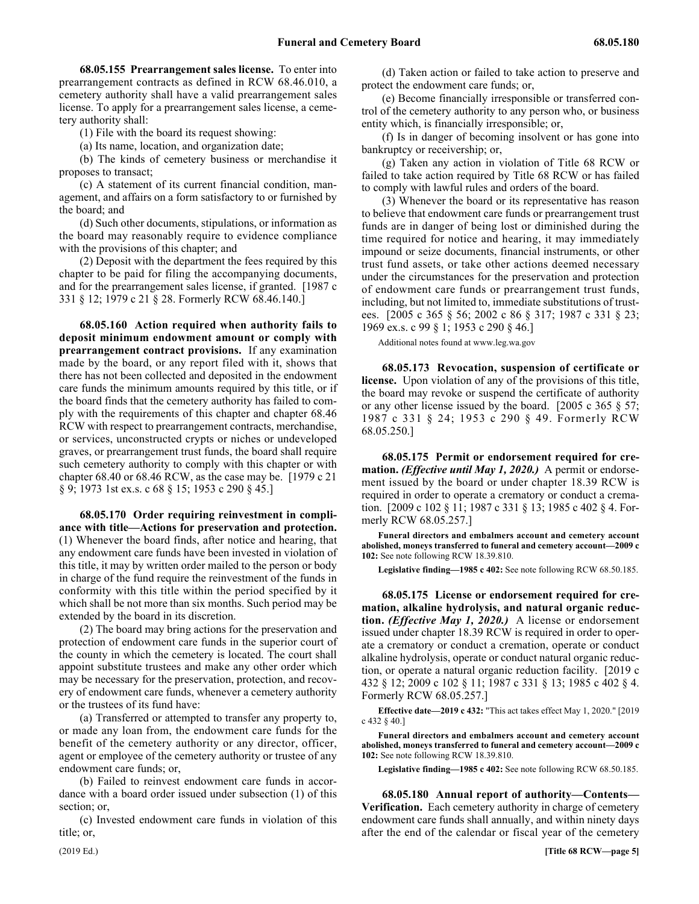**68.05.155 Prearrangement sales license.** To enter into prearrangement contracts as defined in RCW 68.46.010, a cemetery authority shall have a valid prearrangement sales license. To apply for a prearrangement sales license, a cemetery authority shall:

(1) File with the board its request showing:

(a) Its name, location, and organization date;

(b) The kinds of cemetery business or merchandise it proposes to transact;

(c) A statement of its current financial condition, management, and affairs on a form satisfactory to or furnished by the board; and

(d) Such other documents, stipulations, or information as the board may reasonably require to evidence compliance with the provisions of this chapter; and

(2) Deposit with the department the fees required by this chapter to be paid for filing the accompanying documents, and for the prearrangement sales license, if granted. [1987 c 331 § 12; 1979 c 21 § 28. Formerly RCW 68.46.140.]

**68.05.160 Action required when authority fails to deposit minimum endowment amount or comply with prearrangement contract provisions.** If any examination made by the board, or any report filed with it, shows that there has not been collected and deposited in the endowment care funds the minimum amounts required by this title, or if the board finds that the cemetery authority has failed to comply with the requirements of this chapter and chapter 68.46 RCW with respect to prearrangement contracts, merchandise, or services, unconstructed crypts or niches or undeveloped graves, or prearrangement trust funds, the board shall require such cemetery authority to comply with this chapter or with chapter 68.40 or 68.46 RCW, as the case may be. [1979 c 21 § 9; 1973 1st ex.s. c 68 § 15; 1953 c 290 § 45.]

**68.05.170 Order requiring reinvestment in compliance with title—Actions for preservation and protection.** (1) Whenever the board finds, after notice and hearing, that any endowment care funds have been invested in violation of this title, it may by written order mailed to the person or body in charge of the fund require the reinvestment of the funds in conformity with this title within the period specified by it which shall be not more than six months. Such period may be extended by the board in its discretion.

(2) The board may bring actions for the preservation and protection of endowment care funds in the superior court of the county in which the cemetery is located. The court shall appoint substitute trustees and make any other order which may be necessary for the preservation, protection, and recovery of endowment care funds, whenever a cemetery authority or the trustees of its fund have:

(a) Transferred or attempted to transfer any property to, or made any loan from, the endowment care funds for the benefit of the cemetery authority or any director, officer, agent or employee of the cemetery authority or trustee of any endowment care funds; or,

(b) Failed to reinvest endowment care funds in accordance with a board order issued under subsection (1) of this section; or,

(c) Invested endowment care funds in violation of this title; or,

(d) Taken action or failed to take action to preserve and protect the endowment care funds; or,

(e) Become financially irresponsible or transferred control of the cemetery authority to any person who, or business entity which, is financially irresponsible; or,

(f) Is in danger of becoming insolvent or has gone into bankruptcy or receivership; or,

(g) Taken any action in violation of Title 68 RCW or failed to take action required by Title 68 RCW or has failed to comply with lawful rules and orders of the board.

(3) Whenever the board or its representative has reason to believe that endowment care funds or prearrangement trust funds are in danger of being lost or diminished during the time required for notice and hearing, it may immediately impound or seize documents, financial instruments, or other trust fund assets, or take other actions deemed necessary under the circumstances for the preservation and protection of endowment care funds or prearrangement trust funds, including, but not limited to, immediate substitutions of trustees. [2005 c 365 § 56; 2002 c 86 § 317; 1987 c 331 § 23; 1969 ex.s. c 99 § 1; 1953 c 290 § 46.]

Additional notes found at www.leg.wa.gov

**68.05.173 Revocation, suspension of certificate or license.** Upon violation of any of the provisions of this title, the board may revoke or suspend the certificate of authority or any other license issued by the board. [2005 c 365 § 57; 1987 c 331 § 24; 1953 c 290 § 49. Formerly RCW 68.05.250.]

**68.05.175 Permit or endorsement required for cremation.** *(Effective until May 1, 2020.)* A permit or endorsement issued by the board or under chapter 18.39 RCW is required in order to operate a crematory or conduct a cremation. [2009 c 102 § 11; 1987 c 331 § 13; 1985 c 402 § 4. Formerly RCW 68.05.257.]

**Funeral directors and embalmers account and cemetery account abolished, moneys transferred to funeral and cemetery account—2009 c 102:** See note following RCW 18.39.810.

**Legislative finding—1985 c 402:** See note following RCW 68.50.185.

**68.05.175 License or endorsement required for cremation, alkaline hydrolysis, and natural organic reduction.** *(Effective May 1, 2020.)* A license or endorsement issued under chapter 18.39 RCW is required in order to operate a crematory or conduct a cremation, operate or conduct alkaline hydrolysis, operate or conduct natural organic reduction, or operate a natural organic reduction facility. [2019 c 432 § 12; 2009 c 102 § 11; 1987 c 331 § 13; 1985 c 402 § 4. Formerly RCW 68.05.257.]

**Effective date—2019 c 432:** "This act takes effect May 1, 2020." [2019 c 432 § 40.]

**Funeral directors and embalmers account and cemetery account abolished, moneys transferred to funeral and cemetery account—2009 c 102:** See note following RCW 18.39.810.

**Legislative finding—1985 c 402:** See note following RCW 68.50.185.

**68.05.180 Annual report of authority—Contents—Verification.** Each cemetery authority in charge of cemetery endowment care funds shall annually, and within ninety days after the end of the calendar or fiscal year of the cemetery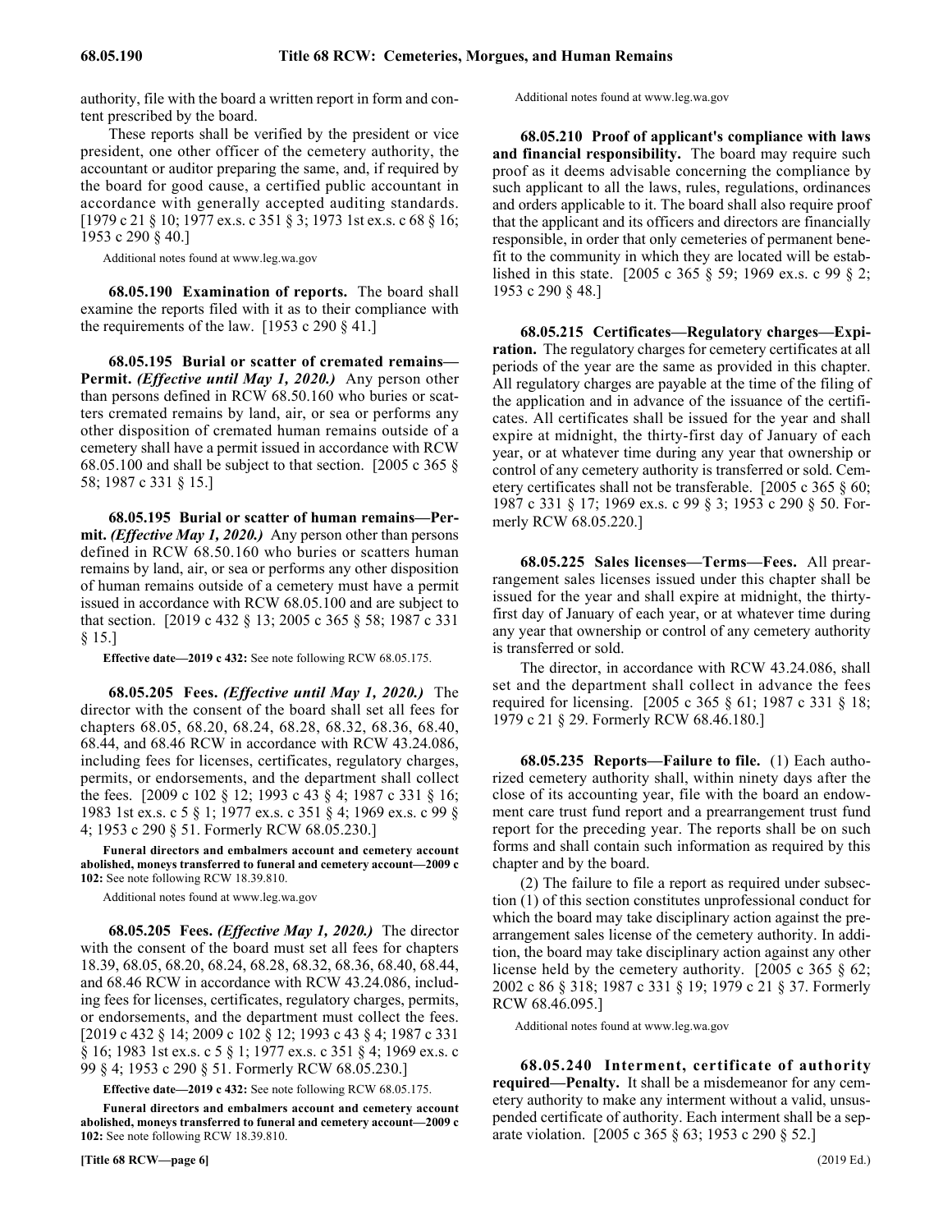authority, file with the board a written report in form and content prescribed by the board.

These reports shall be verified by the president or vice president, one other officer of the cemetery authority, the accountant or auditor preparing the same, and, if required by the board for good cause, a certified public accountant in accordance with generally accepted auditing standards. [1979 c 21 § 10; 1977 ex.s. c 351 § 3; 1973 1st ex.s. c 68 § 16; 1953 c 290 § 40.]

Additional notes found at www.leg.wa.gov

**68.05.190 Examination of reports.** The board shall examine the reports filed with it as to their compliance with the requirements of the law. [1953 c 290 § 41.]

**68.05.195 Burial or scatter of cremated remains—Permit.** *(Effective until May 1, 2020.)* Any person other than persons defined in RCW 68.50.160 who buries or scatters cremated remains by land, air, or sea or performs any other disposition of cremated human remains outside of a cemetery shall have a permit issued in accordance with RCW 68.05.100 and shall be subject to that section. [2005 c 365 § 58; 1987 c 331 § 15.]

**68.05.195 Burial or scatter of human remains—Permit.** *(Effective May 1, 2020.)* Any person other than persons defined in RCW 68.50.160 who buries or scatters human remains by land, air, or sea or performs any other disposition of human remains outside of a cemetery must have a permit issued in accordance with RCW 68.05.100 and are subject to that section. [2019 c 432 § 13; 2005 c 365 § 58; 1987 c 331 § 15.]

**Effective date—2019 c 432:** See note following RCW 68.05.175.

**68.05.205 Fees.** *(Effective until May 1, 2020.)* The director with the consent of the board shall set all fees for chapters 68.05, 68.20, 68.24, 68.28, 68.32, 68.36, 68.40, 68.44, and 68.46 RCW in accordance with RCW 43.24.086, including fees for licenses, certificates, regulatory charges, permits, or endorsements, and the department shall collect the fees. [2009 c 102 § 12; 1993 c 43 § 4; 1987 c 331 § 16; 1983 1st ex.s. c 5 § 1; 1977 ex.s. c 351 § 4; 1969 ex.s. c 99 § 4; 1953 c 290 § 51. Formerly RCW 68.05.230.]

**Funeral directors and embalmers account and cemetery account abolished, moneys transferred to funeral and cemetery account—2009 c 102:** See note following RCW 18.39.810.

Additional notes found at www.leg.wa.gov

**68.05.205 Fees.** *(Effective May 1, 2020.)* The director with the consent of the board must set all fees for chapters 18.39, 68.05, 68.20, 68.24, 68.28, 68.32, 68.36, 68.40, 68.44, and 68.46 RCW in accordance with RCW 43.24.086, including fees for licenses, certificates, regulatory charges, permits, or endorsements, and the department must collect the fees. [2019 c 432 § 14; 2009 c 102 § 12; 1993 c 43 § 4; 1987 c 331 § 16; 1983 1st ex.s. c 5 § 1; 1977 ex.s. c 351 § 4; 1969 ex.s. c 99 § 4; 1953 c 290 § 51. Formerly RCW 68.05.230.]

**Effective date—2019 c 432:** See note following RCW 68.05.175.

**Funeral directors and embalmers account and cemetery account abolished, moneys transferred to funeral and cemetery account—2009 c 102:** See note following RCW 18.39.810.

Additional notes found at www.leg.wa.gov

**68.05.210 Proof of applicant's compliance with laws and financial responsibility.** The board may require such proof as it deems advisable concerning the compliance by such applicant to all the laws, rules, regulations, ordinances and orders applicable to it. The board shall also require proof that the applicant and its officers and directors are financially responsible, in order that only cemeteries of permanent benefit to the community in which they are located will be established in this state. [2005 c 365 § 59; 1969 ex.s. c 99 § 2; 1953 c 290 § 48.]

**68.05.215 Certificates—Regulatory charges—Expiration.** The regulatory charges for cemetery certificates at all periods of the year are the same as provided in this chapter. All regulatory charges are payable at the time of the filing of the application and in advance of the issuance of the certificates. All certificates shall be issued for the year and shall expire at midnight, the thirty-first day of January of each year, or at whatever time during any year that ownership or control of any cemetery authority is transferred or sold. Cemetery certificates shall not be transferable. [2005 c 365 § 60; 1987 c 331 § 17; 1969 ex.s. c 99 § 3; 1953 c 290 § 50. Formerly RCW 68.05.220.]

**68.05.225 Sales licenses—Terms—Fees.** All prearrangement sales licenses issued under this chapter shall be issued for the year and shall expire at midnight, the thirty-first day of January of each year, or at whatever time during any year that ownership or control of any cemetery authority is transferred or sold.

The director, in accordance with RCW 43.24.086, shall set and the department shall collect in advance the fees required for licensing. [2005 c 365 § 61; 1987 c 331 § 18; 1979 c 21 § 29. Formerly RCW 68.46.180.]

**68.05.235 Reports—Failure to file.** (1) Each authorized cemetery authority shall, within ninety days after the close of its accounting year, file with the board an endowment care trust fund report and a prearrangement trust fund report for the preceding year. The reports shall be on such forms and shall contain such information as required by this chapter and by the board.

(2) The failure to file a report as required under subsection (1) of this section constitutes unprofessional conduct for which the board may take disciplinary action against the prearrangement sales license of the cemetery authority. In addition, the board may take disciplinary action against any other license held by the cemetery authority. [2005 c 365 § 62; 2002 c 86 § 318; 1987 c 331 § 19; 1979 c 21 § 37. Formerly RCW 68.46.095.]

Additional notes found at www.leg.wa.gov

**68.05.240 Interment, certificate of authority required—Penalty.** It shall be a misdemeanor for any cemetery authority to make any interment without a valid, unsuspended certificate of authority. Each interment shall be a separate violation. [2005 c 365 § 63; 1953 c 290 § 52.]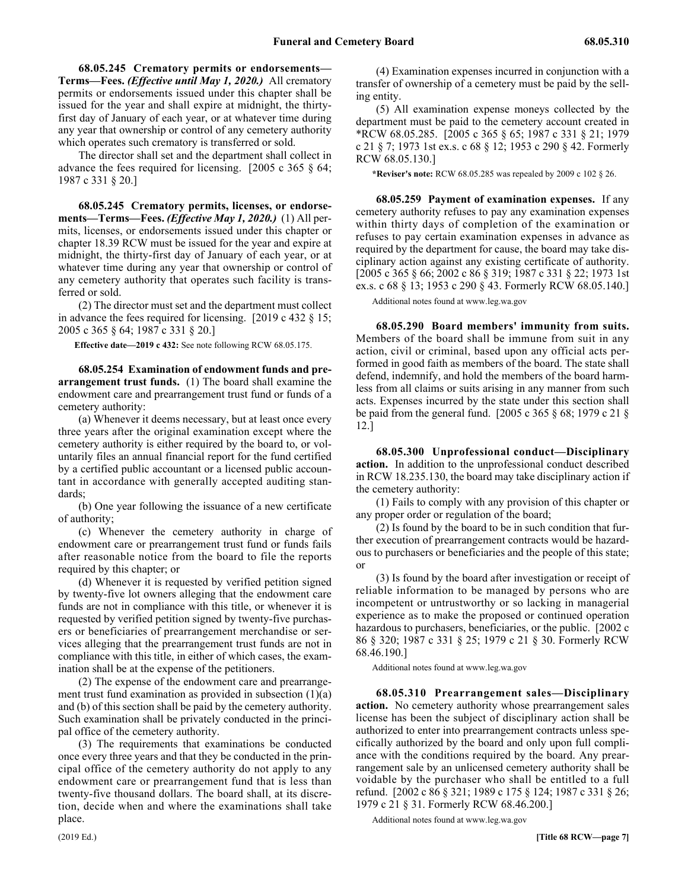**68.05.245 Crematory permits or endorsements—Terms—Fees.** *(Effective until May 1, 2020.)* All crematory permits or endorsements issued under this chapter shall be issued for the year and shall expire at midnight, the thirty-first day of January of each year, or at whatever time during any year that ownership or control of any cemetery authority which operates such crematory is transferred or sold.

The director shall set and the department shall collect in advance the fees required for licensing. [2005 c 365 § 64; 1987 c 331 § 20.]

**68.05.245 Crematory permits, licenses, or endorsements—Terms—Fees.** *(Effective May 1, 2020.)* (1) All permits, licenses, or endorsements issued under this chapter or chapter 18.39 RCW must be issued for the year and expire at midnight, the thirty-first day of January of each year, or at whatever time during any year that ownership or control of any cemetery authority that operates such facility is transferred or sold.

(2) The director must set and the department must collect in advance the fees required for licensing. [2019 c 432 § 15; 2005 c 365 § 64; 1987 c 331 § 20.]

**Effective date—2019 c 432:** See note following RCW 68.05.175.

**68.05.254 Examination of endowment funds and prearrangement trust funds.** (1) The board shall examine the endowment care and prearrangement trust fund or funds of a cemetery authority:

(a) Whenever it deems necessary, but at least once every three years after the original examination except where the cemetery authority is either required by the board to, or voluntarily files an annual financial report for the fund certified by a certified public accountant or a licensed public accountant in accordance with generally accepted auditing standards;

(b) One year following the issuance of a new certificate of authority;

(c) Whenever the cemetery authority in charge of endowment care or prearrangement trust fund or funds fails after reasonable notice from the board to file the reports required by this chapter; or

(d) Whenever it is requested by verified petition signed by twenty-five lot owners alleging that the endowment care funds are not in compliance with this title, or whenever it is requested by verified petition signed by twenty-five purchasers or beneficiaries of prearrangement merchandise or services alleging that the prearrangement trust funds are not in compliance with this title, in either of which cases, the examination shall be at the expense of the petitioners.

(2) The expense of the endowment care and prearrangement trust fund examination as provided in subsection (1)(a) and (b) of this section shall be paid by the cemetery authority. Such examination shall be privately conducted in the principal office of the cemetery authority.

(3) The requirements that examinations be conducted once every three years and that they be conducted in the principal office of the cemetery authority do not apply to any endowment care or prearrangement fund that is less than twenty-five thousand dollars. The board shall, at its discretion, decide when and where the examinations shall take place.

(4) Examination expenses incurred in conjunction with a transfer of ownership of a cemetery must be paid by the selling entity.

(5) All examination expense moneys collected by the department must be paid to the cemetery account created in *RCW 68.05.285. [2005 c 365 § 65; 1987 c 331 § 21; 1979 c 21 § 7; 1973 1st ex.s. c 68 § 12; 1953 c 290 § 42. Formerly RCW 68.05.130.]

***Reviser's note:** RCW 68.05.285 was repealed by 2009 c 102 § 26.

**68.05.259 Payment of examination expenses.** If any cemetery authority refuses to pay any examination expenses within thirty days of completion of the examination or refuses to pay certain examination expenses in advance as required by the department for cause, the board may take disciplinary action against any existing certificate of authority. [2005 c 365 § 66; 2002 c 86 § 319; 1987 c 331 § 22; 1973 1st ex.s. c 68 § 13; 1953 c 290 § 43. Formerly RCW 68.05.140.]

Additional notes found at www.leg.wa.gov

**68.05.290 Board members' immunity from suits.** Members of the board shall be immune from suit in any action, civil or criminal, based upon any official acts performed in good faith as members of the board. The state shall defend, indemnify, and hold the members of the board harmless from all claims or suits arising in any manner from such acts. Expenses incurred by the state under this section shall be paid from the general fund. [2005 c 365 § 68; 1979 c 21 § 12.]

**68.05.300 Unprofessional conduct—Disciplinary action.** In addition to the unprofessional conduct described in RCW 18.235.130, the board may take disciplinary action if the cemetery authority:

(1) Fails to comply with any provision of this chapter or any proper order or regulation of the board;

(2) Is found by the board to be in such condition that further execution of prearrangement contracts would be hazardous to purchasers or beneficiaries and the people of this state; or

(3) Is found by the board after investigation or receipt of reliable information to be managed by persons who are incompetent or untrustworthy or so lacking in managerial experience as to make the proposed or continued operation hazardous to purchasers, beneficiaries, or the public. [2002 c 86 § 320; 1987 c 331 § 25; 1979 c 21 § 30. Formerly RCW 68.46.190.]

Additional notes found at www.leg.wa.gov

**68.05.310 Prearrangement sales—Disciplinary action.** No cemetery authority whose prearrangement sales license has been the subject of disciplinary action shall be authorized to enter into prearrangement contracts unless specifically authorized by the board and only upon full compliance with the conditions required by the board. Any prearrangement sale by an unlicensed cemetery authority shall be voidable by the purchaser who shall be entitled to a full refund. [2002 c 86 § 321; 1989 c 175 § 124; 1987 c 331 § 26; 1979 c 21 § 31. Formerly RCW 68.46.200.]

Additional notes found at www.leg.wa.gov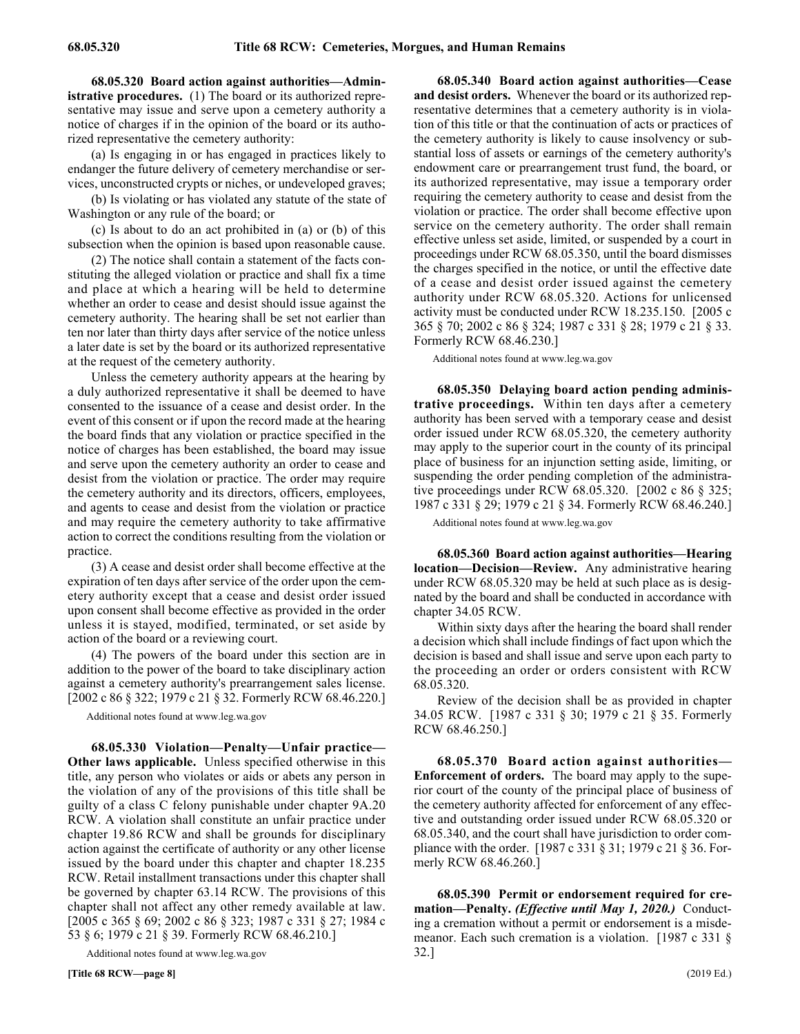**68.05.320 Board action against authorities—Administrative procedures.** (1) The board or its authorized representative may issue and serve upon a cemetery authority a notice of charges if in the opinion of the board or its authorized representative the cemetery authority:

(a) Is engaging in or has engaged in practices likely to endanger the future delivery of cemetery merchandise or services, unconstructed crypts or niches, or undeveloped graves;

(b) Is violating or has violated any statute of the state of Washington or any rule of the board; or

(c) Is about to do an act prohibited in (a) or (b) of this subsection when the opinion is based upon reasonable cause.

(2) The notice shall contain a statement of the facts constituting the alleged violation or practice and shall fix a time and place at which a hearing will be held to determine whether an order to cease and desist should issue against the cemetery authority. The hearing shall be set not earlier than ten nor later than thirty days after service of the notice unless a later date is set by the board or its authorized representative at the request of the cemetery authority.

Unless the cemetery authority appears at the hearing by a duly authorized representative it shall be deemed to have consented to the issuance of a cease and desist order. In the event of this consent or if upon the record made at the hearing the board finds that any violation or practice specified in the notice of charges has been established, the board may issue and serve upon the cemetery authority an order to cease and desist from the violation or practice. The order may require the cemetery authority and its directors, officers, employees, and agents to cease and desist from the violation or practice and may require the cemetery authority to take affirmative action to correct the conditions resulting from the violation or practice.

(3) A cease and desist order shall become effective at the expiration of ten days after service of the order upon the cemetery authority except that a cease and desist order issued upon consent shall become effective as provided in the order unless it is stayed, modified, terminated, or set aside by action of the board or a reviewing court.

(4) The powers of the board under this section are in addition to the power of the board to take disciplinary action against a cemetery authority's prearrangement sales license. [2002 c 86 § 322; 1979 c 21 § 32. Formerly RCW 68.46.220.]

Additional notes found at www.leg.wa.gov

**68.05.330 Violation—Penalty—Unfair practice—Other laws applicable.** Unless specified otherwise in this title, any person who violates or aids or abets any person in the violation of any of the provisions of this title shall be guilty of a class C felony punishable under chapter 9A.20 RCW. A violation shall constitute an unfair practice under chapter 19.86 RCW and shall be grounds for disciplinary action against the certificate of authority or any other license issued by the board under this chapter and chapter 18.235 RCW. Retail installment transactions under this chapter shall be governed by chapter 63.14 RCW. The provisions of this chapter shall not affect any other remedy available at law. [2005 c 365 § 69; 2002 c 86 § 323; 1987 c 331 § 27; 1984 c 53 § 6; 1979 c 21 § 39. Formerly RCW 68.46.210.]

Additional notes found at www.leg.wa.gov

**68.05.340 Board action against authorities—Cease and desist orders.** Whenever the board or its authorized representative determines that a cemetery authority is in violation of this title or that the continuation of acts or practices of the cemetery authority is likely to cause insolvency or substantial loss of assets or earnings of the cemetery authority's endowment care or prearrangement trust fund, the board, or its authorized representative, may issue a temporary order requiring the cemetery authority to cease and desist from the violation or practice. The order shall become effective upon service on the cemetery authority. The order shall remain effective unless set aside, limited, or suspended by a court in proceedings under RCW 68.05.350, until the board dismisses the charges specified in the notice, or until the effective date of a cease and desist order issued against the cemetery authority under RCW 68.05.320. Actions for unlicensed activity must be conducted under RCW 18.235.150. [2005 c 365 § 70; 2002 c 86 § 324; 1987 c 331 § 28; 1979 c 21 § 33. Formerly RCW 68.46.230.]

Additional notes found at www.leg.wa.gov

**68.05.350 Delaying board action pending administrative proceedings.** Within ten days after a cemetery authority has been served with a temporary cease and desist order issued under RCW 68.05.320, the cemetery authority may apply to the superior court in the county of its principal place of business for an injunction setting aside, limiting, or suspending the order pending completion of the administrative proceedings under RCW 68.05.320. [2002 c 86 § 325; 1987 c 331 § 29; 1979 c 21 § 34. Formerly RCW 68.46.240.]

Additional notes found at www.leg.wa.gov

**68.05.360 Board action against authorities—Hearing location—Decision—Review.** Any administrative hearing under RCW 68.05.320 may be held at such place as is designated by the board and shall be conducted in accordance with chapter 34.05 RCW.

Within sixty days after the hearing the board shall render a decision which shall include findings of fact upon which the decision is based and shall issue and serve upon each party to the proceeding an order or orders consistent with RCW 68.05.320.

Review of the decision shall be as provided in chapter 34.05 RCW. [1987 c 331 § 30; 1979 c 21 § 35. Formerly RCW 68.46.250.]

**68.05.370 Board action against authorities—Enforcement of orders.** The board may apply to the superior court of the county of the principal place of business of the cemetery authority affected for enforcement of any effective and outstanding order issued under RCW 68.05.320 or 68.05.340, and the court shall have jurisdiction to order compliance with the order. [1987 c 331 § 31; 1979 c 21 § 36. Formerly RCW 68.46.260.]

**68.05.390 Permit or endorsement required for cremation—Penalty.** *(Effective until May 1, 2020.)* Conducting a cremation without a permit or endorsement is a misdemeanor. Each such cremation is a violation. [1987 c 331 § 32.]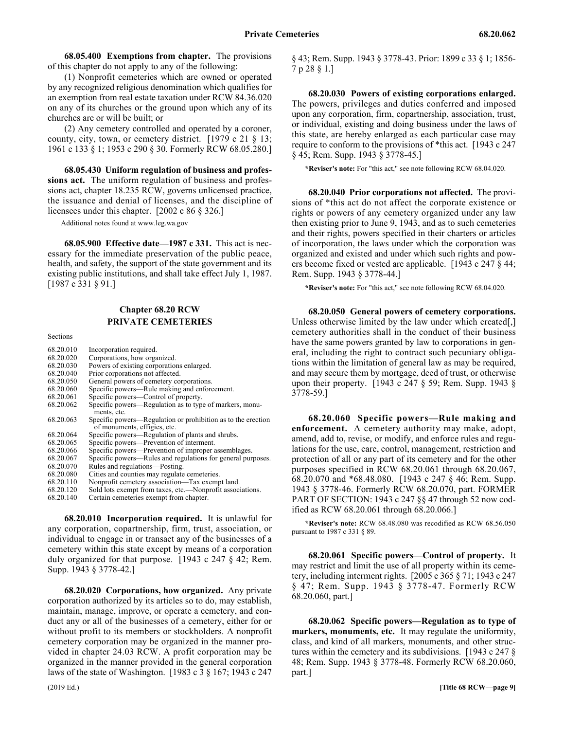**68.05.400 Exemptions from chapter.** The provisions of this chapter do not apply to any of the following:

(1) Nonprofit cemeteries which are owned or operated by any recognized religious denomination which qualifies for an exemption from real estate taxation under RCW 84.36.020 on any of its churches or the ground upon which any of its churches are or will be built; or

(2) Any cemetery controlled and operated by a coroner, county, city, town, or cemetery district. [1979 c 21 § 13; 1961 c 133 § 1; 1953 c 290 § 30. Formerly RCW 68.05.280.]

**68.05.430 Uniform regulation of business and professions act.** The uniform regulation of business and professions act, chapter 18.235 RCW, governs unlicensed practice, the issuance and denial of licenses, and the discipline of licensees under this chapter. [2002 c 86 § 326.]

Additional notes found at www.leg.wa.gov

**68.05.900 Effective date—1987 c 331.** This act is necessary for the immediate preservation of the public peace, health, and safety, the support of the state government and its existing public institutions, and shall take effect July 1, 1987. [1987 c 331 § 91.]

## Chapter 68.20 RCW
## PRIVATE CEMETERIES

Sections

| | |
|---|---|
| 68.20.010 | Incorporation required. |
| 68.20.020 | Corporations, how organized. |
| 68.20.030 | Powers of existing corporations enlarged. |
| 68.20.040 | Prior corporations not affected. |
| 68.20.050 | General powers of cemetery corporations. |
| 68.20.060 | Specific powers—Rule making and enforcement. |
| 68.20.061 | Specific powers—Control of property. |
| 68.20.062 | Specific powers—Regulation as to type of markers, monuments, etc. |
| 68.20.063 | Specific powers—Regulation or prohibition as to the erection of monuments, effigies, etc. |
| 68.20.064 | Specific powers—Regulation of plants and shrubs. |
| 68.20.065 | Specific powers—Prevention of interment. |
| 68.20.066 | Specific powers—Prevention of improper assemblages. |
| 68.20.067 | Specific powers—Rules and regulations for general purposes. |
| 68.20.070 | Rules and regulations—Posting. |
| 68.20.080 | Cities and counties may regulate cemeteries. |
| 68.20.110 | Nonprofit cemetery association—Tax exempt land. |
| 68.20.120 | Sold lots exempt from taxes, etc.—Nonprofit associations. |
| 68.20.140 | Certain cemeteries exempt from chapter. |

**68.20.010 Incorporation required.** It is unlawful for any corporation, copartnership, firm, trust, association, or individual to engage in or transact any of the businesses of a cemetery within this state except by means of a corporation duly organized for that purpose. [1943 c 247 § 42; Rem. Supp. 1943 § 3778-42.]

**68.20.020 Corporations, how organized.** Any private corporation authorized by its articles so to do, may establish, maintain, manage, improve, or operate a cemetery, and conduct any or all of the businesses of a cemetery, either for or without profit to its members or stockholders. A nonprofit cemetery corporation may be organized in the manner provided in chapter 24.03 RCW. A profit corporation may be organized in the manner provided in the general corporation laws of the state of Washington. [1983 c 3 § 167; 1943 c 247 § 43; Rem. Supp. 1943 § 3778-43. Prior: 1899 c 33 § 1; 1856-7 p 28 § 1.]

**68.20.030 Powers of existing corporations enlarged.** The powers, privileges and duties conferred and imposed upon any corporation, firm, copartnership, association, trust, or individual, existing and doing business under the laws of this state, are hereby enlarged as each particular case may require to conform to the provisions of *this act. [1943 c 247 § 45; Rem. Supp. 1943 § 3778-45.]

***Reviser's note:** For "this act," see note following RCW 68.04.020.

**68.20.040 Prior corporations not affected.** The provisions of *this act do not affect the corporate existence or rights or powers of any cemetery organized under any law then existing prior to June 9, 1943, and as to such cemeteries and their rights, powers specified in their charters or articles of incorporation, the laws under which the corporation was organized and existed and under which such rights and powers become fixed or vested are applicable. [1943 c 247 § 44; Rem. Supp. 1943 § 3778-44.]

***Reviser's note:** For "this act," see note following RCW 68.04.020.

**68.20.050 General powers of cemetery corporations.** Unless otherwise limited by the law under which created[,] cemetery authorities shall in the conduct of their business have the same powers granted by law to corporations in general, including the right to contract such pecuniary obligations within the limitation of general law as may be required, and may secure them by mortgage, deed of trust, or otherwise upon their property. [1943 c 247 § 59; Rem. Supp. 1943 § 3778-59.]

**68.20.060 Specific powers—Rule making and enforcement.** A cemetery authority may make, adopt, amend, add to, revise, or modify, and enforce rules and regulations for the use, care, control, management, restriction and protection of all or any part of its cemetery and for the other purposes specified in RCW 68.20.061 through 68.20.067, 68.20.070 and *68.48.080. [1943 c 247 § 46; Rem. Supp. 1943 § 3778-46. Formerly RCW 68.20.070, part. FORMER PART OF SECTION: 1943 c 247 §§ 47 through 52 now codified as RCW 68.20.061 through 68.20.066.]

***Reviser's note:** RCW 68.48.080 was recodified as RCW 68.56.050 pursuant to 1987 c 331 § 89.

**68.20.061 Specific powers—Control of property.** It may restrict and limit the use of all property within its cemetery, including interment rights. [2005 c 365 § 71; 1943 c 247 § 47; Rem. Supp. 1943 § 3778-47. Formerly RCW 68.20.060, part.]

**68.20.062 Specific powers—Regulation as to type of markers, monuments, etc.** It may regulate the uniformity, class, and kind of all markers, monuments, and other structures within the cemetery and its subdivisions. [1943 c 247 § 48; Rem. Supp. 1943 § 3778-48. Formerly RCW 68.20.060, part.]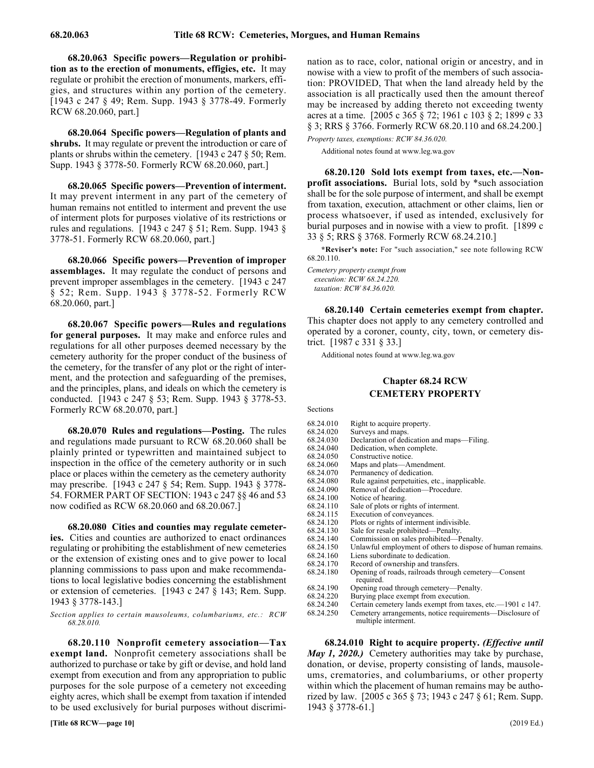**68.20.063 Specific powers—Regulation or prohibition as to the erection of monuments, effigies, etc.** It may regulate or prohibit the erection of monuments, markers, effigies, and structures within any portion of the cemetery. [1943 c 247 § 49; Rem. Supp. 1943 § 3778-49. Formerly RCW 68.20.060, part.]

**68.20.064 Specific powers—Regulation of plants and shrubs.** It may regulate or prevent the introduction or care of plants or shrubs within the cemetery. [1943 c 247 § 50; Rem. Supp. 1943 § 3778-50. Formerly RCW 68.20.060, part.]

**68.20.065 Specific powers—Prevention of interment.** It may prevent interment in any part of the cemetery of human remains not entitled to interment and prevent the use of interment plots for purposes violative of its restrictions or rules and regulations. [1943 c 247 § 51; Rem. Supp. 1943 § 3778-51. Formerly RCW 68.20.060, part.]

**68.20.066 Specific powers—Prevention of improper assemblages.** It may regulate the conduct of persons and prevent improper assemblages in the cemetery. [1943 c 247 § 52; Rem. Supp. 1943 § 3778-52. Formerly RCW 68.20.060, part.]

**68.20.067 Specific powers—Rules and regulations for general purposes.** It may make and enforce rules and regulations for all other purposes deemed necessary by the cemetery authority for the proper conduct of the business of the cemetery, for the transfer of any plot or the right of interment, and the protection and safeguarding of the premises, and the principles, plans, and ideals on which the cemetery is conducted. [1943 c 247 § 53; Rem. Supp. 1943 § 3778-53. Formerly RCW 68.20.070, part.]

**68.20.070 Rules and regulations—Posting.** The rules and regulations made pursuant to RCW 68.20.060 shall be plainly printed or typewritten and maintained subject to inspection in the office of the cemetery authority or in such place or places within the cemetery as the cemetery authority may prescribe. [1943 c 247 § 54; Rem. Supp. 1943 § 3778-54. FORMER PART OF SECTION: 1943 c 247 §§ 46 and 53 now codified as RCW 68.20.060 and 68.20.067.]

**68.20.080 Cities and counties may regulate cemeteries.** Cities and counties are authorized to enact ordinances regulating or prohibiting the establishment of new cemeteries or the extension of existing ones and to give power to local planning commissions to pass upon and make recommendations to local legislative bodies concerning the establishment or extension of cemeteries. [1943 c 247 § 143; Rem. Supp. 1943 § 3778-143.]

*Section applies to certain mausoleums, columbariums, etc.: RCW 68.28.010.*

**68.20.110 Nonprofit cemetery association—Tax exempt land.** Nonprofit cemetery associations shall be authorized to purchase or take by gift or devise, and hold land exempt from execution and from any appropriation to public purposes for the sole purpose of a cemetery not exceeding eighty acres, which shall be exempt from taxation if intended to be used exclusively for burial purposes without discrimination as to race, color, national origin or ancestry, and in nowise with a view to profit of the members of such association: PROVIDED, That when the land already held by the association is all practically used then the amount thereof may be increased by adding thereto not exceeding twenty acres at a time. [2005 c 365 § 72; 1961 c 103 § 2; 1899 c 33 § 3; RRS § 3766. Formerly RCW 68.20.110 and 68.24.200.]

*Property taxes, exemptions: RCW 84.36.020.*

Additional notes found at www.leg.wa.gov

**68.20.120 Sold lots exempt from taxes, etc.—Nonprofit associations.** Burial lots, sold by *such association shall be for the sole purpose of interment, and shall be exempt from taxation, execution, attachment or other claims, lien or process whatsoever, if used as intended, exclusively for burial purposes and in nowise with a view to profit. [1899 c 33 § 5; RRS § 3768. Formerly RCW 68.24.210.]

**\*Reviser's note:** For "such association," see note following RCW 68.20.110.

*Cemetery property exempt from*
*execution: RCW 68.24.220.*
*taxation: RCW 84.36.020.*

**68.20.140 Certain cemeteries exempt from chapter.** This chapter does not apply to any cemetery controlled and operated by a coroner, county, city, town, or cemetery district. [1987 c 331 § 33.]

Additional notes found at www.leg.wa.gov

## Chapter 68.24 RCW
## CEMETERY PROPERTY

Sections

| | |
|---|---|
| 68.24.010 | Right to acquire property. |
| 68.24.020 | Surveys and maps. |
| 68.24.030 | Declaration of dedication and maps—Filing. |
| 68.24.040 | Dedication, when complete. |
| 68.24.050 | Constructive notice. |
| 68.24.060 | Maps and plats—Amendment. |
| 68.24.070 | Permanency of dedication. |
| 68.24.080 | Rule against perpetuities, etc., inapplicable. |
| 68.24.090 | Removal of dedication—Procedure. |
| 68.24.100 | Notice of hearing. |
| 68.24.110 | Sale of plots or rights of interment. |
| 68.24.115 | Execution of conveyances. |
| 68.24.120 | Plots or rights of interment indivisible. |
| 68.24.130 | Sale for resale prohibited—Penalty. |
| 68.24.140 | Commission on sales prohibited—Penalty. |
| 68.24.150 | Unlawful employment of others to dispose of human remains. |
| 68.24.160 | Liens subordinate to dedication. |
| 68.24.170 | Record of ownership and transfers. |
| 68.24.180 | Opening of roads, railroads through cemetery—Consent required. |
| 68.24.190 | Opening road through cemetery—Penalty. |
| 68.24.220 | Burying place exempt from execution. |
| 68.24.240 | Certain cemetery lands exempt from taxes, etc.—1901 c 147. |
| 68.24.250 | Cemetery arrangements, notice requirements—Disclosure of multiple interment. |

**68.24.010 Right to acquire property.** ***(Effective until May 1, 2020.)*** Cemetery authorities may take by purchase, donation, or devise, property consisting of lands, mausoleums, crematories, and columbariums, or other property within which the placement of human remains may be authorized by law. [2005 c 365 § 73; 1943 c 247 § 61; Rem. Supp. 1943 § 3778-61.]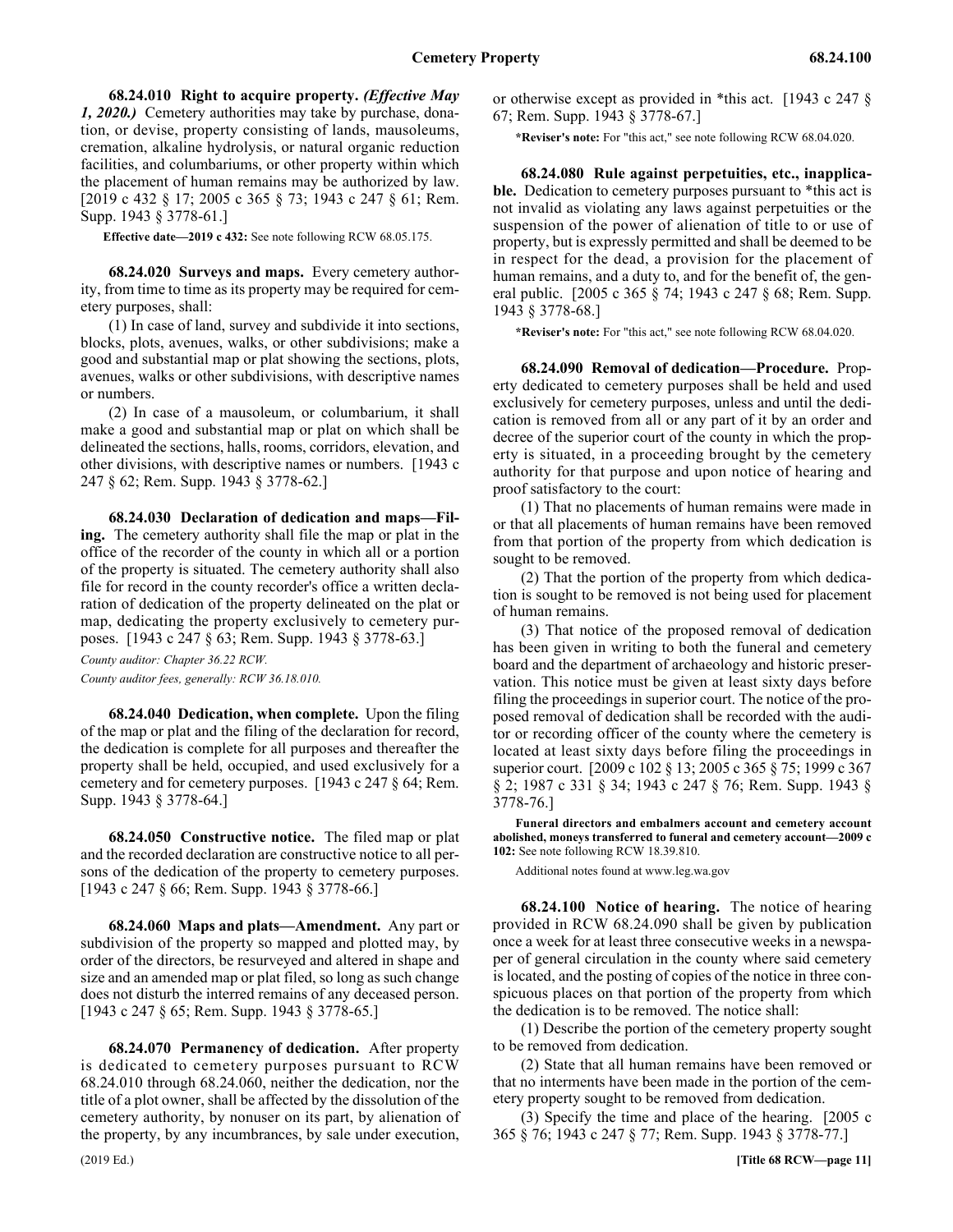**68.24.010 Right to acquire property.** ***(Effective May 1, 2020.)*** Cemetery authorities may take by purchase, donation, or devise, property consisting of lands, mausoleums, cremation, alkaline hydrolysis, or natural organic reduction facilities, and columbariums, or other property within which the placement of human remains may be authorized by law. [2019 c 432 § 17; 2005 c 365 § 73; 1943 c 247 § 61; Rem. Supp. 1943 § 3778-61.]

**Effective date—2019 c 432:** See note following RCW 68.05.175.

**68.24.020 Surveys and maps.** Every cemetery authority, from time to time as its property may be required for cemetery purposes, shall:

(1) In case of land, survey and subdivide it into sections, blocks, plots, avenues, walks, or other subdivisions; make a good and substantial map or plat showing the sections, plots, avenues, walks or other subdivisions, with descriptive names or numbers.

(2) In case of a mausoleum, or columbarium, it shall make a good and substantial map or plat on which shall be delineated the sections, halls, rooms, corridors, elevation, and other divisions, with descriptive names or numbers. [1943 c 247 § 62; Rem. Supp. 1943 § 3778-62.]

**68.24.030 Declaration of dedication and maps—Filing.** The cemetery authority shall file the map or plat in the office of the recorder of the county in which all or a portion of the property is situated. The cemetery authority shall also file for record in the county recorder's office a written declaration of dedication of the property delineated on the plat or map, dedicating the property exclusively to cemetery purposes. [1943 c 247 § 63; Rem. Supp. 1943 § 3778-63.]

*County auditor: Chapter 36.22 RCW.*

*County auditor fees, generally: RCW 36.18.010.*

**68.24.040 Dedication, when complete.** Upon the filing of the map or plat and the filing of the declaration for record, the dedication is complete for all purposes and thereafter the property shall be held, occupied, and used exclusively for a cemetery and for cemetery purposes. [1943 c 247 § 64; Rem. Supp. 1943 § 3778-64.]

**68.24.050 Constructive notice.** The filed map or plat and the recorded declaration are constructive notice to all persons of the dedication of the property to cemetery purposes. [1943 c 247 § 66; Rem. Supp. 1943 § 3778-66.]

**68.24.060 Maps and plats—Amendment.** Any part or subdivision of the property so mapped and plotted may, by order of the directors, be resurveyed and altered in shape and size and an amended map or plat filed, so long as such change does not disturb the interred remains of any deceased person. [1943 c 247 § 65; Rem. Supp. 1943 § 3778-65.]

**68.24.070 Permanency of dedication.** After property is dedicated to cemetery purposes pursuant to RCW 68.24.010 through 68.24.060, neither the dedication, nor the title of a plot owner, shall be affected by the dissolution of the cemetery authority, by nonuser on its part, by alienation of the property, by any incumbrances, by sale under execution, or otherwise except as provided in *this act. [1943 c 247 § 67; Rem. Supp. 1943 § 3778-67.]

***Reviser's note:** For "this act," see note following RCW 68.04.020.

**68.24.080 Rule against perpetuities, etc., inapplicable.** Dedication to cemetery purposes pursuant to *this act is not invalid as violating any laws against perpetuities or the suspension of the power of alienation of title to or use of property, but is expressly permitted and shall be deemed to be in respect for the dead, a provision for the placement of human remains, and a duty to, and for the benefit of, the general public. [2005 c 365 § 74; 1943 c 247 § 68; Rem. Supp. 1943 § 3778-68.]

***Reviser's note:** For "this act," see note following RCW 68.04.020.

**68.24.090 Removal of dedication—Procedure.** Property dedicated to cemetery purposes shall be held and used exclusively for cemetery purposes, unless and until the dedication is removed from all or any part of it by an order and decree of the superior court of the county in which the property is situated, in a proceeding brought by the cemetery authority for that purpose and upon notice of hearing and proof satisfactory to the court:

(1) That no placements of human remains were made in or that all placements of human remains have been removed from that portion of the property from which dedication is sought to be removed.

(2) That the portion of the property from which dedication is sought to be removed is not being used for placement of human remains.

(3) That notice of the proposed removal of dedication has been given in writing to both the funeral and cemetery board and the department of archaeology and historic preservation. This notice must be given at least sixty days before filing the proceedings in superior court. The notice of the proposed removal of dedication shall be recorded with the auditor or recording officer of the county where the cemetery is located at least sixty days before filing the proceedings in superior court. [2009 c 102 § 13; 2005 c 365 § 75; 1999 c 367 § 2; 1987 c 331 § 34; 1943 c 247 § 76; Rem. Supp. 1943 § 3778-76.]

**Funeral directors and embalmers account and cemetery account abolished, moneys transferred to funeral and cemetery account—2009 c 102:** See note following RCW 18.39.810.

Additional notes found at www.leg.wa.gov

**68.24.100 Notice of hearing.** The notice of hearing provided in RCW 68.24.090 shall be given by publication once a week for at least three consecutive weeks in a newspaper of general circulation in the county where said cemetery is located, and the posting of copies of the notice in three conspicuous places on that portion of the property from which the dedication is to be removed. The notice shall:

(1) Describe the portion of the cemetery property sought to be removed from dedication.

(2) State that all human remains have been removed or that no interments have been made in the portion of the cemetery property sought to be removed from dedication.

(3) Specify the time and place of the hearing. [2005 c 365 § 76; 1943 c 247 § 77; Rem. Supp. 1943 § 3778-77.]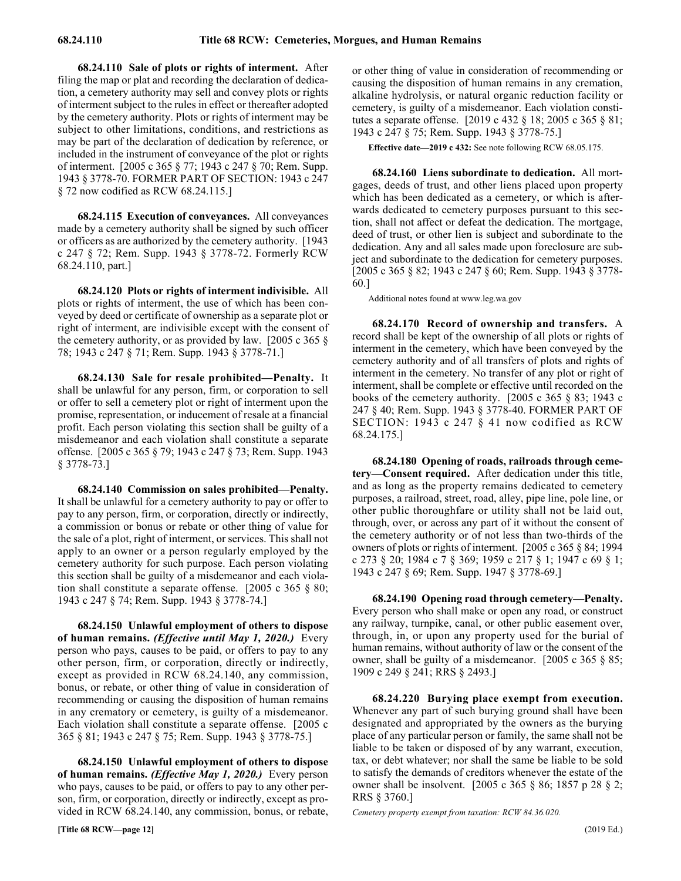**68.24.110 Sale of plots or rights of interment.** After filing the map or plat and recording the declaration of dedication, a cemetery authority may sell and convey plots or rights of interment subject to the rules in effect or thereafter adopted by the cemetery authority. Plots or rights of interment may be subject to other limitations, conditions, and restrictions as may be part of the declaration of dedication by reference, or included in the instrument of conveyance of the plot or rights of interment. [2005 c 365 § 77; 1943 c 247 § 70; Rem. Supp. 1943 § 3778-70. FORMER PART OF SECTION: 1943 c 247 § 72 now codified as RCW 68.24.115.]

**68.24.115 Execution of conveyances.** All conveyances made by a cemetery authority shall be signed by such officer or officers as are authorized by the cemetery authority. [1943 c 247 § 72; Rem. Supp. 1943 § 3778-72. Formerly RCW 68.24.110, part.]

**68.24.120 Plots or rights of interment indivisible.** All plots or rights of interment, the use of which has been conveyed by deed or certificate of ownership as a separate plot or right of interment, are indivisible except with the consent of the cemetery authority, or as provided by law. [2005 c 365 § 78; 1943 c 247 § 71; Rem. Supp. 1943 § 3778-71.]

**68.24.130 Sale for resale prohibited—Penalty.** It shall be unlawful for any person, firm, or corporation to sell or offer to sell a cemetery plot or right of interment upon the promise, representation, or inducement of resale at a financial profit. Each person violating this section shall be guilty of a misdemeanor and each violation shall constitute a separate offense. [2005 c 365 § 79; 1943 c 247 § 73; Rem. Supp. 1943 § 3778-73.]

**68.24.140 Commission on sales prohibited—Penalty.** It shall be unlawful for a cemetery authority to pay or offer to pay to any person, firm, or corporation, directly or indirectly, a commission or bonus or rebate or other thing of value for the sale of a plot, right of interment, or services. This shall not apply to an owner or a person regularly employed by the cemetery authority for such purpose. Each person violating this section shall be guilty of a misdemeanor and each violation shall constitute a separate offense. [2005 c 365 § 80; 1943 c 247 § 74; Rem. Supp. 1943 § 3778-74.]

**68.24.150 Unlawful employment of others to dispose of human remains.** *(Effective until May 1, 2020.)* Every person who pays, causes to be paid, or offers to pay to any other person, firm, or corporation, directly or indirectly, except as provided in RCW 68.24.140, any commission, bonus, or rebate, or other thing of value in consideration of recommending or causing the disposition of human remains in any crematory or cemetery, is guilty of a misdemeanor. Each violation shall constitute a separate offense. [2005 c 365 § 81; 1943 c 247 § 75; Rem. Supp. 1943 § 3778-75.]

**68.24.150 Unlawful employment of others to dispose of human remains.** *(Effective May 1, 2020.)* Every person who pays, causes to be paid, or offers to pay to any other person, firm, or corporation, directly or indirectly, except as provided in RCW 68.24.140, any commission, bonus, or rebate, or other thing of value in consideration of recommending or causing the disposition of human remains in any cremation, alkaline hydrolysis, or natural organic reduction facility or cemetery, is guilty of a misdemeanor. Each violation constitutes a separate offense. [2019 c 432 § 18; 2005 c 365 § 81; 1943 c 247 § 75; Rem. Supp. 1943 § 3778-75.]

**Effective date—2019 c 432:** See note following RCW 68.05.175.

**68.24.160 Liens subordinate to dedication.** All mortgages, deeds of trust, and other liens placed upon property which has been dedicated as a cemetery, or which is afterwards dedicated to cemetery purposes pursuant to this section, shall not affect or defeat the dedication. The mortgage, deed of trust, or other lien is subject and subordinate to the dedication. Any and all sales made upon foreclosure are subject and subordinate to the dedication for cemetery purposes. [2005 c 365 § 82; 1943 c 247 § 60; Rem. Supp. 1943 § 3778-60.]

Additional notes found at www.leg.wa.gov

**68.24.170 Record of ownership and transfers.** A record shall be kept of the ownership of all plots or rights of interment in the cemetery, which have been conveyed by the cemetery authority and of all transfers of plots and rights of interment in the cemetery. No transfer of any plot or right of interment, shall be complete or effective until recorded on the books of the cemetery authority. [2005 c 365 § 83; 1943 c 247 § 40; Rem. Supp. 1943 § 3778-40. FORMER PART OF SECTION: 1943 c 247 § 41 now codified as RCW 68.24.175.]

**68.24.180 Opening of roads, railroads through cemetery—Consent required.** After dedication under this title, and as long as the property remains dedicated to cemetery purposes, a railroad, street, road, alley, pipe line, pole line, or other public thoroughfare or utility shall not be laid out, through, over, or across any part of it without the consent of the cemetery authority or of not less than two-thirds of the owners of plots or rights of interment. [2005 c 365 § 84; 1994 c 273 § 20; 1984 c 7 § 369; 1959 c 217 § 1; 1947 c 69 § 1; 1943 c 247 § 69; Rem. Supp. 1947 § 3778-69.]

**68.24.190 Opening road through cemetery—Penalty.** Every person who shall make or open any road, or construct any railway, turnpike, canal, or other public easement over, through, in, or upon any property used for the burial of human remains, without authority of law or the consent of the owner, shall be guilty of a misdemeanor. [2005 c 365 § 85; 1909 c 249 § 241; RRS § 2493.]

**68.24.220 Burying place exempt from execution.** Whenever any part of such burying ground shall have been designated and appropriated by the owners as the burying place of any particular person or family, the same shall not be liable to be taken or disposed of by any warrant, execution, tax, or debt whatever; nor shall the same be liable to be sold to satisfy the demands of creditors whenever the estate of the owner shall be insolvent. [2005 c 365 § 86; 1857 p 28 § 2; RRS § 3760.]

*Cemetery property exempt from taxation: RCW 84.36.020.*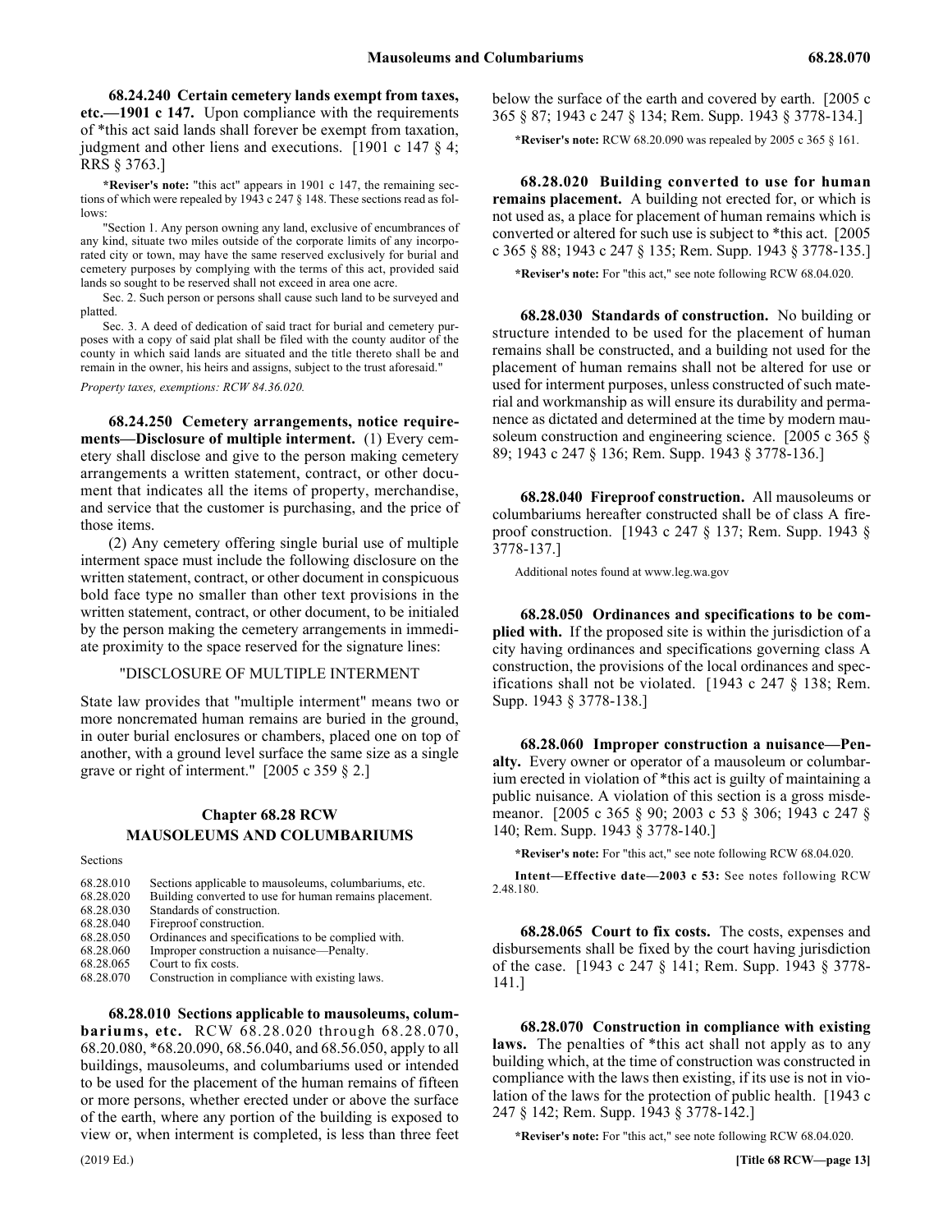**68.24.240 Certain cemetery lands exempt from taxes, etc.—1901 c 147.** Upon compliance with the requirements of *this act said lands shall forever be exempt from taxation, judgment and other liens and executions. [1901 c 147 § 4; RRS § 3763.]

***Reviser's note:** "this act" appears in 1901 c 147, the remaining sections of which were repealed by 1943 c 247 § 148. These sections read as follows:

"Section 1. Any person owning any land, exclusive of encumbrances of any kind, situate two miles outside of the corporate limits of any incorporated city or town, may have the same reserved exclusively for burial and cemetery purposes by complying with the terms of this act, provided said lands so sought to be reserved shall not exceed in area one acre.

Sec. 2. Such person or persons shall cause such land to be surveyed and platted.

Sec. 3. A deed of dedication of said tract for burial and cemetery purposes with a copy of said plat shall be filed with the county auditor of the county in which said lands are situated and the title thereto shall be and remain in the owner, his heirs and assigns, subject to the trust aforesaid."

*Property taxes, exemptions: RCW 84.36.020.*

**68.24.250 Cemetery arrangements, notice requirements—Disclosure of multiple interment.** (1) Every cemetery shall disclose and give to the person making cemetery arrangements a written statement, contract, or other document that indicates all the items of property, merchandise, and service that the customer is purchasing, and the price of those items.

(2) Any cemetery offering single burial use of multiple interment space must include the following disclosure on the written statement, contract, or other document in conspicuous bold face type no smaller than other text provisions in the written statement, contract, or other document, to be initialed by the person making the cemetery arrangements in immediate proximity to the space reserved for the signature lines:

"DISCLOSURE OF MULTIPLE INTERMENT

State law provides that "multiple interment" means two or more noncremated human remains are buried in the ground, in outer burial enclosures or chambers, placed one on top of another, with a ground level surface the same size as a single grave or right of interment." [2005 c 359 § 2.]

# Chapter 68.28 RCW
# MAUSOLEUMS AND COLUMBARIUMS

Sections

| | |
|---|---|
| 68.28.010 | Sections applicable to mausoleums, columbariums, etc. |
| 68.28.020 | Building converted to use for human remains placement. |
| 68.28.030 | Standards of construction. |
| 68.28.040 | Fireproof construction. |
| 68.28.050 | Ordinances and specifications to be complied with. |
| 68.28.060 | Improper construction a nuisance—Penalty. |
| 68.28.065 | Court to fix costs. |
| 68.28.070 | Construction in compliance with existing laws. |

**68.28.010 Sections applicable to mausoleums, columbariums, etc.** RCW 68.28.020 through 68.28.070, 68.20.080, *68.20.090, 68.56.040, and 68.56.050, apply to all buildings, mausoleums, and columbariums used or intended to be used for the placement of the human remains of fifteen or more persons, whether erected under or above the surface of the earth, where any portion of the building is exposed to view or, when interment is completed, is less than three feet below the surface of the earth and covered by earth. [2005 c 365 § 87; 1943 c 247 § 134; Rem. Supp. 1943 § 3778-134.]

***Reviser's note:** RCW 68.20.090 was repealed by 2005 c 365 § 161.

**68.28.020 Building converted to use for human remains placement.** A building not erected for, or which is not used as, a place for placement of human remains which is converted or altered for such use is subject to *this act. [2005 c 365 § 88; 1943 c 247 § 135; Rem. Supp. 1943 § 3778-135.]

***Reviser's note:** For "this act," see note following RCW 68.04.020.

**68.28.030 Standards of construction.** No building or structure intended to be used for the placement of human remains shall be constructed, and a building not used for the placement of human remains shall not be altered for use or used for interment purposes, unless constructed of such material and workmanship as will ensure its durability and permanence as dictated and determined at the time by modern mausoleum construction and engineering science. [2005 c 365 § 89; 1943 c 247 § 136; Rem. Supp. 1943 § 3778-136.]

**68.28.040 Fireproof construction.** All mausoleums or columbariums hereafter constructed shall be of class A fireproof construction. [1943 c 247 § 137; Rem. Supp. 1943 § 3778-137.]

Additional notes found at www.leg.wa.gov

**68.28.050 Ordinances and specifications to be complied with.** If the proposed site is within the jurisdiction of a city having ordinances and specifications governing class A construction, the provisions of the local ordinances and specifications shall not be violated. [1943 c 247 § 138; Rem. Supp. 1943 § 3778-138.]

**68.28.060 Improper construction a nuisance—Penalty.** Every owner or operator of a mausoleum or columbarium erected in violation of *this act is guilty of maintaining a public nuisance. A violation of this section is a gross misdemeanor. [2005 c 365 § 90; 2003 c 53 § 306; 1943 c 247 § 140; Rem. Supp. 1943 § 3778-140.]

***Reviser's note:** For "this act," see note following RCW 68.04.020.

**Intent—Effective date—2003 c 53:** See notes following RCW 2.48.180.

**68.28.065 Court to fix costs.** The costs, expenses and disbursements shall be fixed by the court having jurisdiction of the case. [1943 c 247 § 141; Rem. Supp. 1943 § 3778-141.]

**68.28.070 Construction in compliance with existing laws.** The penalties of *this act shall not apply as to any building which, at the time of construction was constructed in compliance with the laws then existing, if its use is not in violation of the laws for the protection of public health. [1943 c 247 § 142; Rem. Supp. 1943 § 3778-142.]

***Reviser's note:** For "this act," see note following RCW 68.04.020.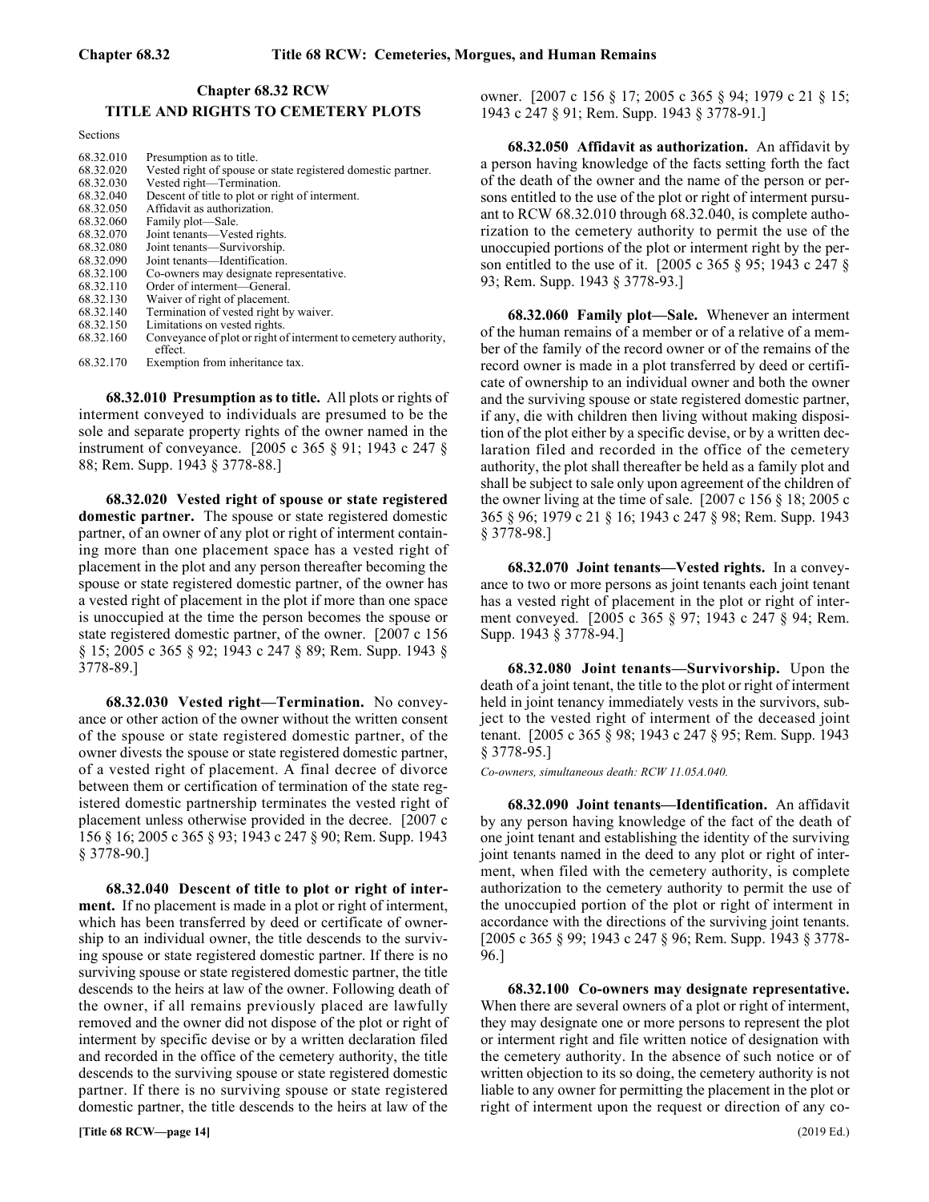# Chapter 68.32 RCW
## TITLE AND RIGHTS TO CEMETERY PLOTS

Sections

| | |
|---|---|
| 68.32.010 | Presumption as to title. |
| 68.32.020 | Vested right of spouse or state registered domestic partner. |
| 68.32.030 | Vested right—Termination. |
| 68.32.040 | Descent of title to plot or right of interment. |
| 68.32.050 | Affidavit as authorization. |
| 68.32.060 | Family plot—Sale. |
| 68.32.070 | Joint tenants—Vested rights. |
| 68.32.080 | Joint tenants—Survivorship. |
| 68.32.090 | Joint tenants—Identification. |
| 68.32.100 | Co-owners may designate representative. |
| 68.32.110 | Order of interment—General. |
| 68.32.130 | Waiver of right of placement. |
| 68.32.140 | Termination of vested right by waiver. |
| 68.32.150 | Limitations on vested rights. |
| 68.32.160 | Conveyance of plot or right of interment to cemetery authority, effect. |
| 68.32.170 | Exemption from inheritance tax. |

**68.32.010 Presumption as to title.** All plots or rights of interment conveyed to individuals are presumed to be the sole and separate property rights of the owner named in the instrument of conveyance. [2005 c 365 § 91; 1943 c 247 § 88; Rem. Supp. 1943 § 3778-88.]

**68.32.020 Vested right of spouse or state registered domestic partner.** The spouse or state registered domestic partner, of an owner of any plot or right of interment containing more than one placement space has a vested right of placement in the plot and any person thereafter becoming the spouse or state registered domestic partner, of the owner has a vested right of placement in the plot if more than one space is unoccupied at the time the person becomes the spouse or state registered domestic partner, of the owner. [2007 c 156 § 15; 2005 c 365 § 92; 1943 c 247 § 89; Rem. Supp. 1943 § 3778-89.]

**68.32.030 Vested right—Termination.** No conveyance or other action of the owner without the written consent of the spouse or state registered domestic partner, of the owner divests the spouse or state registered domestic partner, of a vested right of placement. A final decree of divorce between them or certification of termination of the state registered domestic partnership terminates the vested right of placement unless otherwise provided in the decree. [2007 c 156 § 16; 2005 c 365 § 93; 1943 c 247 § 90; Rem. Supp. 1943 § 3778-90.]

**68.32.040 Descent of title to plot or right of interment.** If no placement is made in a plot or right of interment, which has been transferred by deed or certificate of ownership to an individual owner, the title descends to the surviving spouse or state registered domestic partner. If there is no surviving spouse or state registered domestic partner, the title descends to the heirs at law of the owner. Following death of the owner, if all remains previously placed are lawfully removed and the owner did not dispose of the plot or right of interment by specific devise or by a written declaration filed and recorded in the office of the cemetery authority, the title descends to the surviving spouse or state registered domestic partner. If there is no surviving spouse or state registered domestic partner, the title descends to the heirs at law of the owner. [2007 c 156 § 17; 2005 c 365 § 94; 1979 c 21 § 15; 1943 c 247 § 91; Rem. Supp. 1943 § 3778-91.]

**68.32.050 Affidavit as authorization.** An affidavit by a person having knowledge of the facts setting forth the fact of the death of the owner and the name of the person or persons entitled to the use of the plot or right of interment pursuant to RCW 68.32.010 through 68.32.040, is complete authorization to the cemetery authority to permit the use of the unoccupied portions of the plot or interment right by the person entitled to the use of it. [2005 c 365 § 95; 1943 c 247 § 93; Rem. Supp. 1943 § 3778-93.]

**68.32.060 Family plot—Sale.** Whenever an interment of the human remains of a member or of a relative of a member of the family of the record owner or of the remains of the record owner is made in a plot transferred by deed or certificate of ownership to an individual owner and both the owner and the surviving spouse or state registered domestic partner, if any, die with children then living without making disposition of the plot either by a specific devise, or by a written declaration filed and recorded in the office of the cemetery authority, the plot shall thereafter be held as a family plot and shall be subject to sale only upon agreement of the children of the owner living at the time of sale. [2007 c 156 § 18; 2005 c 365 § 96; 1979 c 21 § 16; 1943 c 247 § 98; Rem. Supp. 1943 § 3778-98.]

**68.32.070 Joint tenants—Vested rights.** In a conveyance to two or more persons as joint tenants each joint tenant has a vested right of placement in the plot or right of interment conveyed. [2005 c 365 § 97; 1943 c 247 § 94; Rem. Supp. 1943 § 3778-94.]

**68.32.080 Joint tenants—Survivorship.** Upon the death of a joint tenant, the title to the plot or right of interment held in joint tenancy immediately vests in the survivors, subject to the vested right of interment of the deceased joint tenant. [2005 c 365 § 98; 1943 c 247 § 95; Rem. Supp. 1943 § 3778-95.]

*Co-owners, simultaneous death: RCW 11.05A.040.*

**68.32.090 Joint tenants—Identification.** An affidavit by any person having knowledge of the fact of the death of one joint tenant and establishing the identity of the surviving joint tenants named in the deed to any plot or right of interment, when filed with the cemetery authority, is complete authorization to the cemetery authority to permit the use of the unoccupied portion of the plot or right of interment in accordance with the directions of the surviving joint tenants. [2005 c 365 § 99; 1943 c 247 § 96; Rem. Supp. 1943 § 3778-96.]

**68.32.100 Co-owners may designate representative.** When there are several owners of a plot or right of interment, they may designate one or more persons to represent the plot or interment right and file written notice of designation with the cemetery authority. In the absence of such notice or of written objection to its so doing, the cemetery authority is not liable to any owner for permitting the placement in the plot or right of interment upon the request or direction of any co-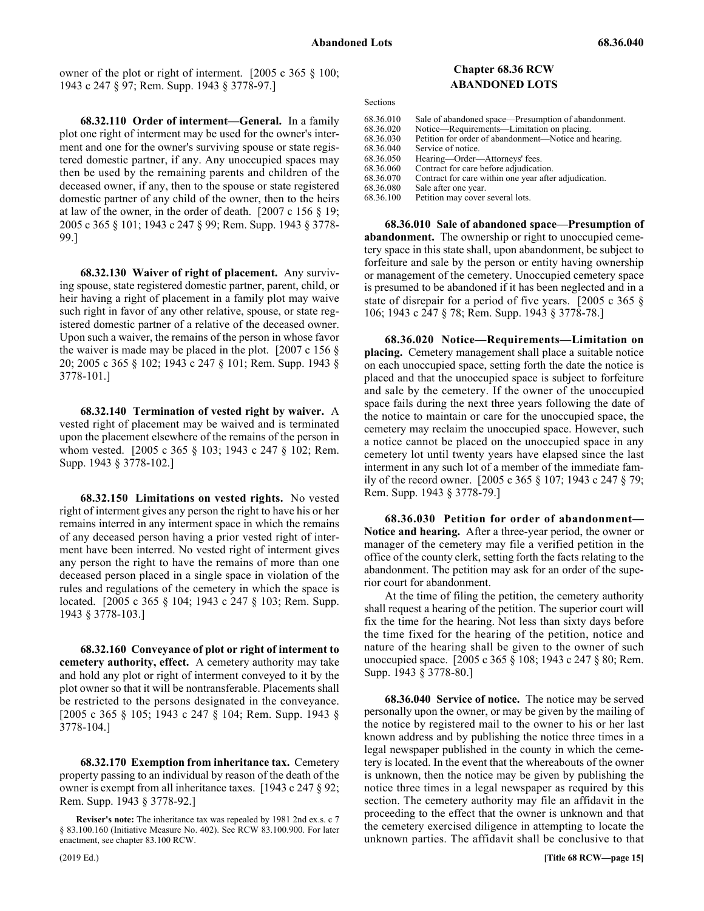owner of the plot or right of interment. [2005 c 365 § 100; 1943 c 247 § 97; Rem. Supp. 1943 § 3778-97.]

**68.32.110 Order of interment—General.** In a family plot one right of interment may be used for the owner's interment and one for the owner's surviving spouse or state registered domestic partner, if any. Any unoccupied spaces may then be used by the remaining parents and children of the deceased owner, if any, then to the spouse or state registered domestic partner of any child of the owner, then to the heirs at law of the owner, in the order of death. [2007 c 156 § 19; 2005 c 365 § 101; 1943 c 247 § 99; Rem. Supp. 1943 § 3778-99.]

**68.32.130 Waiver of right of placement.** Any surviving spouse, state registered domestic partner, parent, child, or heir having a right of placement in a family plot may waive such right in favor of any other relative, spouse, or state registered domestic partner of a relative of the deceased owner. Upon such a waiver, the remains of the person in whose favor the waiver is made may be placed in the plot. [2007 c 156 § 20; 2005 c 365 § 102; 1943 c 247 § 101; Rem. Supp. 1943 § 3778-101.]

**68.32.140 Termination of vested right by waiver.** A vested right of placement may be waived and is terminated upon the placement elsewhere of the remains of the person in whom vested. [2005 c 365 § 103; 1943 c 247 § 102; Rem. Supp. 1943 § 3778-102.]

**68.32.150 Limitations on vested rights.** No vested right of interment gives any person the right to have his or her remains interred in any interment space in which the remains of any deceased person having a prior vested right of interment have been interred. No vested right of interment gives any person the right to have the remains of more than one deceased person placed in a single space in violation of the rules and regulations of the cemetery in which the space is located. [2005 c 365 § 104; 1943 c 247 § 103; Rem. Supp. 1943 § 3778-103.]

**68.32.160 Conveyance of plot or right of interment to cemetery authority, effect.** A cemetery authority may take and hold any plot or right of interment conveyed to it by the plot owner so that it will be nontransferable. Placements shall be restricted to the persons designated in the conveyance. [2005 c 365 § 105; 1943 c 247 § 104; Rem. Supp. 1943 § 3778-104.]

**68.32.170 Exemption from inheritance tax.** Cemetery property passing to an individual by reason of the death of the owner is exempt from all inheritance taxes. [1943 c 247 § 92; Rem. Supp. 1943 § 3778-92.]

**Reviser's note:** The inheritance tax was repealed by 1981 2nd ex.s. c 7 § 83.100.160 (Initiative Measure No. 402). See RCW 83.100.900. For later enactment, see chapter 83.100 RCW.

## Chapter 68.36 RCW
## ABANDONED LOTS

Sections

| | |
|---|---|
| 68.36.010 | Sale of abandoned space—Presumption of abandonment. |
| 68.36.020 | Notice—Requirements—Limitation on placing. |
| 68.36.030 | Petition for order of abandonment—Notice and hearing. |
| 68.36.040 | Service of notice. |
| 68.36.050 | Hearing—Order—Attorneys' fees. |
| 68.36.060 | Contract for care before adjudication. |
| 68.36.070 | Contract for care within one year after adjudication. |
| 68.36.080 | Sale after one year. |
| 68.36.100 | Petition may cover several lots. |

**68.36.010 Sale of abandoned space—Presumption of abandonment.** The ownership or right to unoccupied cemetery space in this state shall, upon abandonment, be subject to forfeiture and sale by the person or entity having ownership or management of the cemetery. Unoccupied cemetery space is presumed to be abandoned if it has been neglected and in a state of disrepair for a period of five years. [2005 c 365 § 106; 1943 c 247 § 78; Rem. Supp. 1943 § 3778-78.]

**68.36.020 Notice—Requirements—Limitation on placing.** Cemetery management shall place a suitable notice on each unoccupied space, setting forth the date the notice is placed and that the unoccupied space is subject to forfeiture and sale by the cemetery. If the owner of the unoccupied space fails during the next three years following the date of the notice to maintain or care for the unoccupied space, the cemetery may reclaim the unoccupied space. However, such a notice cannot be placed on the unoccupied space in any cemetery lot until twenty years have elapsed since the last interment in any such lot of a member of the immediate family of the record owner. [2005 c 365 § 107; 1943 c 247 § 79; Rem. Supp. 1943 § 3778-79.]

**68.36.030 Petition for order of abandonment—Notice and hearing.** After a three-year period, the owner or manager of the cemetery may file a verified petition in the office of the county clerk, setting forth the facts relating to the abandonment. The petition may ask for an order of the superior court for abandonment.

At the time of filing the petition, the cemetery authority shall request a hearing of the petition. The superior court will fix the time for the hearing. Not less than sixty days before the time fixed for the hearing of the petition, notice and nature of the hearing shall be given to the owner of such unoccupied space. [2005 c 365 § 108; 1943 c 247 § 80; Rem. Supp. 1943 § 3778-80.]

**68.36.040 Service of notice.** The notice may be served personally upon the owner, or may be given by the mailing of the notice by registered mail to the owner to his or her last known address and by publishing the notice three times in a legal newspaper published in the county in which the cemetery is located. In the event that the whereabouts of the owner is unknown, then the notice may be given by publishing the notice three times in a legal newspaper as required by this section. The cemetery authority may file an affidavit in the proceeding to the effect that the owner is unknown and that the cemetery exercised diligence in attempting to locate the unknown parties. The affidavit shall be conclusive to that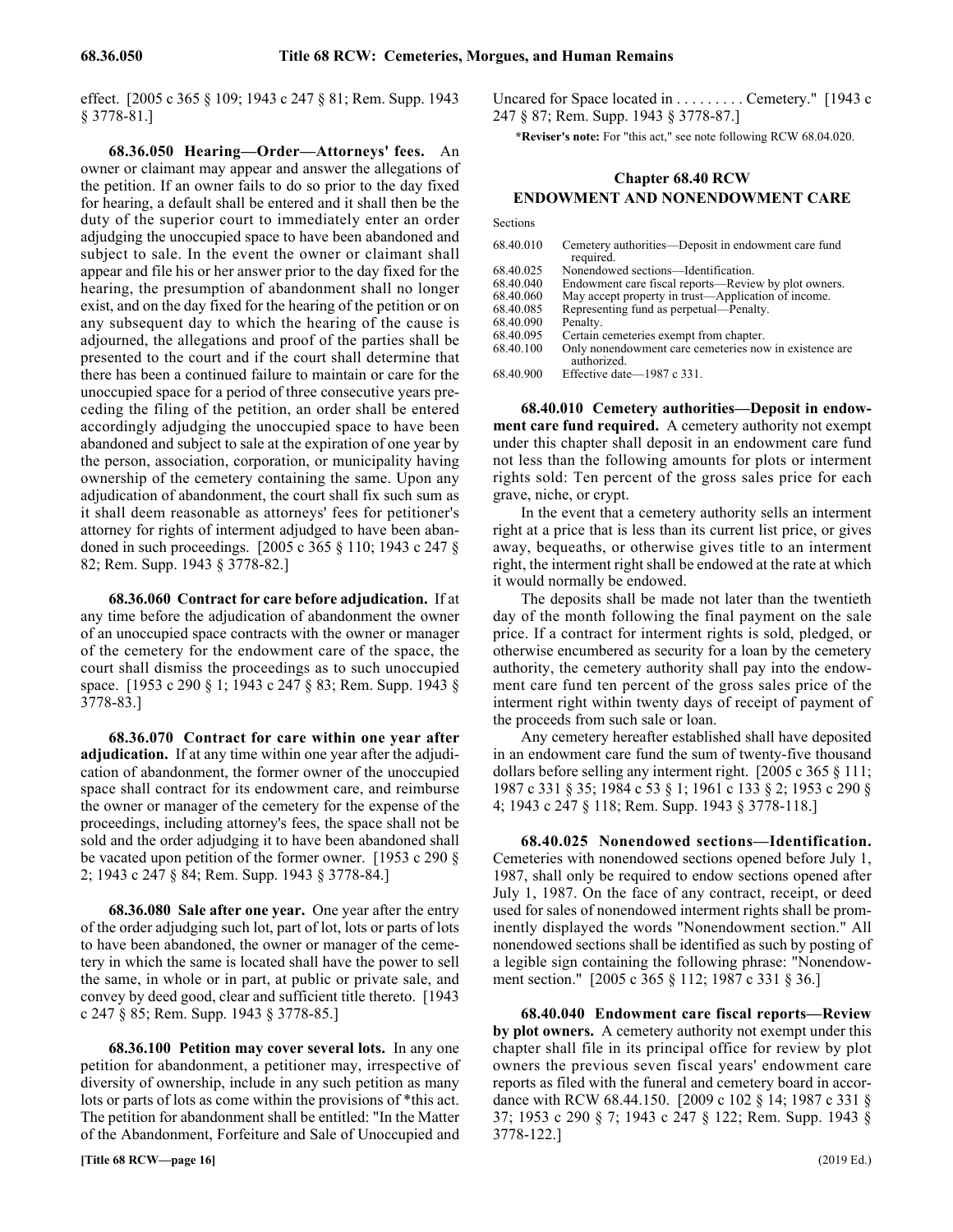effect. [2005 c 365 § 109; 1943 c 247 § 81; Rem. Supp. 1943 § 3778-81.]

**68.36.050 Hearing—Order—Attorneys' fees.** An owner or claimant may appear and answer the allegations of the petition. If an owner fails to do so prior to the day fixed for hearing, a default shall be entered and it shall then be the duty of the superior court to immediately enter an order adjudging the unoccupied space to have been abandoned and subject to sale. In the event the owner or claimant shall appear and file his or her answer prior to the day fixed for the hearing, the presumption of abandonment shall no longer exist, and on the day fixed for the hearing of the petition or on any subsequent day to which the hearing of the cause is adjourned, the allegations and proof of the parties shall be presented to the court and if the court shall determine that there has been a continued failure to maintain or care for the unoccupied space for a period of three consecutive years preceding the filing of the petition, an order shall be entered accordingly adjudging the unoccupied space to have been abandoned and subject to sale at the expiration of one year by the person, association, corporation, or municipality having ownership of the cemetery containing the same. Upon any adjudication of abandonment, the court shall fix such sum as it shall deem reasonable as attorneys' fees for petitioner's attorney for rights of interment adjudged to have been abandoned in such proceedings. [2005 c 365 § 110; 1943 c 247 § 82; Rem. Supp. 1943 § 3778-82.]

**68.36.060 Contract for care before adjudication.** If at any time before the adjudication of abandonment the owner of an unoccupied space contracts with the owner or manager of the cemetery for the endowment care of the space, the court shall dismiss the proceedings as to such unoccupied space. [1953 c 290 § 1; 1943 c 247 § 83; Rem. Supp. 1943 § 3778-83.]

**68.36.070 Contract for care within one year after adjudication.** If at any time within one year after the adjudication of abandonment, the former owner of the unoccupied space shall contract for its endowment care, and reimburse the owner or manager of the cemetery for the expense of the proceedings, including attorney's fees, the space shall not be sold and the order adjudging it to have been abandoned shall be vacated upon petition of the former owner. [1953 c 290 § 2; 1943 c 247 § 84; Rem. Supp. 1943 § 3778-84.]

**68.36.080 Sale after one year.** One year after the entry of the order adjudging such lot, part of lot, lots or parts of lots to have been abandoned, the owner or manager of the cemetery in which the same is located shall have the power to sell the same, in whole or in part, at public or private sale, and convey by deed good, clear and sufficient title thereto. [1943 c 247 § 85; Rem. Supp. 1943 § 3778-85.]

**68.36.100 Petition may cover several lots.** In any one petition for abandonment, a petitioner may, irrespective of diversity of ownership, include in any such petition as many lots or parts of lots as come within the provisions of *this act. The petition for abandonment shall be entitled: "In the Matter of the Abandonment, Forfeiture and Sale of Unoccupied and Uncared for Space located in . . . . . . . . . Cemetery." [1943 c 247 § 87; Rem. Supp. 1943 § 3778-87.]

***Reviser's note:** For "this act," see note following RCW 68.04.020.

## Chapter 68.40 RCW
## ENDOWMENT AND NONENDOWMENT CARE

Sections

| | |
|---|---|
| 68.40.010 | Cemetery authorities—Deposit in endowment care fund required. |
| 68.40.025 | Nonendowed sections—Identification. |
| 68.40.040 | Endowment care fiscal reports—Review by plot owners. |
| 68.40.060 | May accept property in trust—Application of income. |
| 68.40.085 | Representing fund as perpetual—Penalty. |
| 68.40.090 | Penalty. |
| 68.40.095 | Certain cemeteries exempt from chapter. |
| 68.40.100 | Only nonendowment care cemeteries now in existence are authorized. |
| 68.40.900 | Effective date—1987 c 331. |

**68.40.010 Cemetery authorities—Deposit in endowment care fund required.** A cemetery authority not exempt under this chapter shall deposit in an endowment care fund not less than the following amounts for plots or interment rights sold: Ten percent of the gross sales price for each grave, niche, or crypt.

In the event that a cemetery authority sells an interment right at a price that is less than its current list price, or gives away, bequeaths, or otherwise gives title to an interment right, the interment right shall be endowed at the rate at which it would normally be endowed.

The deposits shall be made not later than the twentieth day of the month following the final payment on the sale price. If a contract for interment rights is sold, pledged, or otherwise encumbered as security for a loan by the cemetery authority, the cemetery authority shall pay into the endowment care fund ten percent of the gross sales price of the interment right within twenty days of receipt of payment of the proceeds from such sale or loan.

Any cemetery hereafter established shall have deposited in an endowment care fund the sum of twenty-five thousand dollars before selling any interment right. [2005 c 365 § 111; 1987 c 331 § 35; 1984 c 53 § 1; 1961 c 133 § 2; 1953 c 290 § 4; 1943 c 247 § 118; Rem. Supp. 1943 § 3778-118.]

**68.40.025 Nonendowed sections—Identification.** Cemeteries with nonendowed sections opened before July 1, 1987, shall only be required to endow sections opened after July 1, 1987. On the face of any contract, receipt, or deed used for sales of nonendowed interment rights shall be prominently displayed the words "Nonendowment section." All nonendowed sections shall be identified as such by posting of a legible sign containing the following phrase: "Nonendowment section." [2005 c 365 § 112; 1987 c 331 § 36.]

**68.40.040 Endowment care fiscal reports—Review by plot owners.** A cemetery authority not exempt under this chapter shall file in its principal office for review by plot owners the previous seven fiscal years' endowment care reports as filed with the funeral and cemetery board in accordance with RCW 68.44.150. [2009 c 102 § 14; 1987 c 331 § 37; 1953 c 290 § 7; 1943 c 247 § 122; Rem. Supp. 1943 § 3778-122.]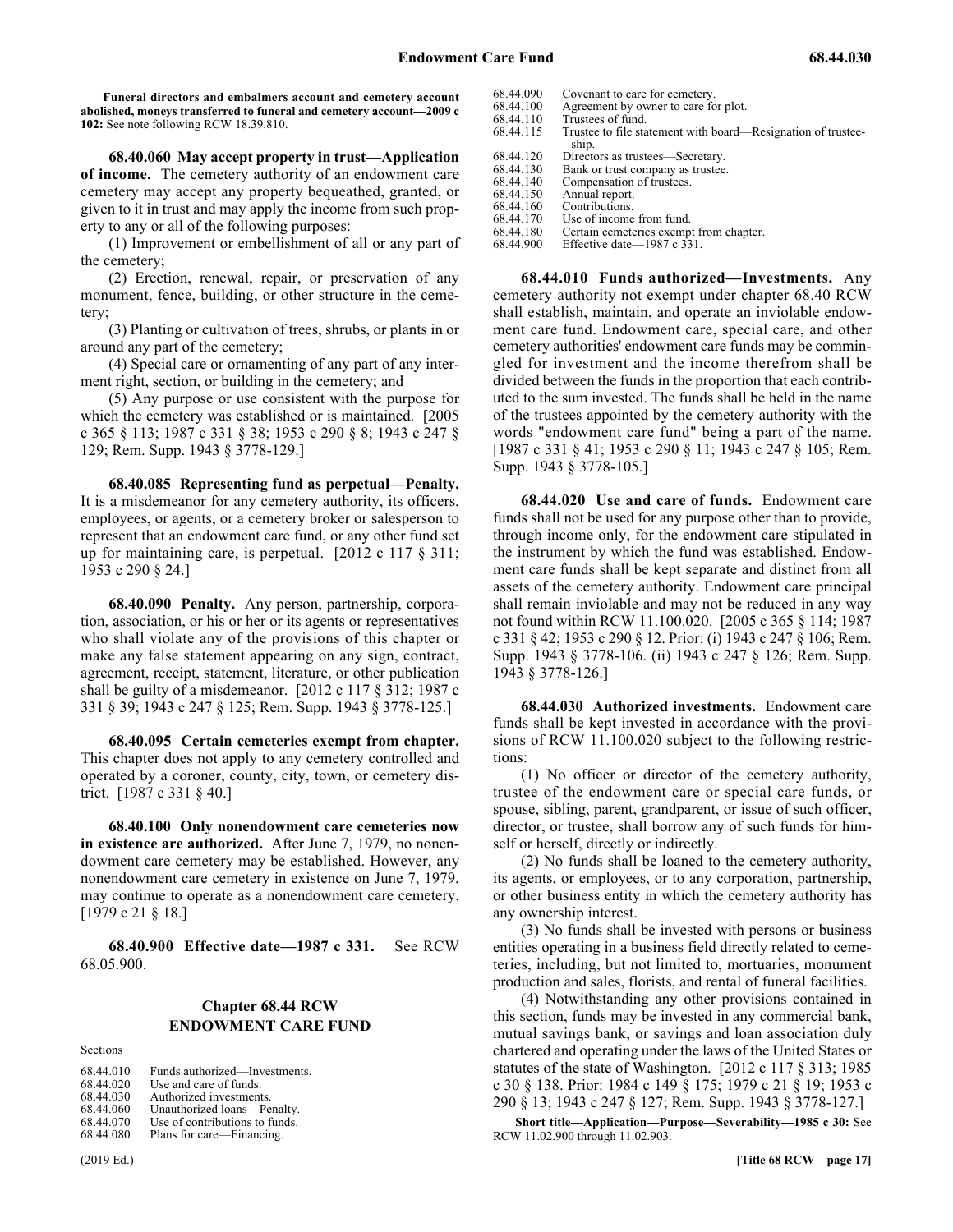**Funeral directors and embalmers account and cemetery account abolished, moneys transferred to funeral and cemetery account—2009 c 102:** See note following RCW 18.39.810.

**68.40.060 May accept property in trust—Application of income.** The cemetery authority of an endowment care cemetery may accept any property bequeathed, granted, or given to it in trust and may apply the income from such property to any or all of the following purposes:

(1) Improvement or embellishment of all or any part of the cemetery;

(2) Erection, renewal, repair, or preservation of any monument, fence, building, or other structure in the cemetery;

(3) Planting or cultivation of trees, shrubs, or plants in or around any part of the cemetery;

(4) Special care or ornamenting of any part of any interment right, section, or building in the cemetery; and

(5) Any purpose or use consistent with the purpose for which the cemetery was established or is maintained. [2005 c 365 § 113; 1987 c 331 § 38; 1953 c 290 § 8; 1943 c 247 § 129; Rem. Supp. 1943 § 3778-129.]

**68.40.085 Representing fund as perpetual—Penalty.** It is a misdemeanor for any cemetery authority, its officers, employees, or agents, or a cemetery broker or salesperson to represent that an endowment care fund, or any other fund set up for maintaining care, is perpetual. [2012 c 117 § 311; 1953 c 290 § 24.]

**68.40.090 Penalty.** Any person, partnership, corporation, association, or his or her or its agents or representatives who shall violate any of the provisions of this chapter or make any false statement appearing on any sign, contract, agreement, receipt, statement, literature, or other publication shall be guilty of a misdemeanor. [2012 c 117 § 312; 1987 c 331 § 39; 1943 c 247 § 125; Rem. Supp. 1943 § 3778-125.]

**68.40.095 Certain cemeteries exempt from chapter.** This chapter does not apply to any cemetery controlled and operated by a coroner, county, city, town, or cemetery district. [1987 c 331 § 40.]

**68.40.100 Only nonendowment care cemeteries now in existence are authorized.** After June 7, 1979, no nonendowment care cemetery may be established. However, any nonendowment care cemetery in existence on June 7, 1979, may continue to operate as a nonendowment care cemetery. [1979 c 21 § 18.]

**68.40.900 Effective date—1987 c 331.** See RCW 68.05.900.

## Chapter 68.44 RCW
## ENDOWMENT CARE FUND

Sections

| | |
|---|---|
| 68.44.010 | Funds authorized—Investments. |
| 68.44.020 | Use and care of funds. |
| 68.44.030 | Authorized investments. |
| 68.44.060 | Unauthorized loans—Penalty. |
| 68.44.070 | Use of contributions to funds. |
| 68.44.080 | Plans for care—Financing. |
| 68.44.090 | Covenant to care for cemetery. |
| 68.44.100 | Agreement by owner to care for plot. |
| 68.44.110 | Trustees of fund. |
| 68.44.115 | Trustee to file statement with board—Resignation of trusteeship. |
| 68.44.120 | Directors as trustees—Secretary. |
| 68.44.130 | Bank or trust company as trustee. |
| 68.44.140 | Compensation of trustees. |
| 68.44.150 | Annual report. |
| 68.44.160 | Contributions. |
| 68.44.170 | Use of income from fund. |
| 68.44.180 | Certain cemeteries exempt from chapter. |
| 68.44.900 | Effective date—1987 c 331. |

**68.44.010 Funds authorized—Investments.** Any cemetery authority not exempt under chapter 68.40 RCW shall establish, maintain, and operate an inviolable endowment care fund. Endowment care, special care, and other cemetery authorities' endowment care funds may be commingled for investment and the income therefrom shall be divided between the funds in the proportion that each contributed to the sum invested. The funds shall be held in the name of the trustees appointed by the cemetery authority with the words "endowment care fund" being a part of the name. [1987 c 331 § 41; 1953 c 290 § 11; 1943 c 247 § 105; Rem. Supp. 1943 § 3778-105.]

**68.44.020 Use and care of funds.** Endowment care funds shall not be used for any purpose other than to provide, through income only, for the endowment care stipulated in the instrument by which the fund was established. Endowment care funds shall be kept separate and distinct from all assets of the cemetery authority. Endowment care principal shall remain inviolable and may not be reduced in any way not found within RCW 11.100.020. [2005 c 365 § 114; 1987 c 331 § 42; 1953 c 290 § 12. Prior: (i) 1943 c 247 § 106; Rem. Supp. 1943 § 3778-106. (ii) 1943 c 247 § 126; Rem. Supp. 1943 § 3778-126.]

**68.44.030 Authorized investments.** Endowment care funds shall be kept invested in accordance with the provisions of RCW 11.100.020 subject to the following restrictions:

(1) No officer or director of the cemetery authority, trustee of the endowment care or special care funds, or spouse, sibling, parent, grandparent, or issue of such officer, director, or trustee, shall borrow any of such funds for himself or herself, directly or indirectly.

(2) No funds shall be loaned to the cemetery authority, its agents, or employees, or to any corporation, partnership, or other business entity in which the cemetery authority has any ownership interest.

(3) No funds shall be invested with persons or business entities operating in a business field directly related to cemeteries, including, but not limited to, mortuaries, monument production and sales, florists, and rental of funeral facilities.

(4) Notwithstanding any other provisions contained in this section, funds may be invested in any commercial bank, mutual savings bank, or savings and loan association duly chartered and operating under the laws of the United States or statutes of the state of Washington. [2012 c 117 § 313; 1985 c 30 § 138. Prior: 1984 c 149 § 175; 1979 c 21 § 19; 1953 c 290 § 13; 1943 c 247 § 127; Rem. Supp. 1943 § 3778-127.]

**Short title—Application—Purpose—Severability—1985 c 30:** See RCW 11.02.900 through 11.02.903.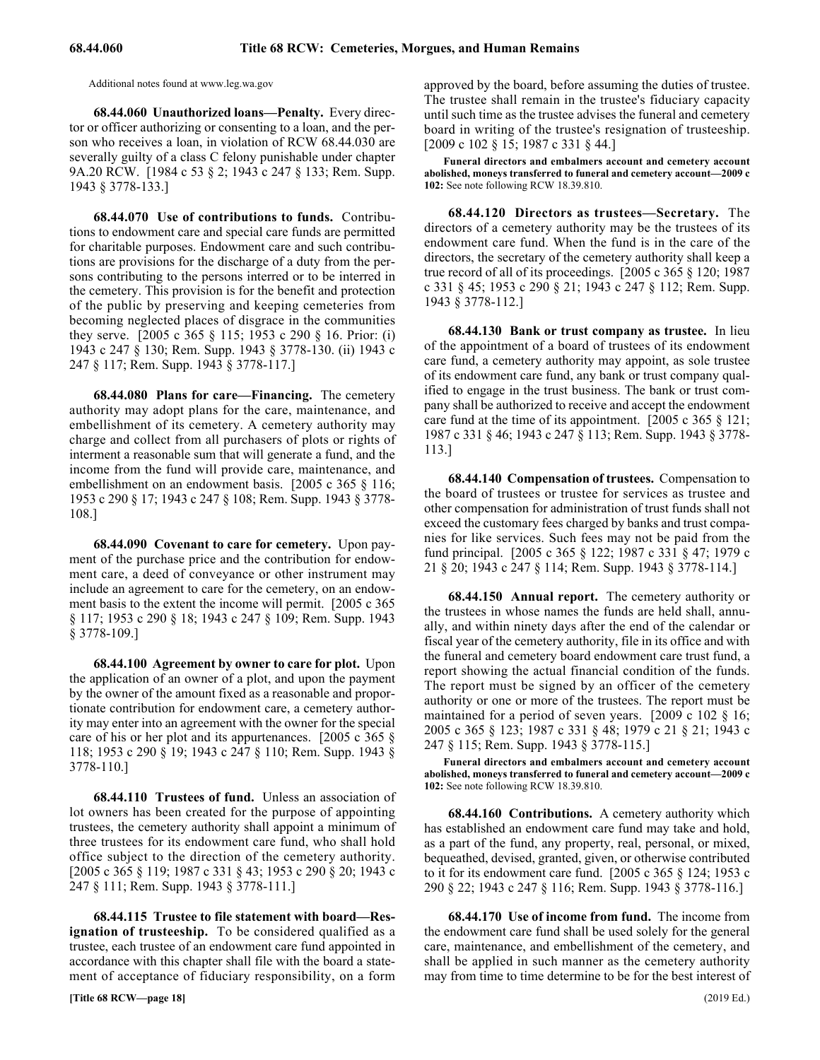Additional notes found at www.leg.wa.gov

**68.44.060 Unauthorized loans—Penalty.** Every director or officer authorizing or consenting to a loan, and the person who receives a loan, in violation of RCW 68.44.030 are severally guilty of a class C felony punishable under chapter 9A.20 RCW. [1984 c 53 § 2; 1943 c 247 § 133; Rem. Supp. 1943 § 3778-133.]

**68.44.070 Use of contributions to funds.** Contributions to endowment care and special care funds are permitted for charitable purposes. Endowment care and such contributions are provisions for the discharge of a duty from the persons contributing to the persons interred or to be interred in the cemetery. This provision is for the benefit and protection of the public by preserving and keeping cemeteries from becoming neglected places of disgrace in the communities they serve. [2005 c 365 § 115; 1953 c 290 § 16. Prior: (i) 1943 c 247 § 130; Rem. Supp. 1943 § 3778-130. (ii) 1943 c 247 § 117; Rem. Supp. 1943 § 3778-117.]

**68.44.080 Plans for care—Financing.** The cemetery authority may adopt plans for the care, maintenance, and embellishment of its cemetery. A cemetery authority may charge and collect from all purchasers of plots or rights of interment a reasonable sum that will generate a fund, and the income from the fund will provide care, maintenance, and embellishment on an endowment basis. [2005 c 365 § 116; 1953 c 290 § 17; 1943 c 247 § 108; Rem. Supp. 1943 § 3778-108.]

**68.44.090 Covenant to care for cemetery.** Upon payment of the purchase price and the contribution for endowment care, a deed of conveyance or other instrument may include an agreement to care for the cemetery, on an endowment basis to the extent the income will permit. [2005 c 365 § 117; 1953 c 290 § 18; 1943 c 247 § 109; Rem. Supp. 1943 § 3778-109.]

**68.44.100 Agreement by owner to care for plot.** Upon the application of an owner of a plot, and upon the payment by the owner of the amount fixed as a reasonable and proportionate contribution for endowment care, a cemetery authority may enter into an agreement with the owner for the special care of his or her plot and its appurtenances. [2005 c 365 § 118; 1953 c 290 § 19; 1943 c 247 § 110; Rem. Supp. 1943 § 3778-110.]

**68.44.110 Trustees of fund.** Unless an association of lot owners has been created for the purpose of appointing trustees, the cemetery authority shall appoint a minimum of three trustees for its endowment care fund, who shall hold office subject to the direction of the cemetery authority. [2005 c 365 § 119; 1987 c 331 § 43; 1953 c 290 § 20; 1943 c 247 § 111; Rem. Supp. 1943 § 3778-111.]

**68.44.115 Trustee to file statement with board—Resignation of trusteeship.** To be considered qualified as a trustee, each trustee of an endowment care fund appointed in accordance with this chapter shall file with the board a statement of acceptance of fiduciary responsibility, on a form approved by the board, before assuming the duties of trustee. The trustee shall remain in the trustee's fiduciary capacity until such time as the trustee advises the funeral and cemetery board in writing of the trustee's resignation of trusteeship. [2009 c 102 § 15; 1987 c 331 § 44.]

**Funeral directors and embalmers account and cemetery account abolished, moneys transferred to funeral and cemetery account—2009 c 102:** See note following RCW 18.39.810.

**68.44.120 Directors as trustees—Secretary.** The directors of a cemetery authority may be the trustees of its endowment care fund. When the fund is in the care of the directors, the secretary of the cemetery authority shall keep a true record of all of its proceedings. [2005 c 365 § 120; 1987 c 331 § 45; 1953 c 290 § 21; 1943 c 247 § 112; Rem. Supp. 1943 § 3778-112.]

**68.44.130 Bank or trust company as trustee.** In lieu of the appointment of a board of trustees of its endowment care fund, a cemetery authority may appoint, as sole trustee of its endowment care fund, any bank or trust company qualified to engage in the trust business. The bank or trust company shall be authorized to receive and accept the endowment care fund at the time of its appointment. [2005 c 365 § 121; 1987 c 331 § 46; 1943 c 247 § 113; Rem. Supp. 1943 § 3778-113.]

**68.44.140 Compensation of trustees.** Compensation to the board of trustees or trustee for services as trustee and other compensation for administration of trust funds shall not exceed the customary fees charged by banks and trust companies for like services. Such fees may not be paid from the fund principal. [2005 c 365 § 122; 1987 c 331 § 47; 1979 c 21 § 20; 1943 c 247 § 114; Rem. Supp. 1943 § 3778-114.]

**68.44.150 Annual report.** The cemetery authority or the trustees in whose names the funds are held shall, annually, and within ninety days after the end of the calendar or fiscal year of the cemetery authority, file in its office and with the funeral and cemetery board endowment care trust fund, a report showing the actual financial condition of the funds. The report must be signed by an officer of the cemetery authority or one or more of the trustees. The report must be maintained for a period of seven years. [2009 c 102 § 16; 2005 c 365 § 123; 1987 c 331 § 48; 1979 c 21 § 21; 1943 c 247 § 115; Rem. Supp. 1943 § 3778-115.]

**Funeral directors and embalmers account and cemetery account abolished, moneys transferred to funeral and cemetery account—2009 c 102:** See note following RCW 18.39.810.

**68.44.160 Contributions.** A cemetery authority which has established an endowment care fund may take and hold, as a part of the fund, any property, real, personal, or mixed, bequeathed, devised, granted, given, or otherwise contributed to it for its endowment care fund. [2005 c 365 § 124; 1953 c 290 § 22; 1943 c 247 § 116; Rem. Supp. 1943 § 3778-116.]

**68.44.170 Use of income from fund.** The income from the endowment care fund shall be used solely for the general care, maintenance, and embellishment of the cemetery, and shall be applied in such manner as the cemetery authority may from time to time determine to be for the best interest of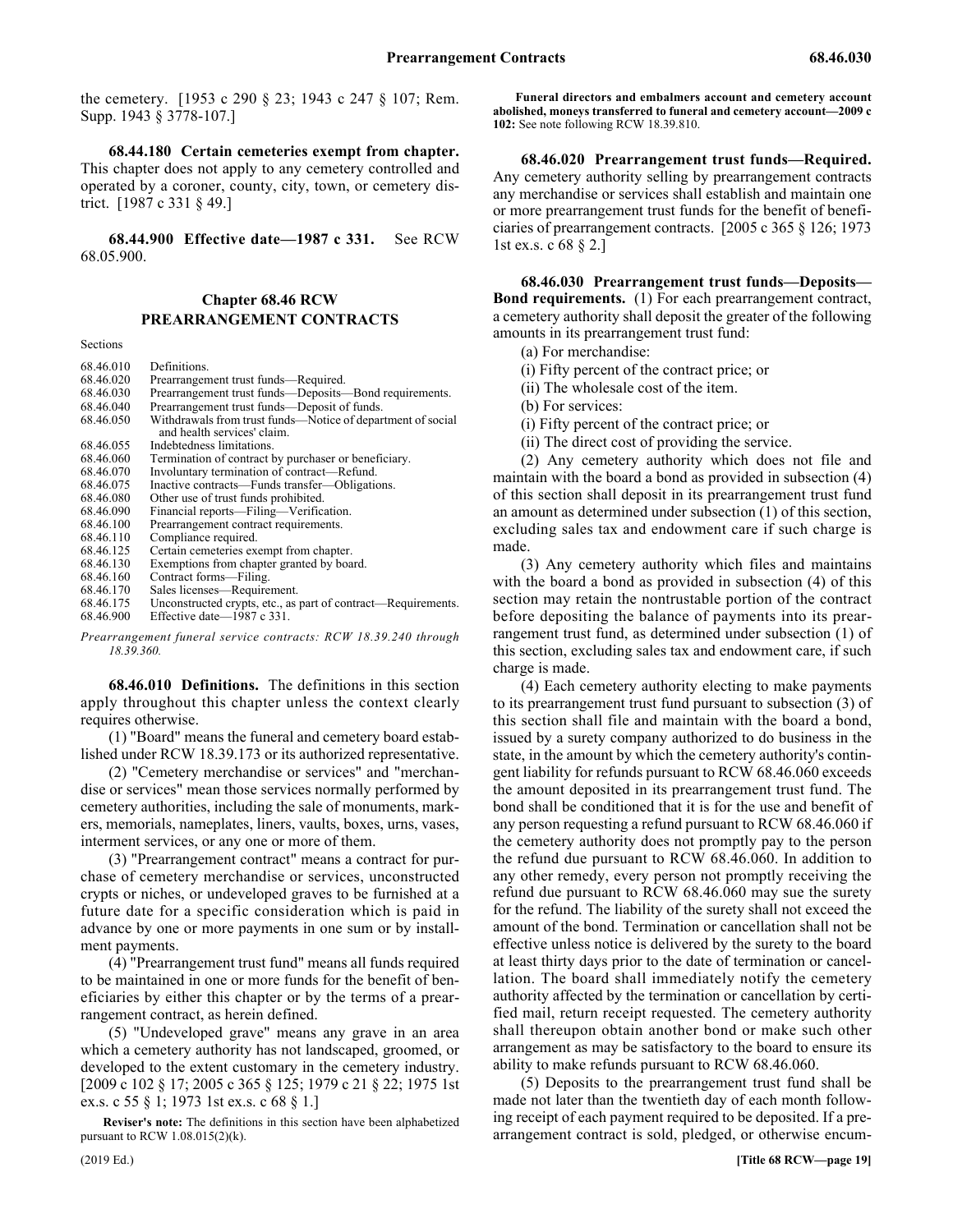the cemetery. [1953 c 290 § 23; 1943 c 247 § 107; Rem. Supp. 1943 § 3778-107.]

**68.44.180 Certain cemeteries exempt from chapter.** This chapter does not apply to any cemetery controlled and operated by a coroner, county, city, town, or cemetery district. [1987 c 331 § 49.]

**68.44.900 Effective date—1987 c 331.** See RCW 68.05.900.

## Chapter 68.46 RCW PREARRANGEMENT CONTRACTS

Sections

| | |
|---|---|
| 68.46.010 | Definitions. |
| 68.46.020 | Prearrangement trust funds—Required. |
| 68.46.030 | Prearrangement trust funds—Deposits—Bond requirements. |
| 68.46.040 | Prearrangement trust funds—Deposit of funds. |
| 68.46.050 | Withdrawals from trust funds—Notice of department of social and health services' claim. |
| 68.46.055 | Indebtedness limitations. |
| 68.46.060 | Termination of contract by purchaser or beneficiary. |
| 68.46.070 | Involuntary termination of contract—Refund. |
| 68.46.075 | Inactive contracts—Funds transfer—Obligations. |
| 68.46.080 | Other use of trust funds prohibited. |
| 68.46.090 | Financial reports—Filing—Verification. |
| 68.46.100 | Prearrangement contract requirements. |
| 68.46.110 | Compliance required. |
| 68.46.125 | Certain cemeteries exempt from chapter. |
| 68.46.130 | Exemptions from chapter granted by board. |
| 68.46.160 | Contract forms—Filing. |
| 68.46.170 | Sales licenses—Requirement. |
| 68.46.175 | Unconstructed crypts, etc., as part of contract—Requirements. |
| 68.46.900 | Effective date—1987 c 331. |

*Prearrangement funeral service contracts: RCW 18.39.240 through 18.39.360.*

**68.46.010 Definitions.** The definitions in this section apply throughout this chapter unless the context clearly requires otherwise.

(1) "Board" means the funeral and cemetery board established under RCW 18.39.173 or its authorized representative.

(2) "Cemetery merchandise or services" and "merchandise or services" mean those services normally performed by cemetery authorities, including the sale of monuments, markers, memorials, nameplates, liners, vaults, boxes, urns, vases, interment services, or any one or more of them.

(3) "Prearrangement contract" means a contract for purchase of cemetery merchandise or services, unconstructed crypts or niches, or undeveloped graves to be furnished at a future date for a specific consideration which is paid in advance by one or more payments in one sum or by installment payments.

(4) "Prearrangement trust fund" means all funds required to be maintained in one or more funds for the benefit of beneficiaries by either this chapter or by the terms of a prearrangement contract, as herein defined.

(5) "Undeveloped grave" means any grave in an area which a cemetery authority has not landscaped, groomed, or developed to the extent customary in the cemetery industry. [2009 c 102 § 17; 2005 c 365 § 125; 1979 c 21 § 22; 1975 1st ex.s. c 55 § 1; 1973 1st ex.s. c 68 § 1.]

**Reviser's note:** The definitions in this section have been alphabetized pursuant to RCW 1.08.015(2)(k).

**Funeral directors and embalmers account and cemetery account abolished, moneys transferred to funeral and cemetery account—2009 c 102:** See note following RCW 18.39.810.

**68.46.020 Prearrangement trust funds—Required.** Any cemetery authority selling by prearrangement contracts any merchandise or services shall establish and maintain one or more prearrangement trust funds for the benefit of beneficiaries of prearrangement contracts. [2005 c 365 § 126; 1973 1st ex.s. c 68 § 2.]

**68.46.030 Prearrangement trust funds—Deposits—Bond requirements.** (1) For each prearrangement contract, a cemetery authority shall deposit the greater of the following amounts in its prearrangement trust fund:

(a) For merchandise:

(i) Fifty percent of the contract price; or

(ii) The wholesale cost of the item.

(b) For services:

(i) Fifty percent of the contract price; or

(ii) The direct cost of providing the service.

(2) Any cemetery authority which does not file and maintain with the board a bond as provided in subsection (4) of this section shall deposit in its prearrangement trust fund an amount as determined under subsection (1) of this section, excluding sales tax and endowment care if such charge is made.

(3) Any cemetery authority which files and maintains with the board a bond as provided in subsection (4) of this section may retain the nontrustable portion of the contract before depositing the balance of payments into its prearrangement trust fund, as determined under subsection (1) of this section, excluding sales tax and endowment care, if such charge is made.

(4) Each cemetery authority electing to make payments to its prearrangement trust fund pursuant to subsection (3) of this section shall file and maintain with the board a bond, issued by a surety company authorized to do business in the state, in the amount by which the cemetery authority's contingent liability for refunds pursuant to RCW 68.46.060 exceeds the amount deposited in its prearrangement trust fund. The bond shall be conditioned that it is for the use and benefit of any person requesting a refund pursuant to RCW 68.46.060 if the cemetery authority does not promptly pay to the person the refund due pursuant to RCW 68.46.060. In addition to any other remedy, every person not promptly receiving the refund due pursuant to RCW 68.46.060 may sue the surety for the refund. The liability of the surety shall not exceed the amount of the bond. Termination or cancellation shall not be effective unless notice is delivered by the surety to the board at least thirty days prior to the date of termination or cancellation. The board shall immediately notify the cemetery authority affected by the termination or cancellation by certified mail, return receipt requested. The cemetery authority shall thereupon obtain another bond or make such other arrangement as may be satisfactory to the board to ensure its ability to make refunds pursuant to RCW 68.46.060.

(5) Deposits to the prearrangement trust fund shall be made not later than the twentieth day of each month following receipt of each payment required to be deposited. If a prearrangement contract is sold, pledged, or otherwise encum-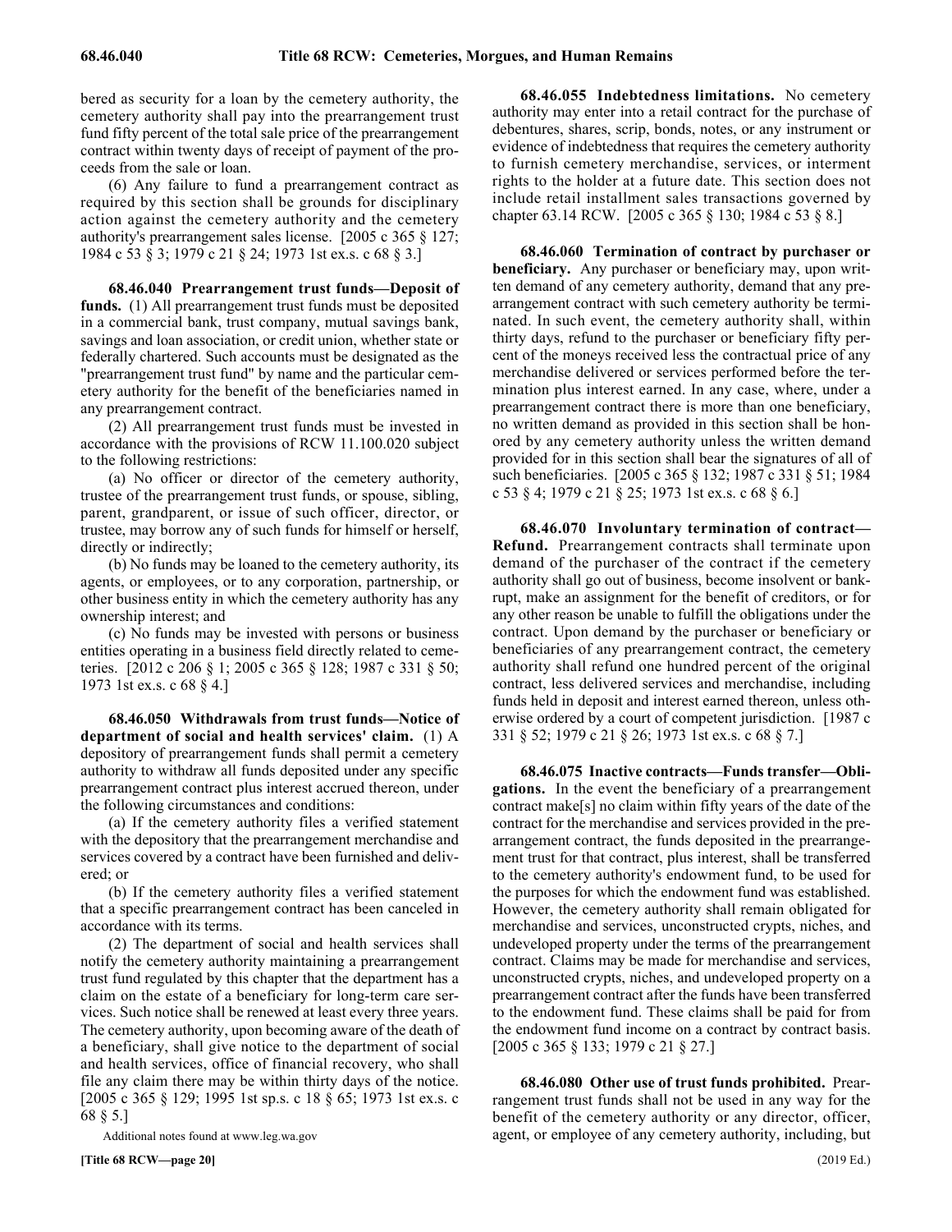bered as security for a loan by the cemetery authority, the cemetery authority shall pay into the prearrangement trust fund fifty percent of the total sale price of the prearrangement contract within twenty days of receipt of payment of the proceeds from the sale or loan.

(6) Any failure to fund a prearrangement contract as required by this section shall be grounds for disciplinary action against the cemetery authority and the cemetery authority's prearrangement sales license. [2005 c 365 § 127; 1984 c 53 § 3; 1979 c 21 § 24; 1973 1st ex.s. c 68 § 3.]

**68.46.040 Prearrangement trust funds—Deposit of funds.** (1) All prearrangement trust funds must be deposited in a commercial bank, trust company, mutual savings bank, savings and loan association, or credit union, whether state or federally chartered. Such accounts must be designated as the "prearrangement trust fund" by name and the particular cemetery authority for the benefit of the beneficiaries named in any prearrangement contract.

(2) All prearrangement trust funds must be invested in accordance with the provisions of RCW 11.100.020 subject to the following restrictions:

(a) No officer or director of the cemetery authority, trustee of the prearrangement trust funds, or spouse, sibling, parent, grandparent, or issue of such officer, director, or trustee, may borrow any of such funds for himself or herself, directly or indirectly;

(b) No funds may be loaned to the cemetery authority, its agents, or employees, or to any corporation, partnership, or other business entity in which the cemetery authority has any ownership interest; and

(c) No funds may be invested with persons or business entities operating in a business field directly related to cemeteries. [2012 c 206 § 1; 2005 c 365 § 128; 1987 c 331 § 50; 1973 1st ex.s. c 68 § 4.]

**68.46.050 Withdrawals from trust funds—Notice of department of social and health services' claim.** (1) A depository of prearrangement funds shall permit a cemetery authority to withdraw all funds deposited under any specific prearrangement contract plus interest accrued thereon, under the following circumstances and conditions:

(a) If the cemetery authority files a verified statement with the depository that the prearrangement merchandise and services covered by a contract have been furnished and delivered; or

(b) If the cemetery authority files a verified statement that a specific prearrangement contract has been canceled in accordance with its terms.

(2) The department of social and health services shall notify the cemetery authority maintaining a prearrangement trust fund regulated by this chapter that the department has a claim on the estate of a beneficiary for long-term care services. Such notice shall be renewed at least every three years. The cemetery authority, upon becoming aware of the death of a beneficiary, shall give notice to the department of social and health services, office of financial recovery, who shall file any claim there may be within thirty days of the notice. [2005 c 365 § 129; 1995 1st sp.s. c 18 § 65; 1973 1st ex.s. c 68 § 5.]

Additional notes found at www.leg.wa.gov

**68.46.055 Indebtedness limitations.** No cemetery authority may enter into a retail contract for the purchase of debentures, shares, scrip, bonds, notes, or any instrument or evidence of indebtedness that requires the cemetery authority to furnish cemetery merchandise, services, or interment rights to the holder at a future date. This section does not include retail installment sales transactions governed by chapter 63.14 RCW. [2005 c 365 § 130; 1984 c 53 § 8.]

**68.46.060 Termination of contract by purchaser or beneficiary.** Any purchaser or beneficiary may, upon written demand of any cemetery authority, demand that any prearrangement contract with such cemetery authority be terminated. In such event, the cemetery authority shall, within thirty days, refund to the purchaser or beneficiary fifty percent of the moneys received less the contractual price of any merchandise delivered or services performed before the termination plus interest earned. In any case, where, under a prearrangement contract there is more than one beneficiary, no written demand as provided in this section shall be honored by any cemetery authority unless the written demand provided for in this section shall bear the signatures of all of such beneficiaries. [2005 c 365 § 132; 1987 c 331 § 51; 1984 c 53 § 4; 1979 c 21 § 25; 1973 1st ex.s. c 68 § 6.]

**68.46.070 Involuntary termination of contract—Refund.** Prearrangement contracts shall terminate upon demand of the purchaser of the contract if the cemetery authority shall go out of business, become insolvent or bankrupt, make an assignment for the benefit of creditors, or for any other reason be unable to fulfill the obligations under the contract. Upon demand by the purchaser or beneficiary or beneficiaries of any prearrangement contract, the cemetery authority shall refund one hundred percent of the original contract, less delivered services and merchandise, including funds held in deposit and interest earned thereon, unless otherwise ordered by a court of competent jurisdiction. [1987 c 331 § 52; 1979 c 21 § 26; 1973 1st ex.s. c 68 § 7.]

**68.46.075 Inactive contracts—Funds transfer—Obligations.** In the event the beneficiary of a prearrangement contract make[s] no claim within fifty years of the date of the contract for the merchandise and services provided in the prearrangement contract, the funds deposited in the prearrangement trust for that contract, plus interest, shall be transferred to the cemetery authority's endowment fund, to be used for the purposes for which the endowment fund was established. However, the cemetery authority shall remain obligated for merchandise and services, unconstructed crypts, niches, and undeveloped property under the terms of the prearrangement contract. Claims may be made for merchandise and services, unconstructed crypts, niches, and undeveloped property on a prearrangement contract after the funds have been transferred to the endowment fund. These claims shall be paid for from the endowment fund income on a contract by contract basis. [2005 c 365 § 133; 1979 c 21 § 27.]

**68.46.080 Other use of trust funds prohibited.** Prearrangement trust funds shall not be used in any way for the benefit of the cemetery authority or any director, officer, agent, or employee of any cemetery authority, including, but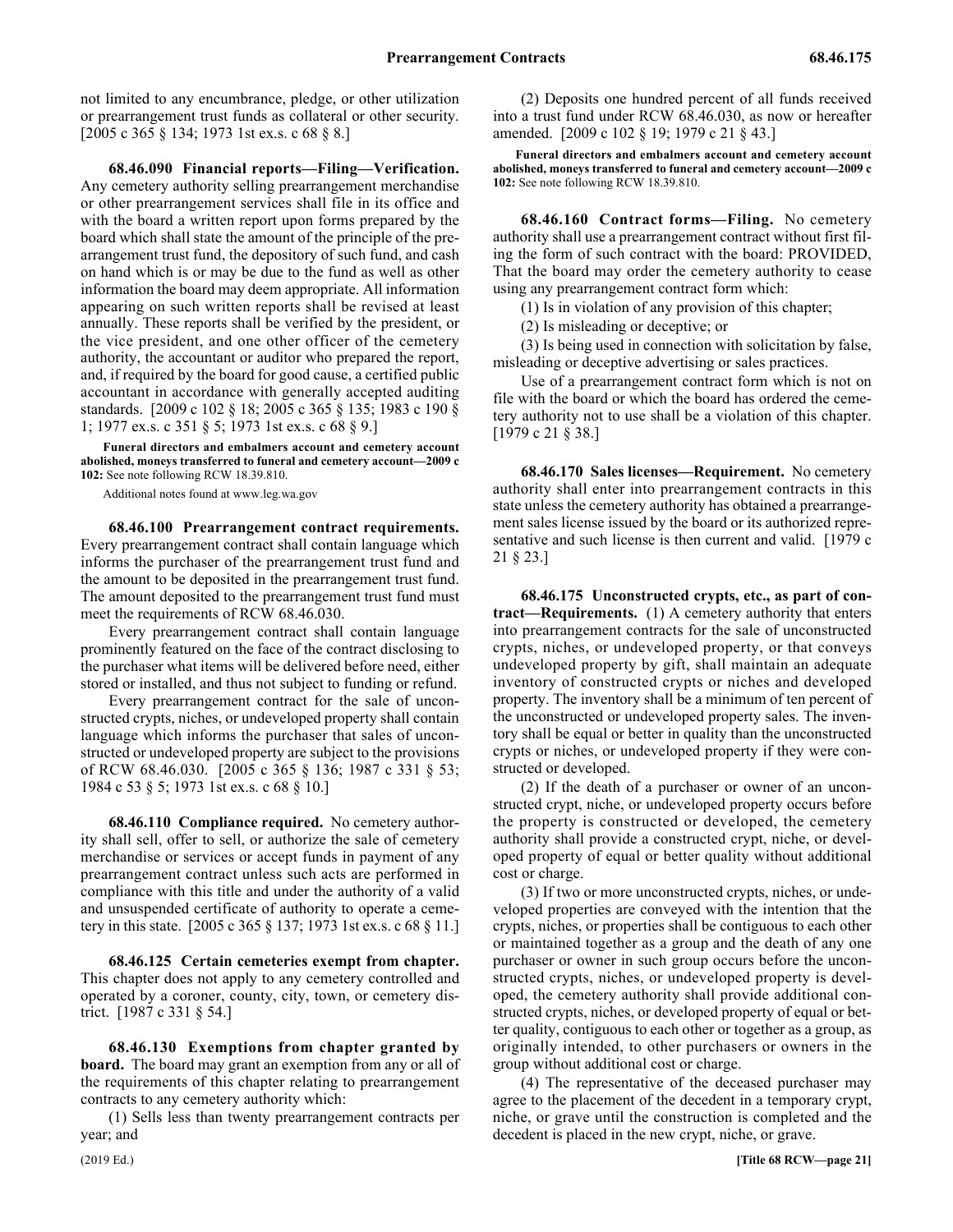not limited to any encumbrance, pledge, or other utilization or prearrangement trust funds as collateral or other security. [2005 c 365 § 134; 1973 1st ex.s. c 68 § 8.]

**68.46.090 Financial reports—Filing—Verification.** Any cemetery authority selling prearrangement merchandise or other prearrangement services shall file in its office and with the board a written report upon forms prepared by the board which shall state the amount of the principle of the prearrangement trust fund, the depository of such fund, and cash on hand which is or may be due to the fund as well as other information the board may deem appropriate. All information appearing on such written reports shall be revised at least annually. These reports shall be verified by the president, or the vice president, and one other officer of the cemetery authority, the accountant or auditor who prepared the report, and, if required by the board for good cause, a certified public accountant in accordance with generally accepted auditing standards. [2009 c 102 § 18; 2005 c 365 § 135; 1983 c 190 § 1; 1977 ex.s. c 351 § 5; 1973 1st ex.s. c 68 § 9.]

**Funeral directors and embalmers account and cemetery account abolished, moneys transferred to funeral and cemetery account—2009 c 102:** See note following RCW 18.39.810.

Additional notes found at www.leg.wa.gov

**68.46.100 Prearrangement contract requirements.** Every prearrangement contract shall contain language which informs the purchaser of the prearrangement trust fund and the amount to be deposited in the prearrangement trust fund. The amount deposited to the prearrangement trust fund must meet the requirements of RCW 68.46.030.

Every prearrangement contract shall contain language prominently featured on the face of the contract disclosing to the purchaser what items will be delivered before need, either stored or installed, and thus not subject to funding or refund.

Every prearrangement contract for the sale of unconstructed crypts, niches, or undeveloped property shall contain language which informs the purchaser that sales of unconstructed or undeveloped property are subject to the provisions of RCW 68.46.030. [2005 c 365 § 136; 1987 c 331 § 53; 1984 c 53 § 5; 1973 1st ex.s. c 68 § 10.]

**68.46.110 Compliance required.** No cemetery authority shall sell, offer to sell, or authorize the sale of cemetery merchandise or services or accept funds in payment of any prearrangement contract unless such acts are performed in compliance with this title and under the authority of a valid and unsuspended certificate of authority to operate a cemetery in this state. [2005 c 365 § 137; 1973 1st ex.s. c 68 § 11.]

**68.46.125 Certain cemeteries exempt from chapter.** This chapter does not apply to any cemetery controlled and operated by a coroner, county, city, town, or cemetery district. [1987 c 331 § 54.]

**68.46.130 Exemptions from chapter granted by board.** The board may grant an exemption from any or all of the requirements of this chapter relating to prearrangement contracts to any cemetery authority which:

(1) Sells less than twenty prearrangement contracts per year; and

(2) Deposits one hundred percent of all funds received into a trust fund under RCW 68.46.030, as now or hereafter amended. [2009 c 102 § 19; 1979 c 21 § 43.]

**Funeral directors and embalmers account and cemetery account abolished, moneys transferred to funeral and cemetery account—2009 c 102:** See note following RCW 18.39.810.

**68.46.160 Contract forms—Filing.** No cemetery authority shall use a prearrangement contract without first filing the form of such contract with the board: PROVIDED, That the board may order the cemetery authority to cease using any prearrangement contract form which:

(1) Is in violation of any provision of this chapter;

(2) Is misleading or deceptive; or

(3) Is being used in connection with solicitation by false, misleading or deceptive advertising or sales practices.

Use of a prearrangement contract form which is not on file with the board or which the board has ordered the cemetery authority not to use shall be a violation of this chapter. [1979 c 21 § 38.]

**68.46.170 Sales licenses—Requirement.** No cemetery authority shall enter into prearrangement contracts in this state unless the cemetery authority has obtained a prearrangement sales license issued by the board or its authorized representative and such license is then current and valid. [1979 c 21 § 23.]

**68.46.175 Unconstructed crypts, etc., as part of contract—Requirements.** (1) A cemetery authority that enters into prearrangement contracts for the sale of unconstructed crypts, niches, or undeveloped property, or that conveys undeveloped property by gift, shall maintain an adequate inventory of constructed crypts or niches and developed property. The inventory shall be a minimum of ten percent of the unconstructed or undeveloped property sales. The inventory shall be equal or better in quality than the unconstructed crypts or niches, or undeveloped property if they were constructed or developed.

(2) If the death of a purchaser or owner of an unconstructed crypt, niche, or undeveloped property occurs before the property is constructed or developed, the cemetery authority shall provide a constructed crypt, niche, or developed property of equal or better quality without additional cost or charge.

(3) If two or more unconstructed crypts, niches, or undeveloped properties are conveyed with the intention that the crypts, niches, or properties shall be contiguous to each other or maintained together as a group and the death of any one purchaser or owner in such group occurs before the unconstructed crypts, niches, or undeveloped property is developed, the cemetery authority shall provide additional constructed crypts, niches, or developed property of equal or better quality, contiguous to each other or together as a group, as originally intended, to other purchasers or owners in the group without additional cost or charge.

(4) The representative of the deceased purchaser may agree to the placement of the decedent in a temporary crypt, niche, or grave until the construction is completed and the decedent is placed in the new crypt, niche, or grave.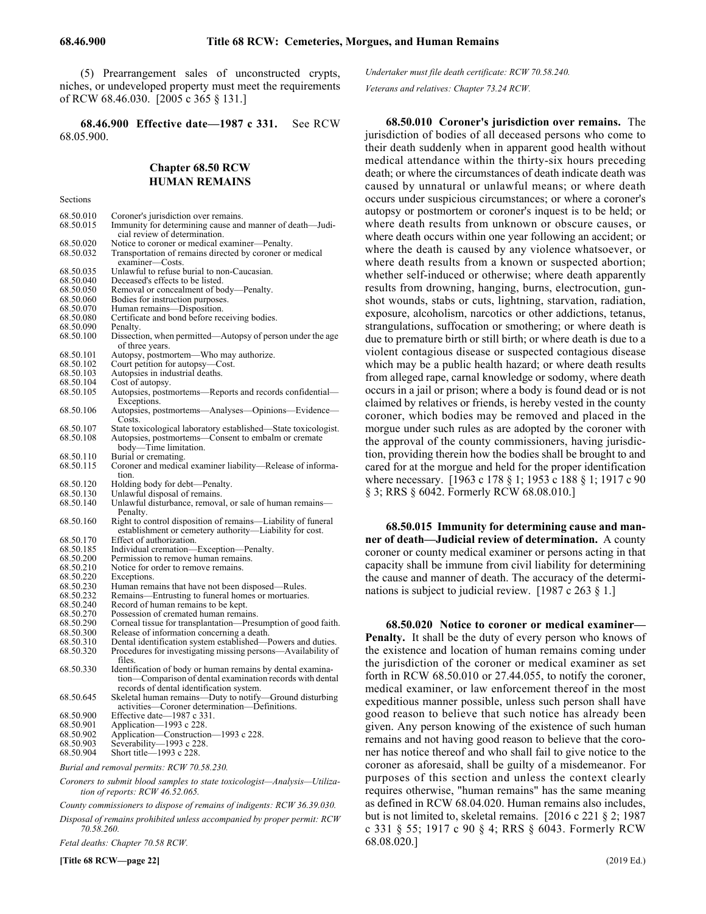(5) Prearrangement sales of unconstructed crypts, niches, or undeveloped property must meet the requirements of RCW 68.46.030. [2005 c 365 § 131.]

**68.46.900 Effective date—1987 c 331.** See RCW 68.05.900.

## Chapter 68.50 RCW
## HUMAN REMAINS

Sections

| | |
|---|---|
| 68.50.010 | Coroner's jurisdiction over remains. |
| 68.50.015 | Immunity for determining cause and manner of death—Judicial review of determination. |
| 68.50.020 | Notice to coroner or medical examiner—Penalty. |
| 68.50.032 | Transportation of remains directed by coroner or medical examiner—Costs. |
| 68.50.035 | Unlawful to refuse burial to non-Caucasian. |
| 68.50.040 | Deceased's effects to be listed. |
| 68.50.050 | Removal or concealment of body—Penalty. |
| 68.50.060 | Bodies for instruction purposes. |
| 68.50.070 | Human remains—Disposition. |
| 68.50.080 | Certificate and bond before receiving bodies. |
| 68.50.090 | Penalty. |
| 68.50.100 | Dissection, when permitted—Autopsy of person under the age of three years. |
| 68.50.101 | Autopsy, postmortem—Who may authorize. |
| 68.50.102 | Court petition for autopsy—Cost. |
| 68.50.103 | Autopsies in industrial deaths. |
| 68.50.104 | Cost of autopsy. |
| 68.50.105 | Autopsies, postmortems—Reports and records confidential—Exceptions. |
| 68.50.106 | Autopsies, postmortems—Analyses—Opinions—Evidence—Costs. |
| 68.50.107 | State toxicological laboratory established—State toxicologist. |
| 68.50.108 | Autopsies, postmortems—Consent to embalm or cremate body—Time limitation. |
| 68.50.110 | Burial or cremating. |
| 68.50.115 | Coroner and medical examiner liability—Release of information. |
| 68.50.120 | Holding body for debt—Penalty. |
| 68.50.130 | Unlawful disposal of remains. |
| 68.50.140 | Unlawful disturbance, removal, or sale of human remains—Penalty. |
| 68.50.160 | Right to control disposition of remains—Liability of funeral establishment or cemetery authority—Liability for cost. |
| 68.50.170 | Effect of authorization. |
| 68.50.185 | Individual cremation—Exception—Penalty. |
| 68.50.200 | Permission to remove human remains. |
| 68.50.210 | Notice for order to remove remains. |
| 68.50.220 | Exceptions. |
| 68.50.230 | Human remains that have not been disposed—Rules. |
| 68.50.232 | Remains—Entrusting to funeral homes or mortuaries. |
| 68.50.240 | Record of human remains to be kept. |
| 68.50.270 | Possession of cremated human remains. |
| 68.50.290 | Corneal tissue for transplantation—Presumption of good faith. |
| 68.50.300 | Release of information concerning a death. |
| 68.50.310 | Dental identification system established—Powers and duties. |
| 68.50.320 | Procedures for investigating missing persons—Availability of files. |
| 68.50.330 | Identification of body or human remains by dental examination—Comparison of dental examination records with dental records of dental identification system. |
| 68.50.645 | Skeletal human remains—Duty to notify—Ground disturbing activities—Coroner determination—Definitions. |
| 68.50.900 | Effective date—1987 c 331. |
| 68.50.901 | Application—1993 c 228. |
| 68.50.902 | Application—Construction—1993 c 228. |
| 68.50.903 | Severability—1993 c 228. |
| 68.50.904 | Short title—1993 c 228. |

*Burial and removal permits: RCW 70.58.230.*

*Coroners to submit blood samples to state toxicologist—Analysis—Utilization of reports: RCW 46.52.065.*

*County commissioners to dispose of remains of indigents: RCW 36.39.030.*

*Disposal of remains prohibited unless accompanied by proper permit: RCW 70.58.260.*

*Fetal deaths: Chapter 70.58 RCW.*

*Undertaker must file death certificate: RCW 70.58.240.*

*Veterans and relatives: Chapter 73.24 RCW.*

**68.50.010 Coroner's jurisdiction over remains.** The jurisdiction of bodies of all deceased persons who come to their death suddenly when in apparent good health without medical attendance within the thirty-six hours preceding death; or where the circumstances of death indicate death was caused by unnatural or unlawful means; or where death occurs under suspicious circumstances; or where a coroner's autopsy or postmortem or coroner's inquest is to be held; or where death results from unknown or obscure causes, or where death occurs within one year following an accident; or where the death is caused by any violence whatsoever, or where death results from a known or suspected abortion; whether self-induced or otherwise; where death apparently results from drowning, hanging, burns, electrocution, gunshot wounds, stabs or cuts, lightning, starvation, radiation, exposure, alcoholism, narcotics or other addictions, tetanus, strangulations, suffocation or smothering; or where death is due to premature birth or still birth; or where death is due to a violent contagious disease or suspected contagious disease which may be a public health hazard; or where death results from alleged rape, carnal knowledge or sodomy, where death occurs in a jail or prison; where a body is found dead or is not claimed by relatives or friends, is hereby vested in the county coroner, which bodies may be removed and placed in the morgue under such rules as are adopted by the coroner with the approval of the county commissioners, having jurisdiction, providing therein how the bodies shall be brought to and cared for at the morgue and held for the proper identification where necessary. [1963 c 178 § 1; 1953 c 188 § 1; 1917 c 90 § 3; RRS § 6042. Formerly RCW 68.08.010.]

**68.50.015 Immunity for determining cause and manner of death—Judicial review of determination.** A county coroner or county medical examiner or persons acting in that capacity shall be immune from civil liability for determining the cause and manner of death. The accuracy of the determinations is subject to judicial review. [1987 c 263 § 1.]

**68.50.020 Notice to coroner or medical examiner—Penalty.** It shall be the duty of every person who knows of the existence and location of human remains coming under the jurisdiction of the coroner or medical examiner as set forth in RCW 68.50.010 or 27.44.055, to notify the coroner, medical examiner, or law enforcement thereof in the most expeditious manner possible, unless such person shall have good reason to believe that such notice has already been given. Any person knowing of the existence of such human remains and not having good reason to believe that the coroner has notice thereof and who shall fail to give notice to the coroner as aforesaid, shall be guilty of a misdemeanor. For purposes of this section and unless the context clearly requires otherwise, "human remains" has the same meaning as defined in RCW 68.04.020. Human remains also includes, but is not limited to, skeletal remains. [2016 c 221 § 2; 1987 c 331 § 55; 1917 c 90 § 4; RRS § 6043. Formerly RCW 68.08.020.]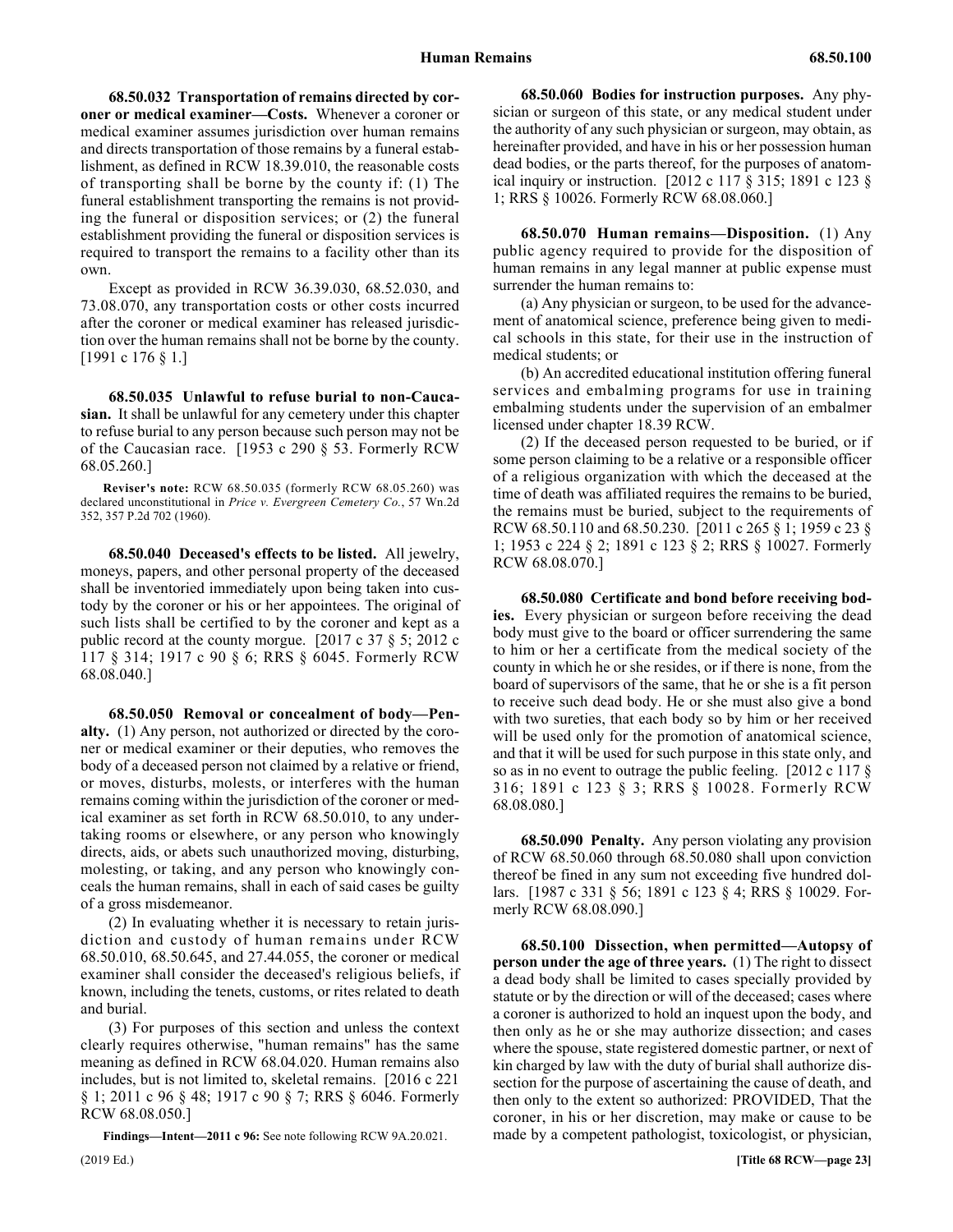**68.50.032 Transportation of remains directed by coroner or medical examiner—Costs.** Whenever a coroner or medical examiner assumes jurisdiction over human remains and directs transportation of those remains by a funeral establishment, as defined in RCW 18.39.010, the reasonable costs of transporting shall be borne by the county if: (1) The funeral establishment transporting the remains is not providing the funeral or disposition services; or (2) the funeral establishment providing the funeral or disposition services is required to transport the remains to a facility other than its own.

Except as provided in RCW 36.39.030, 68.52.030, and 73.08.070, any transportation costs or other costs incurred after the coroner or medical examiner has released jurisdiction over the human remains shall not be borne by the county. [1991 c 176 § 1.]

**68.50.035 Unlawful to refuse burial to non-Caucasian.** It shall be unlawful for any cemetery under this chapter to refuse burial to any person because such person may not be of the Caucasian race. [1953 c 290 § 53. Formerly RCW 68.05.260.]

**Reviser's note:** RCW 68.50.035 (formerly RCW 68.05.260) was declared unconstitutional in *Price v. Evergreen Cemetery Co.*, 57 Wn.2d 352, 357 P.2d 702 (1960).

**68.50.040 Deceased's effects to be listed.** All jewelry, moneys, papers, and other personal property of the deceased shall be inventoried immediately upon being taken into custody by the coroner or his or her appointees. The original of such lists shall be certified to by the coroner and kept as a public record at the county morgue. [2017 c 37 § 5; 2012 c 117 § 314; 1917 c 90 § 6; RRS § 6045. Formerly RCW 68.08.040.]

**68.50.050 Removal or concealment of body—Penalty.** (1) Any person, not authorized or directed by the coroner or medical examiner or their deputies, who removes the body of a deceased person not claimed by a relative or friend, or moves, disturbs, molests, or interferes with the human remains coming within the jurisdiction of the coroner or medical examiner as set forth in RCW 68.50.010, to any undertaking rooms or elsewhere, or any person who knowingly directs, aids, or abets such unauthorized moving, disturbing, molesting, or taking, and any person who knowingly conceals the human remains, shall in each of said cases be guilty of a gross misdemeanor.

(2) In evaluating whether it is necessary to retain jurisdiction and custody of human remains under RCW 68.50.010, 68.50.645, and 27.44.055, the coroner or medical examiner shall consider the deceased's religious beliefs, if known, including the tenets, customs, or rites related to death and burial.

(3) For purposes of this section and unless the context clearly requires otherwise, "human remains" has the same meaning as defined in RCW 68.04.020. Human remains also includes, but is not limited to, skeletal remains. [2016 c 221 § 1; 2011 c 96 § 48; 1917 c 90 § 7; RRS § 6046. Formerly RCW 68.08.050.]

**Findings—Intent—2011 c 96:** See note following RCW 9A.20.021.

**68.50.060 Bodies for instruction purposes.** Any physician or surgeon of this state, or any medical student under the authority of any such physician or surgeon, may obtain, as hereinafter provided, and have in his or her possession human dead bodies, or the parts thereof, for the purposes of anatomical inquiry or instruction. [2012 c 117 § 315; 1891 c 123 § 1; RRS § 10026. Formerly RCW 68.08.060.]

**68.50.070 Human remains—Disposition.** (1) Any public agency required to provide for the disposition of human remains in any legal manner at public expense must surrender the human remains to:

(a) Any physician or surgeon, to be used for the advancement of anatomical science, preference being given to medical schools in this state, for their use in the instruction of medical students; or

(b) An accredited educational institution offering funeral services and embalming programs for use in training embalming students under the supervision of an embalmer licensed under chapter 18.39 RCW.

(2) If the deceased person requested to be buried, or if some person claiming to be a relative or a responsible officer of a religious organization with which the deceased at the time of death was affiliated requires the remains to be buried, the remains must be buried, subject to the requirements of RCW 68.50.110 and 68.50.230. [2011 c 265 § 1; 1959 c 23 § 1; 1953 c 224 § 2; 1891 c 123 § 2; RRS § 10027. Formerly RCW 68.08.070.]

**68.50.080 Certificate and bond before receiving bodies.** Every physician or surgeon before receiving the dead body must give to the board or officer surrendering the same to him or her a certificate from the medical society of the county in which he or she resides, or if there is none, from the board of supervisors of the same, that he or she is a fit person to receive such dead body. He or she must also give a bond with two sureties, that each body so by him or her received will be used only for the promotion of anatomical science, and that it will be used for such purpose in this state only, and so as in no event to outrage the public feeling. [2012 c 117 § 316; 1891 c 123 § 3; RRS § 10028. Formerly RCW 68.08.080.]

**68.50.090 Penalty.** Any person violating any provision of RCW 68.50.060 through 68.50.080 shall upon conviction thereof be fined in any sum not exceeding five hundred dollars. [1987 c 331 § 56; 1891 c 123 § 4; RRS § 10029. Formerly RCW 68.08.090.]

**68.50.100 Dissection, when permitted—Autopsy of person under the age of three years.** (1) The right to dissect a dead body shall be limited to cases specially provided by statute or by the direction or will of the deceased; cases where a coroner is authorized to hold an inquest upon the body, and then only as he or she may authorize dissection; and cases where the spouse, state registered domestic partner, or next of kin charged by law with the duty of burial shall authorize dissection for the purpose of ascertaining the cause of death, and then only to the extent so authorized: PROVIDED, That the coroner, in his or her discretion, may make or cause to be made by a competent pathologist, toxicologist, or physician,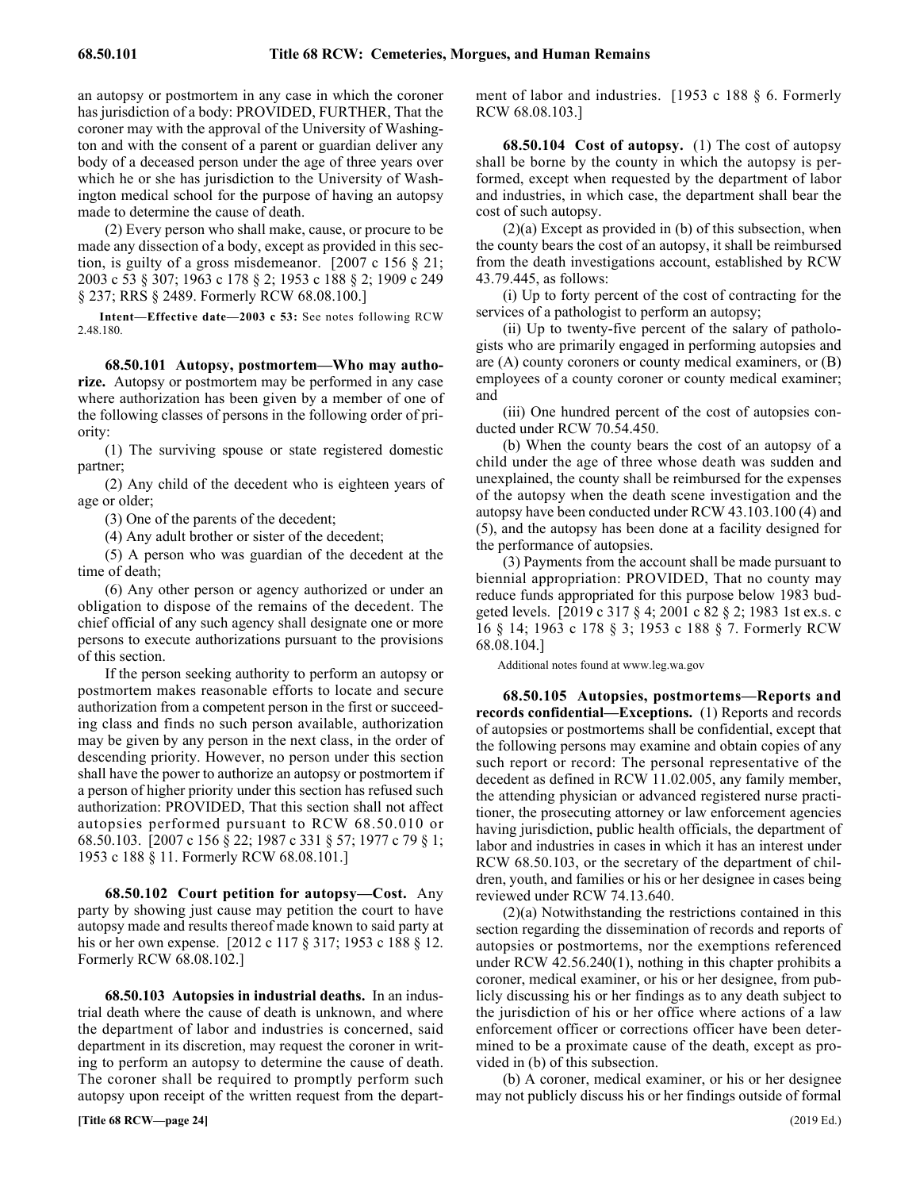an autopsy or postmortem in any case in which the coroner has jurisdiction of a body: PROVIDED, FURTHER, That the coroner may with the approval of the University of Washington and with the consent of a parent or guardian deliver any body of a deceased person under the age of three years over which he or she has jurisdiction to the University of Washington medical school for the purpose of having an autopsy made to determine the cause of death.

(2) Every person who shall make, cause, or procure to be made any dissection of a body, except as provided in this section, is guilty of a gross misdemeanor. [2007 c 156 § 21; 2003 c 53 § 307; 1963 c 178 § 2; 1953 c 188 § 2; 1909 c 249 § 237; RRS § 2489. Formerly RCW 68.08.100.]

**Intent—Effective date—2003 c 53:** See notes following RCW 2.48.180.

**68.50.101 Autopsy, postmortem—Who may authorize.** Autopsy or postmortem may be performed in any case where authorization has been given by a member of one of the following classes of persons in the following order of priority:

(1) The surviving spouse or state registered domestic partner;

(2) Any child of the decedent who is eighteen years of age or older;

(3) One of the parents of the decedent;

(4) Any adult brother or sister of the decedent;

(5) A person who was guardian of the decedent at the time of death;

(6) Any other person or agency authorized or under an obligation to dispose of the remains of the decedent. The chief official of any such agency shall designate one or more persons to execute authorizations pursuant to the provisions of this section.

If the person seeking authority to perform an autopsy or postmortem makes reasonable efforts to locate and secure authorization from a competent person in the first or succeeding class and finds no such person available, authorization may be given by any person in the next class, in the order of descending priority. However, no person under this section shall have the power to authorize an autopsy or postmortem if a person of higher priority under this section has refused such authorization: PROVIDED, That this section shall not affect autopsies performed pursuant to RCW 68.50.010 or 68.50.103. [2007 c 156 § 22; 1987 c 331 § 57; 1977 c 79 § 1; 1953 c 188 § 11. Formerly RCW 68.08.101.]

**68.50.102 Court petition for autopsy—Cost.** Any party by showing just cause may petition the court to have autopsy made and results thereof made known to said party at his or her own expense. [2012 c 117 § 317; 1953 c 188 § 12. Formerly RCW 68.08.102.]

**68.50.103 Autopsies in industrial deaths.** In an industrial death where the cause of death is unknown, and where the department of labor and industries is concerned, said department in its discretion, may request the coroner in writing to perform an autopsy to determine the cause of death. The coroner shall be required to promptly perform such autopsy upon receipt of the written request from the department of labor and industries. [1953 c 188 § 6. Formerly RCW 68.08.103.]

**68.50.104 Cost of autopsy.** (1) The cost of autopsy shall be borne by the county in which the autopsy is performed, except when requested by the department of labor and industries, in which case, the department shall bear the cost of such autopsy.

(2)(a) Except as provided in (b) of this subsection, when the county bears the cost of an autopsy, it shall be reimbursed from the death investigations account, established by RCW 43.79.445, as follows:

(i) Up to forty percent of the cost of contracting for the services of a pathologist to perform an autopsy;

(ii) Up to twenty-five percent of the salary of pathologists who are primarily engaged in performing autopsies and are (A) county coroners or county medical examiners, or (B) employees of a county coroner or county medical examiner; and

(iii) One hundred percent of the cost of autopsies conducted under RCW 70.54.450.

(b) When the county bears the cost of an autopsy of a child under the age of three whose death was sudden and unexplained, the county shall be reimbursed for the expenses of the autopsy when the death scene investigation and the autopsy have been conducted under RCW 43.103.100 (4) and (5), and the autopsy has been done at a facility designed for the performance of autopsies.

(3) Payments from the account shall be made pursuant to biennial appropriation: PROVIDED, That no county may reduce funds appropriated for this purpose below 1983 budgeted levels. [2019 c 317 § 4; 2001 c 82 § 2; 1983 1st ex.s. c 16 § 14; 1963 c 178 § 3; 1953 c 188 § 7. Formerly RCW 68.08.104.]

Additional notes found at www.leg.wa.gov

**68.50.105 Autopsies, postmortems—Reports and records confidential—Exceptions.** (1) Reports and records of autopsies or postmortems shall be confidential, except that the following persons may examine and obtain copies of any such report or record: The personal representative of the decedent as defined in RCW 11.02.005, any family member, the attending physician or advanced registered nurse practitioner, the prosecuting attorney or law enforcement agencies having jurisdiction, public health officials, the department of labor and industries in cases in which it has an interest under RCW 68.50.103, or the secretary of the department of children, youth, and families or his or her designee in cases being reviewed under RCW 74.13.640.

(2)(a) Notwithstanding the restrictions contained in this section regarding the dissemination of records and reports of autopsies or postmortems, nor the exemptions referenced under RCW 42.56.240(1), nothing in this chapter prohibits a coroner, medical examiner, or his or her designee, from publicly discussing his or her findings as to any death subject to the jurisdiction of his or her office where actions of a law enforcement officer or corrections officer have been determined to be a proximate cause of the death, except as provided in (b) of this subsection.

(b) A coroner, medical examiner, or his or her designee may not publicly discuss his or her findings outside of formal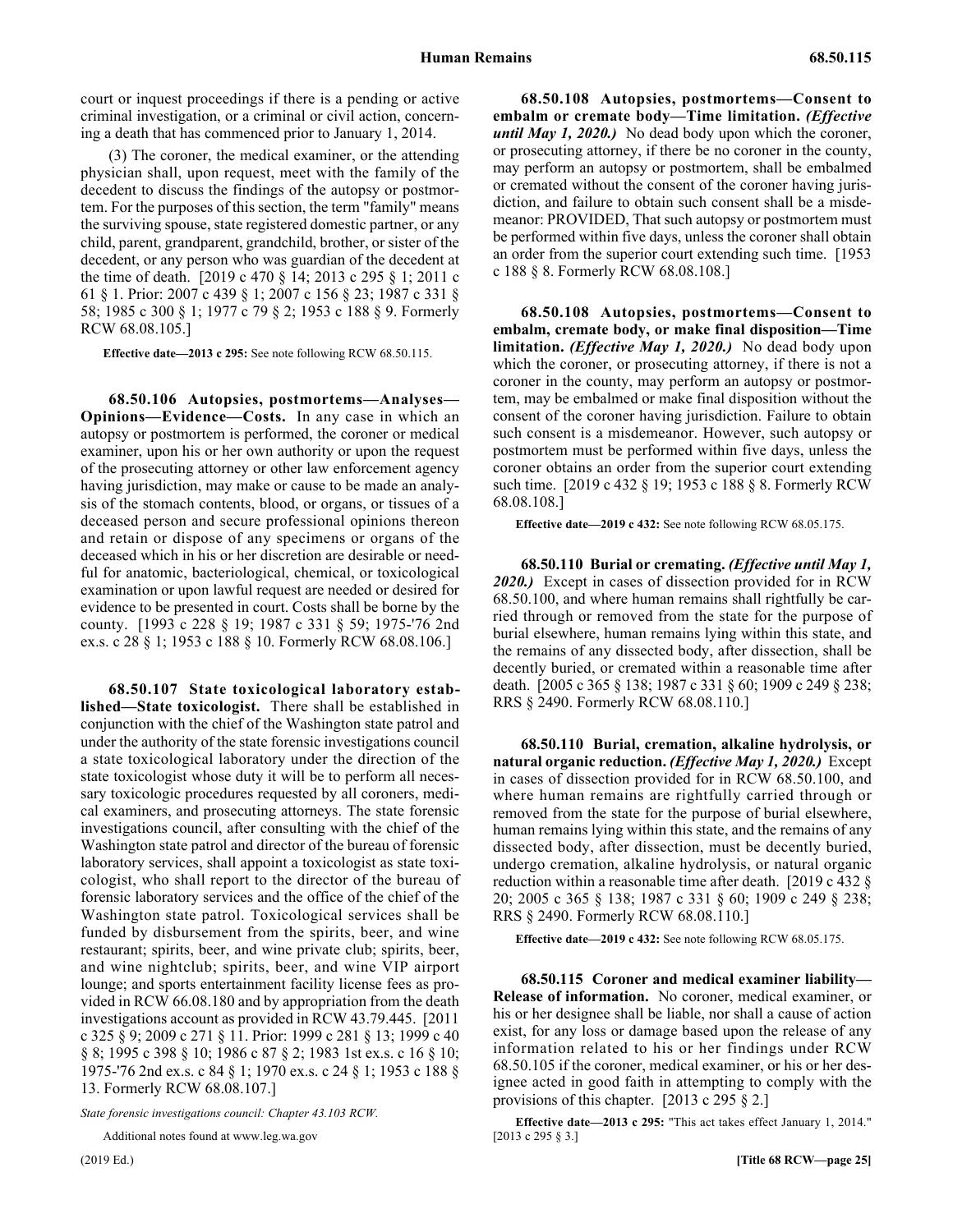court or inquest proceedings if there is a pending or active criminal investigation, or a criminal or civil action, concerning a death that has commenced prior to January 1, 2014.

(3) The coroner, the medical examiner, or the attending physician shall, upon request, meet with the family of the decedent to discuss the findings of the autopsy or postmortem. For the purposes of this section, the term "family" means the surviving spouse, state registered domestic partner, or any child, parent, grandparent, grandchild, brother, or sister of the decedent, or any person who was guardian of the decedent at the time of death. [2019 c 470 § 14; 2013 c 295 § 1; 2011 c 61 § 1. Prior: 2007 c 439 § 1; 2007 c 156 § 23; 1987 c 331 § 58; 1985 c 300 § 1; 1977 c 79 § 2; 1953 c 188 § 9. Formerly RCW 68.08.105.]

**Effective date—2013 c 295:** See note following RCW 68.50.115.

**68.50.106 Autopsies, postmortems—Analyses—Opinions—Evidence—Costs.** In any case in which an autopsy or postmortem is performed, the coroner or medical examiner, upon his or her own authority or upon the request of the prosecuting attorney or other law enforcement agency having jurisdiction, may make or cause to be made an analysis of the stomach contents, blood, or organs, or tissues of a deceased person and secure professional opinions thereon and retain or dispose of any specimens or organs of the deceased which in his or her discretion are desirable or needful for anatomic, bacteriological, chemical, or toxicological examination or upon lawful request are needed or desired for evidence to be presented in court. Costs shall be borne by the county. [1993 c 228 § 19; 1987 c 331 § 59; 1975-'76 2nd ex.s. c 28 § 1; 1953 c 188 § 10. Formerly RCW 68.08.106.]

**68.50.107 State toxicological laboratory established—State toxicologist.** There shall be established in conjunction with the chief of the Washington state patrol and under the authority of the state forensic investigations council a state toxicological laboratory under the direction of the state toxicologist whose duty it will be to perform all necessary toxicologic procedures requested by all coroners, medical examiners, and prosecuting attorneys. The state forensic investigations council, after consulting with the chief of the Washington state patrol and director of the bureau of forensic laboratory services, shall appoint a toxicologist as state toxicologist, who shall report to the director of the bureau of forensic laboratory services and the office of the chief of the Washington state patrol. Toxicological services shall be funded by disbursement from the spirits, beer, and wine restaurant; spirits, beer, and wine private club; spirits, beer, and wine nightclub; spirits, beer, and wine VIP airport lounge; and sports entertainment facility license fees as provided in RCW 66.08.180 and by appropriation from the death investigations account as provided in RCW 43.79.445. [2011 c 325 § 9; 2009 c 271 § 11. Prior: 1999 c 281 § 13; 1999 c 40 § 8; 1995 c 398 § 10; 1986 c 87 § 2; 1983 1st ex.s. c 16 § 10; 1975-'76 2nd ex.s. c 84 § 1; 1970 ex.s. c 24 § 1; 1953 c 188 § 13. Formerly RCW 68.08.107.]

*State forensic investigations council: Chapter 43.103 RCW.*

Additional notes found at www.leg.wa.gov

**68.50.108 Autopsies, postmortems—Consent to embalm or cremate body—Time limitation.** ***(Effective until May 1, 2020.)*** No dead body upon which the coroner, or prosecuting attorney, if there be no coroner in the county, may perform an autopsy or postmortem, shall be embalmed or cremated without the consent of the coroner having jurisdiction, and failure to obtain such consent shall be a misdemeanor: PROVIDED, That such autopsy or postmortem must be performed within five days, unless the coroner shall obtain an order from the superior court extending such time. [1953 c 188 § 8. Formerly RCW 68.08.108.]

**68.50.108 Autopsies, postmortems—Consent to embalm, cremate body, or make final disposition—Time limitation.** ***(Effective May 1, 2020.)*** No dead body upon which the coroner, or prosecuting attorney, if there is not a coroner in the county, may perform an autopsy or postmortem, may be embalmed or make final disposition without the consent of the coroner having jurisdiction. Failure to obtain such consent is a misdemeanor. However, such autopsy or postmortem must be performed within five days, unless the coroner obtains an order from the superior court extending such time. [2019 c 432 § 19; 1953 c 188 § 8. Formerly RCW 68.08.108.]

**Effective date—2019 c 432:** See note following RCW 68.05.175.

**68.50.110 Burial or cremating.** ***(Effective until May 1, 2020.)*** Except in cases of dissection provided for in RCW 68.50.100, and where human remains shall rightfully be carried through or removed from the state for the purpose of burial elsewhere, human remains lying within this state, and the remains of any dissected body, after dissection, shall be decently buried, or cremated within a reasonable time after death. [2005 c 365 § 138; 1987 c 331 § 60; 1909 c 249 § 238; RRS § 2490. Formerly RCW 68.08.110.]

**68.50.110 Burial, cremation, alkaline hydrolysis, or natural organic reduction.** ***(Effective May 1, 2020.)*** Except in cases of dissection provided for in RCW 68.50.100, and where human remains are rightfully carried through or removed from the state for the purpose of burial elsewhere, human remains lying within this state, and the remains of any dissected body, after dissection, must be decently buried, undergo cremation, alkaline hydrolysis, or natural organic reduction within a reasonable time after death. [2019 c 432 § 20; 2005 c 365 § 138; 1987 c 331 § 60; 1909 c 249 § 238; RRS § 2490. Formerly RCW 68.08.110.]

**Effective date—2019 c 432:** See note following RCW 68.05.175.

**68.50.115 Coroner and medical examiner liability—Release of information.** No coroner, medical examiner, or his or her designee shall be liable, nor shall a cause of action exist, for any loss or damage based upon the release of any information related to his or her findings under RCW 68.50.105 if the coroner, medical examiner, or his or her designee acted in good faith in attempting to comply with the provisions of this chapter. [2013 c 295 § 2.]

**Effective date—2013 c 295:** "This act takes effect January 1, 2014." [2013 c 295 § 3.]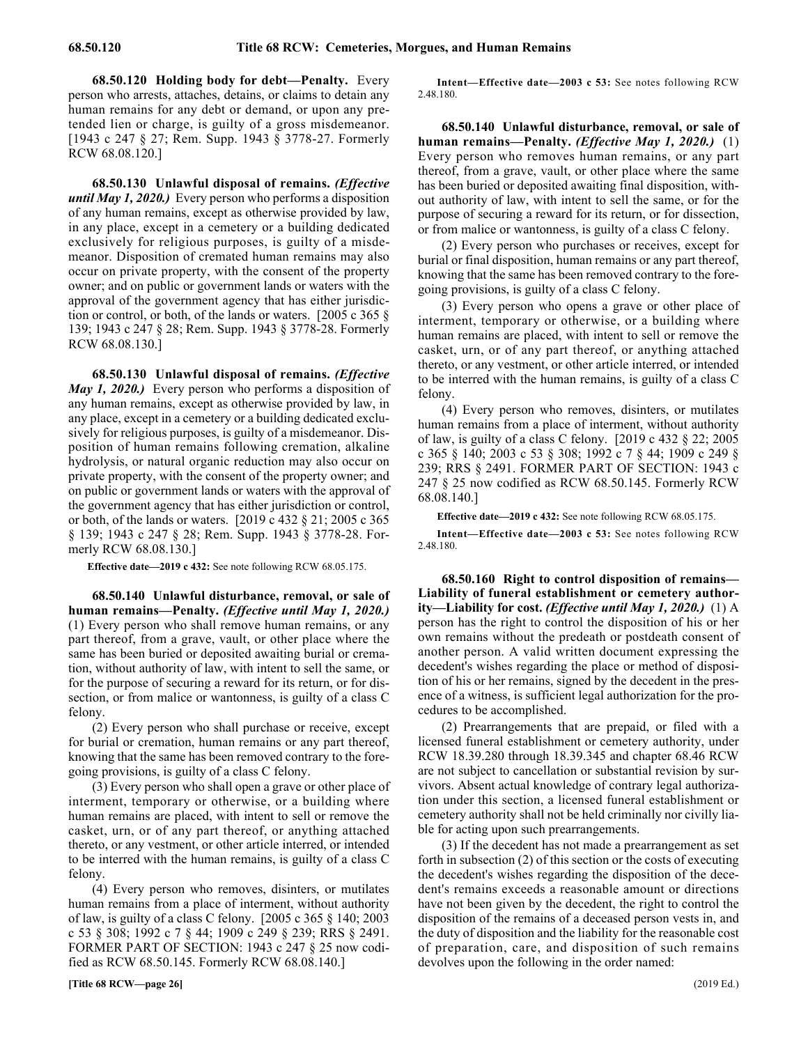**68.50.120 Holding body for debt—Penalty.** Every person who arrests, attaches, detains, or claims to detain any human remains for any debt or demand, or upon any pretended lien or charge, is guilty of a gross misdemeanor. [1943 c 247 § 27; Rem. Supp. 1943 § 3778-27. Formerly RCW 68.08.120.]

**68.50.130 Unlawful disposal of remains.** *(Effective until May 1, 2020.)* Every person who performs a disposition of any human remains, except as otherwise provided by law, in any place, except in a cemetery or a building dedicated exclusively for religious purposes, is guilty of a misdemeanor. Disposition of cremated human remains may also occur on private property, with the consent of the property owner; and on public or government lands or waters with the approval of the government agency that has either jurisdiction or control, or both, of the lands or waters. [2005 c 365 § 139; 1943 c 247 § 28; Rem. Supp. 1943 § 3778-28. Formerly RCW 68.08.130.]

**68.50.130 Unlawful disposal of remains.** *(Effective May 1, 2020.)* Every person who performs a disposition of any human remains, except as otherwise provided by law, in any place, except in a cemetery or a building dedicated exclusively for religious purposes, is guilty of a misdemeanor. Disposition of human remains following cremation, alkaline hydrolysis, or natural organic reduction may also occur on private property, with the consent of the property owner; and on public or government lands or waters with the approval of the government agency that has either jurisdiction or control, or both, of the lands or waters. [2019 c 432 § 21; 2005 c 365 § 139; 1943 c 247 § 28; Rem. Supp. 1943 § 3778-28. Formerly RCW 68.08.130.]

**Effective date—2019 c 432:** See note following RCW 68.05.175.

**68.50.140 Unlawful disturbance, removal, or sale of human remains—Penalty.** *(Effective until May 1, 2020.)* (1) Every person who shall remove human remains, or any part thereof, from a grave, vault, or other place where the same has been buried or deposited awaiting burial or cremation, without authority of law, with intent to sell the same, or for the purpose of securing a reward for its return, or for dissection, or from malice or wantonness, is guilty of a class C felony.

(2) Every person who shall purchase or receive, except for burial or cremation, human remains or any part thereof, knowing that the same has been removed contrary to the foregoing provisions, is guilty of a class C felony.

(3) Every person who shall open a grave or other place of interment, temporary or otherwise, or a building where human remains are placed, with intent to sell or remove the casket, urn, or of any part thereof, or anything attached thereto, or any vestment, or other article interred, or intended to be interred with the human remains, is guilty of a class C felony.

(4) Every person who removes, disinters, or mutilates human remains from a place of interment, without authority of law, is guilty of a class C felony. [2005 c 365 § 140; 2003 c 53 § 308; 1992 c 7 § 44; 1909 c 249 § 239; RRS § 2491. FORMER PART OF SECTION: 1943 c 247 § 25 now codified as RCW 68.50.145. Formerly RCW 68.08.140.]

**Intent—Effective date—2003 c 53:** See notes following RCW 2.48.180.

**68.50.140 Unlawful disturbance, removal, or sale of human remains—Penalty.** *(Effective May 1, 2020.)* (1) Every person who removes human remains, or any part thereof, from a grave, vault, or other place where the same has been buried or deposited awaiting final disposition, without authority of law, with intent to sell the same, or for the purpose of securing a reward for its return, or for dissection, or from malice or wantonness, is guilty of a class C felony.

(2) Every person who purchases or receives, except for burial or final disposition, human remains or any part thereof, knowing that the same has been removed contrary to the foregoing provisions, is guilty of a class C felony.

(3) Every person who opens a grave or other place of interment, temporary or otherwise, or a building where human remains are placed, with intent to sell or remove the casket, urn, or of any part thereof, or anything attached thereto, or any vestment, or other article interred, or intended to be interred with the human remains, is guilty of a class C felony.

(4) Every person who removes, disinters, or mutilates human remains from a place of interment, without authority of law, is guilty of a class C felony. [2019 c 432 § 22; 2005 c 365 § 140; 2003 c 53 § 308; 1992 c 7 § 44; 1909 c 249 § 239; RRS § 2491. FORMER PART OF SECTION: 1943 c 247 § 25 now codified as RCW 68.50.145. Formerly RCW 68.08.140.]

**Effective date—2019 c 432:** See note following RCW 68.05.175.

**Intent—Effective date—2003 c 53:** See notes following RCW 2.48.180.

**68.50.160 Right to control disposition of remains—Liability of funeral establishment or cemetery authority—Liability for cost.** *(Effective until May 1, 2020.)* (1) A person has the right to control the disposition of his or her own remains without the predeath or postdeath consent of another person. A valid written document expressing the decedent's wishes regarding the place or method of disposition of his or her remains, signed by the decedent in the presence of a witness, is sufficient legal authorization for the procedures to be accomplished.

(2) Prearrangements that are prepaid, or filed with a licensed funeral establishment or cemetery authority, under RCW 18.39.280 through 18.39.345 and chapter 68.46 RCW are not subject to cancellation or substantial revision by survivors. Absent actual knowledge of contrary legal authorization under this section, a licensed funeral establishment or cemetery authority shall not be held criminally nor civilly liable for acting upon such prearrangements.

(3) If the decedent has not made a prearrangement as set forth in subsection (2) of this section or the costs of executing the decedent's wishes regarding the disposition of the decedent's remains exceeds a reasonable amount or directions have not been given by the decedent, the right to control the disposition of the remains of a deceased person vests in, and the duty of disposition and the liability for the reasonable cost of preparation, care, and disposition of such remains devolves upon the following in the order named: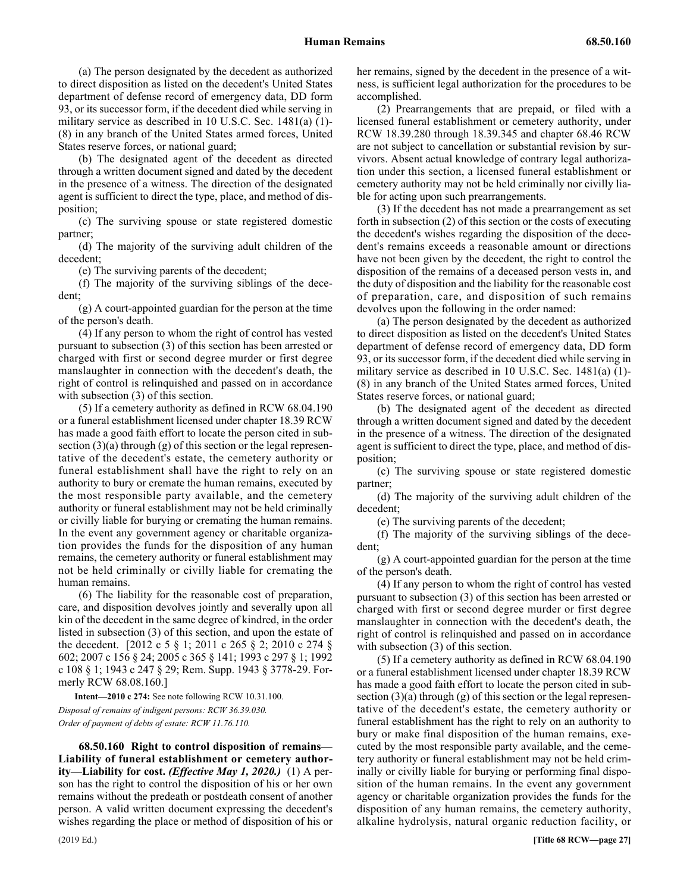(a) The person designated by the decedent as authorized to direct disposition as listed on the decedent's United States department of defense record of emergency data, DD form 93, or its successor form, if the decedent died while serving in military service as described in 10 U.S.C. Sec. 1481(a) (1)-(8) in any branch of the United States armed forces, United States reserve forces, or national guard;

(b) The designated agent of the decedent as directed through a written document signed and dated by the decedent in the presence of a witness. The direction of the designated agent is sufficient to direct the type, place, and method of disposition;

(c) The surviving spouse or state registered domestic partner;

(d) The majority of the surviving adult children of the decedent;

(e) The surviving parents of the decedent;

(f) The majority of the surviving siblings of the decedent;

(g) A court-appointed guardian for the person at the time of the person's death.

(4) If any person to whom the right of control has vested pursuant to subsection (3) of this section has been arrested or charged with first or second degree murder or first degree manslaughter in connection with the decedent's death, the right of control is relinquished and passed on in accordance with subsection (3) of this section.

(5) If a cemetery authority as defined in RCW 68.04.190 or a funeral establishment licensed under chapter 18.39 RCW has made a good faith effort to locate the person cited in subsection (3)(a) through (g) of this section or the legal representative of the decedent's estate, the cemetery authority or funeral establishment shall have the right to rely on an authority to bury or cremate the human remains, executed by the most responsible party available, and the cemetery authority or funeral establishment may not be held criminally or civilly liable for burying or cremating the human remains. In the event any government agency or charitable organization provides the funds for the disposition of any human remains, the cemetery authority or funeral establishment may not be held criminally or civilly liable for cremating the human remains.

(6) The liability for the reasonable cost of preparation, care, and disposition devolves jointly and severally upon all kin of the decedent in the same degree of kindred, in the order listed in subsection (3) of this section, and upon the estate of the decedent. [2012 c 5 § 1; 2011 c 265 § 2; 2010 c 274 § 602; 2007 c 156 § 24; 2005 c 365 § 141; 1993 c 297 § 1; 1992 c 108 § 1; 1943 c 247 § 29; Rem. Supp. 1943 § 3778-29. Formerly RCW 68.08.160.]

**Intent—2010 c 274:** See note following RCW 10.31.100.

*Disposal of remains of indigent persons: RCW 36.39.030.*

*Order of payment of debts of estate: RCW 11.76.110.*

**68.50.160 Right to control disposition of remains—Liability of funeral establishment or cemetery authority—Liability for cost.** ***(Effective May 1, 2020.)*** (1) A person has the right to control the disposition of his or her own remains without the predeath or postdeath consent of another person. A valid written document expressing the decedent's wishes regarding the place or method of disposition of his or her remains, signed by the decedent in the presence of a witness, is sufficient legal authorization for the procedures to be accomplished.

(2) Prearrangements that are prepaid, or filed with a licensed funeral establishment or cemetery authority, under RCW 18.39.280 through 18.39.345 and chapter 68.46 RCW are not subject to cancellation or substantial revision by survivors. Absent actual knowledge of contrary legal authorization under this section, a licensed funeral establishment or cemetery authority may not be held criminally nor civilly liable for acting upon such prearrangements.

(3) If the decedent has not made a prearrangement as set forth in subsection (2) of this section or the costs of executing the decedent's wishes regarding the disposition of the decedent's remains exceeds a reasonable amount or directions have not been given by the decedent, the right to control the disposition of the remains of a deceased person vests in, and the duty of disposition and the liability for the reasonable cost of preparation, care, and disposition of such remains devolves upon the following in the order named:

(a) The person designated by the decedent as authorized to direct disposition as listed on the decedent's United States department of defense record of emergency data, DD form 93, or its successor form, if the decedent died while serving in military service as described in 10 U.S.C. Sec. 1481(a) (1)-(8) in any branch of the United States armed forces, United States reserve forces, or national guard;

(b) The designated agent of the decedent as directed through a written document signed and dated by the decedent in the presence of a witness. The direction of the designated agent is sufficient to direct the type, place, and method of disposition;

(c) The surviving spouse or state registered domestic partner;

(d) The majority of the surviving adult children of the decedent;

(e) The surviving parents of the decedent;

(f) The majority of the surviving siblings of the decedent;

(g) A court-appointed guardian for the person at the time of the person's death.

(4) If any person to whom the right of control has vested pursuant to subsection (3) of this section has been arrested or charged with first or second degree murder or first degree manslaughter in connection with the decedent's death, the right of control is relinquished and passed on in accordance with subsection (3) of this section.

(5) If a cemetery authority as defined in RCW 68.04.190 or a funeral establishment licensed under chapter 18.39 RCW has made a good faith effort to locate the person cited in subsection (3)(a) through (g) of this section or the legal representative of the decedent's estate, the cemetery authority or funeral establishment has the right to rely on an authority to bury or make final disposition of the human remains, executed by the most responsible party available, and the cemetery authority or funeral establishment may not be held criminally or civilly liable for burying or performing final disposition of the human remains. In the event any government agency or charitable organization provides the funds for the disposition of any human remains, the cemetery authority, alkaline hydrolysis, natural organic reduction facility, or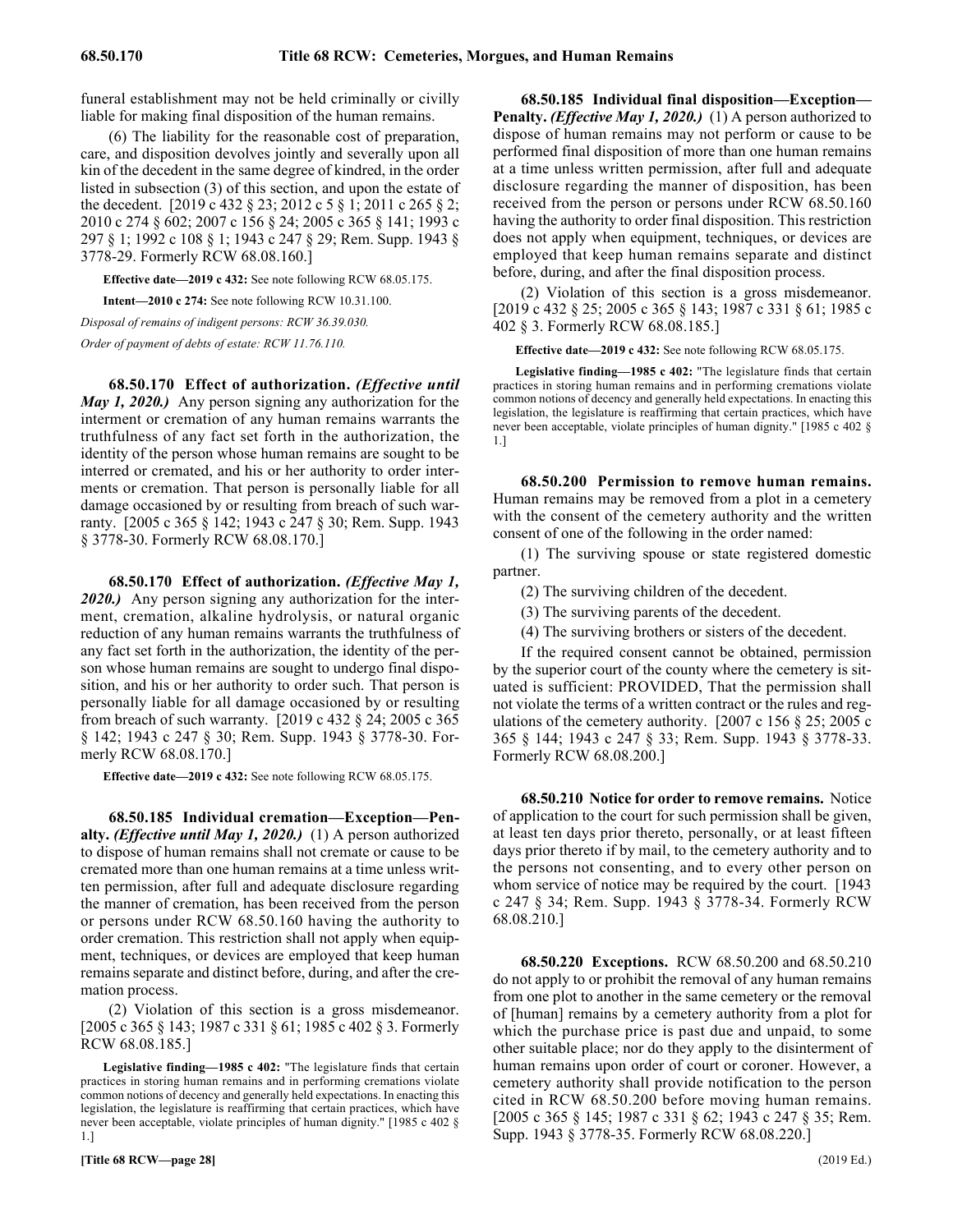funeral establishment may not be held criminally or civilly liable for making final disposition of the human remains.

(6) The liability for the reasonable cost of preparation, care, and disposition devolves jointly and severally upon all kin of the decedent in the same degree of kindred, in the order listed in subsection (3) of this section, and upon the estate of the decedent. [2019 c 432 § 23; 2012 c 5 § 1; 2011 c 265 § 2; 2010 c 274 § 602; 2007 c 156 § 24; 2005 c 365 § 141; 1993 c 297 § 1; 1992 c 108 § 1; 1943 c 247 § 29; Rem. Supp. 1943 § 3778-29. Formerly RCW 68.08.160.]

**Effective date—2019 c 432:** See note following RCW 68.05.175.

**Intent—2010 c 274:** See note following RCW 10.31.100.

*Disposal of remains of indigent persons: RCW 36.39.030.*

*Order of payment of debts of estate: RCW 11.76.110.*

**68.50.170 Effect of authorization.** ***(Effective until May 1, 2020.)*** Any person signing any authorization for the interment or cremation of any human remains warrants the truthfulness of any fact set forth in the authorization, the identity of the person whose human remains are sought to be interred or cremated, and his or her authority to order interments or cremation. That person is personally liable for all damage occasioned by or resulting from breach of such warranty. [2005 c 365 § 142; 1943 c 247 § 30; Rem. Supp. 1943 § 3778-30. Formerly RCW 68.08.170.]

**68.50.170 Effect of authorization.** ***(Effective May 1, 2020.)*** Any person signing any authorization for the interment, cremation, alkaline hydrolysis, or natural organic reduction of any human remains warrants the truthfulness of any fact set forth in the authorization, the identity of the person whose human remains are sought to undergo final disposition, and his or her authority to order such. That person is personally liable for all damage occasioned by or resulting from breach of such warranty. [2019 c 432 § 24; 2005 c 365 § 142; 1943 c 247 § 30; Rem. Supp. 1943 § 3778-30. Formerly RCW 68.08.170.]

**Effective date—2019 c 432:** See note following RCW 68.05.175.

**68.50.185 Individual cremation—Exception—Penalty.** ***(Effective until May 1, 2020.)*** (1) A person authorized to dispose of human remains shall not cremate or cause to be cremated more than one human remains at a time unless written permission, after full and adequate disclosure regarding the manner of cremation, has been received from the person or persons under RCW 68.50.160 having the authority to order cremation. This restriction shall not apply when equipment, techniques, or devices are employed that keep human remains separate and distinct before, during, and after the cremation process.

(2) Violation of this section is a gross misdemeanor. [2005 c 365 § 143; 1987 c 331 § 61; 1985 c 402 § 3. Formerly RCW 68.08.185.]

**Legislative finding—1985 c 402:** "The legislature finds that certain practices in storing human remains and in performing cremations violate common notions of decency and generally held expectations. In enacting this legislation, the legislature is reaffirming that certain practices, which have never been acceptable, violate principles of human dignity." [1985 c 402 § 1.]

**68.50.185 Individual final disposition—Exception—Penalty.** ***(Effective May 1, 2020.)*** (1) A person authorized to dispose of human remains may not perform or cause to be performed final disposition of more than one human remains at a time unless written permission, after full and adequate disclosure regarding the manner of disposition, has been received from the person or persons under RCW 68.50.160 having the authority to order final disposition. This restriction does not apply when equipment, techniques, or devices are employed that keep human remains separate and distinct before, during, and after the final disposition process.

(2) Violation of this section is a gross misdemeanor. [2019 c 432 § 25; 2005 c 365 § 143; 1987 c 331 § 61; 1985 c 402 § 3. Formerly RCW 68.08.185.]

**Effective date—2019 c 432:** See note following RCW 68.05.175.

**Legislative finding—1985 c 402:** "The legislature finds that certain practices in storing human remains and in performing cremations violate common notions of decency and generally held expectations. In enacting this legislation, the legislature is reaffirming that certain practices, which have never been acceptable, violate principles of human dignity." [1985 c 402 § 1.]

**68.50.200 Permission to remove human remains.** Human remains may be removed from a plot in a cemetery with the consent of the cemetery authority and the written consent of one of the following in the order named:

(1) The surviving spouse or state registered domestic partner.

(2) The surviving children of the decedent.

(3) The surviving parents of the decedent.

(4) The surviving brothers or sisters of the decedent.

If the required consent cannot be obtained, permission by the superior court of the county where the cemetery is situated is sufficient: PROVIDED, That the permission shall not violate the terms of a written contract or the rules and regulations of the cemetery authority. [2007 c 156 § 25; 2005 c 365 § 144; 1943 c 247 § 33; Rem. Supp. 1943 § 3778-33. Formerly RCW 68.08.200.]

**68.50.210 Notice for order to remove remains.** Notice of application to the court for such permission shall be given, at least ten days prior thereto, personally, or at least fifteen days prior thereto if by mail, to the cemetery authority and to the persons not consenting, and to every other person on whom service of notice may be required by the court. [1943 c 247 § 34; Rem. Supp. 1943 § 3778-34. Formerly RCW 68.08.210.]

**68.50.220 Exceptions.** RCW 68.50.200 and 68.50.210 do not apply to or prohibit the removal of any human remains from one plot to another in the same cemetery or the removal of [human] remains by a cemetery authority from a plot for which the purchase price is past due and unpaid, to some other suitable place; nor do they apply to the disinterment of human remains upon order of court or coroner. However, a cemetery authority shall provide notification to the person cited in RCW 68.50.200 before moving human remains. [2005 c 365 § 145; 1987 c 331 § 62; 1943 c 247 § 35; Rem. Supp. 1943 § 3778-35. Formerly RCW 68.08.220.]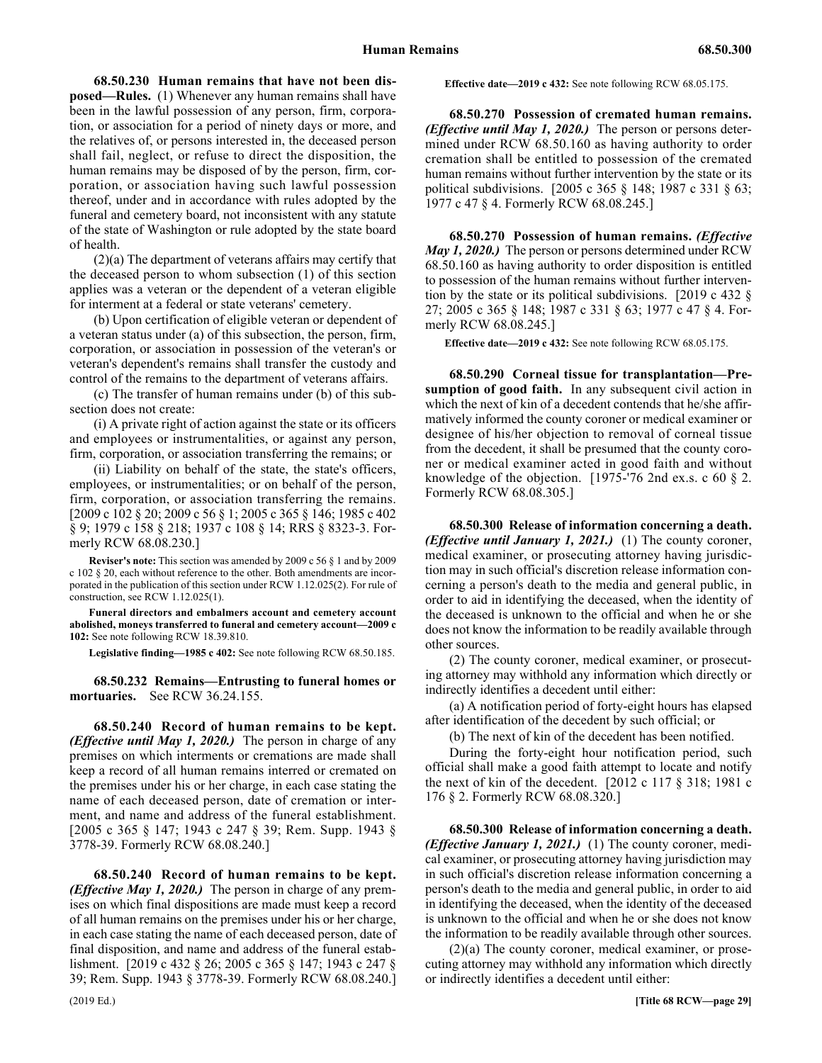**68.50.230 Human remains that have not been disposed—Rules.** (1) Whenever any human remains shall have been in the lawful possession of any person, firm, corporation, or association for a period of ninety days or more, and the relatives of, or persons interested in, the deceased person shall fail, neglect, or refuse to direct the disposition, the human remains may be disposed of by the person, firm, corporation, or association having such lawful possession thereof, under and in accordance with rules adopted by the funeral and cemetery board, not inconsistent with any statute of the state of Washington or rule adopted by the state board of health.

(2)(a) The department of veterans affairs may certify that the deceased person to whom subsection (1) of this section applies was a veteran or the dependent of a veteran eligible for interment at a federal or state veterans' cemetery.

(b) Upon certification of eligible veteran or dependent of a veteran status under (a) of this subsection, the person, firm, corporation, or association in possession of the veteran's or veteran's dependent's remains shall transfer the custody and control of the remains to the department of veterans affairs.

(c) The transfer of human remains under (b) of this subsection does not create:

(i) A private right of action against the state or its officers and employees or instrumentalities, or against any person, firm, corporation, or association transferring the remains; or

(ii) Liability on behalf of the state, the state's officers, employees, or instrumentalities; or on behalf of the person, firm, corporation, or association transferring the remains. [2009 c 102 § 20; 2009 c 56 § 1; 2005 c 365 § 146; 1985 c 402 § 9; 1979 c 158 § 218; 1937 c 108 § 14; RRS § 8323-3. Formerly RCW 68.08.230.]

**Reviser's note:** This section was amended by 2009 c 56 § 1 and by 2009 c 102 § 20, each without reference to the other. Both amendments are incorporated in the publication of this section under RCW 1.12.025(2). For rule of construction, see RCW 1.12.025(1).

**Funeral directors and embalmers account and cemetery account abolished, moneys transferred to funeral and cemetery account—2009 c 102:** See note following RCW 18.39.810.

**Legislative finding—1985 c 402:** See note following RCW 68.50.185.

**68.50.232 Remains—Entrusting to funeral homes or mortuaries.** See RCW 36.24.155.

**68.50.240 Record of human remains to be kept.** ***(Effective until May 1, 2020.)*** The person in charge of any premises on which interments or cremations are made shall keep a record of all human remains interred or cremated on the premises under his or her charge, in each case stating the name of each deceased person, date of cremation or interment, and name and address of the funeral establishment. [2005 c 365 § 147; 1943 c 247 § 39; Rem. Supp. 1943 § 3778-39. Formerly RCW 68.08.240.]

**68.50.240 Record of human remains to be kept.** ***(Effective May 1, 2020.)*** The person in charge of any premises on which final dispositions are made must keep a record of all human remains on the premises under his or her charge, in each case stating the name of each deceased person, date of final disposition, and name and address of the funeral establishment. [2019 c 432 § 26; 2005 c 365 § 147; 1943 c 247 § 39; Rem. Supp. 1943 § 3778-39. Formerly RCW 68.08.240.]

**Effective date—2019 c 432:** See note following RCW 68.05.175.

**68.50.270 Possession of cremated human remains.** ***(Effective until May 1, 2020.)*** The person or persons determined under RCW 68.50.160 as having authority to order cremation shall be entitled to possession of the cremated human remains without further intervention by the state or its political subdivisions. [2005 c 365 § 148; 1987 c 331 § 63; 1977 c 47 § 4. Formerly RCW 68.08.245.]

**68.50.270 Possession of human remains.** ***(Effective May 1, 2020.)*** The person or persons determined under RCW 68.50.160 as having authority to order disposition is entitled to possession of the human remains without further intervention by the state or its political subdivisions. [2019 c 432 § 27; 2005 c 365 § 148; 1987 c 331 § 63; 1977 c 47 § 4. Formerly RCW 68.08.245.]

**Effective date—2019 c 432:** See note following RCW 68.05.175.

**68.50.290 Corneal tissue for transplantation—Presumption of good faith.** In any subsequent civil action in which the next of kin of a decedent contends that he/she affirmatively informed the county coroner or medical examiner or designee of his/her objection to removal of corneal tissue from the decedent, it shall be presumed that the county coroner or medical examiner acted in good faith and without knowledge of the objection. [1975-'76 2nd ex.s. c 60 § 2. Formerly RCW 68.08.305.]

**68.50.300 Release of information concerning a death.** ***(Effective until January 1, 2021.)*** (1) The county coroner, medical examiner, or prosecuting attorney having jurisdiction may in such official's discretion release information concerning a person's death to the media and general public, in order to aid in identifying the deceased, when the identity of the deceased is unknown to the official and when he or she does not know the information to be readily available through other sources.

(2) The county coroner, medical examiner, or prosecuting attorney may withhold any information which directly or indirectly identifies a decedent until either:

(a) A notification period of forty-eight hours has elapsed after identification of the decedent by such official; or

(b) The next of kin of the decedent has been notified.

During the forty-eight hour notification period, such official shall make a good faith attempt to locate and notify the next of kin of the decedent. [2012 c 117 § 318; 1981 c 176 § 2. Formerly RCW 68.08.320.]

**68.50.300 Release of information concerning a death.** ***(Effective January 1, 2021.)*** (1) The county coroner, medical examiner, or prosecuting attorney having jurisdiction may in such official's discretion release information concerning a person's death to the media and general public, in order to aid in identifying the deceased, when the identity of the deceased is unknown to the official and when he or she does not know the information to be readily available through other sources.

(2)(a) The county coroner, medical examiner, or prosecuting attorney may withhold any information which directly or indirectly identifies a decedent until either: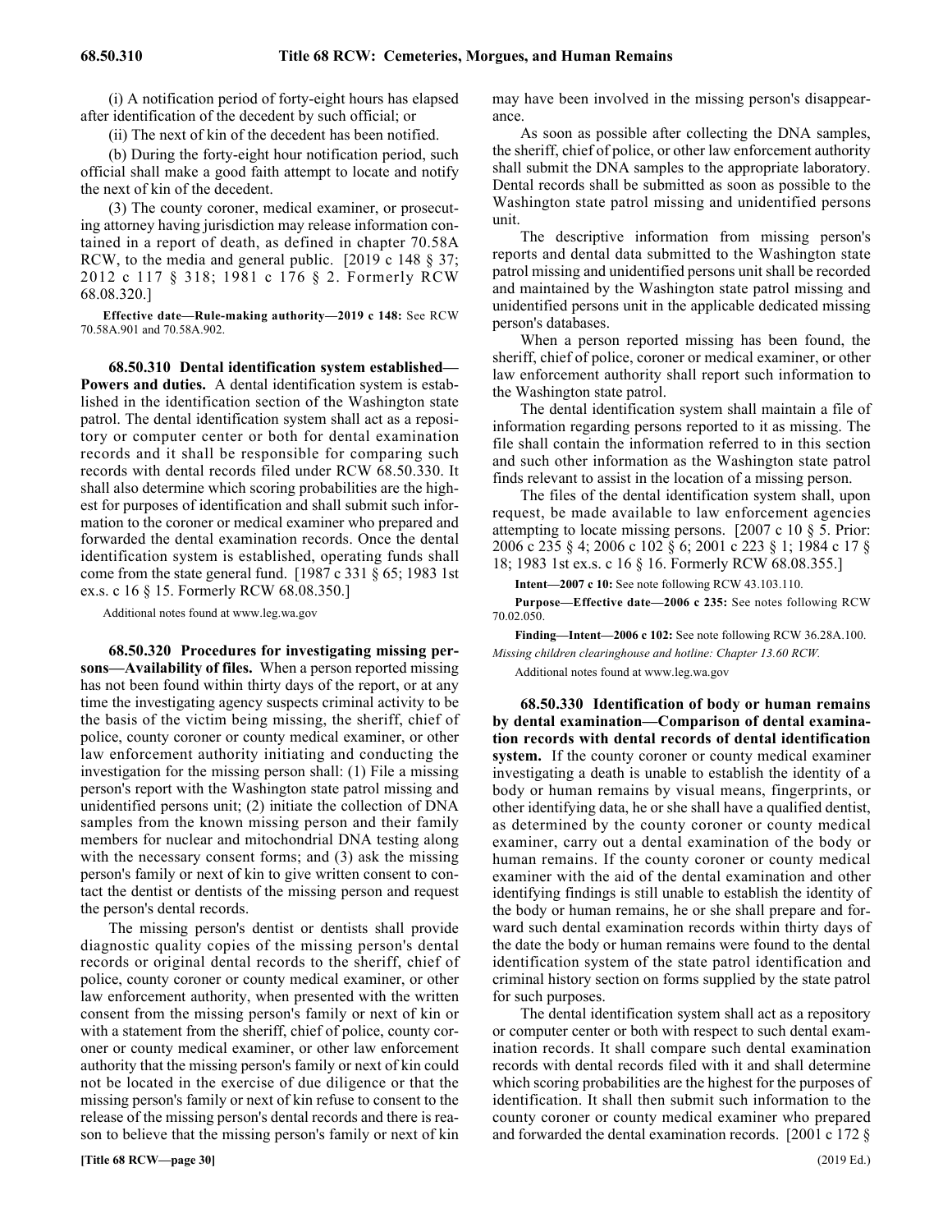(i) A notification period of forty-eight hours has elapsed after identification of the decedent by such official; or

(ii) The next of kin of the decedent has been notified.

(b) During the forty-eight hour notification period, such official shall make a good faith attempt to locate and notify the next of kin of the decedent.

(3) The county coroner, medical examiner, or prosecuting attorney having jurisdiction may release information contained in a report of death, as defined in chapter 70.58A RCW, to the media and general public. [2019 c 148 § 37; 2012 c 117 § 318; 1981 c 176 § 2. Formerly RCW 68.08.320.]

**Effective date—Rule-making authority—2019 c 148:** See RCW 70.58A.901 and 70.58A.902.

**68.50.310 Dental identification system established—Powers and duties.** A dental identification system is established in the identification section of the Washington state patrol. The dental identification system shall act as a repository or computer center or both for dental examination records and it shall be responsible for comparing such records with dental records filed under RCW 68.50.330. It shall also determine which scoring probabilities are the highest for purposes of identification and shall submit such information to the coroner or medical examiner who prepared and forwarded the dental examination records. Once the dental identification system is established, operating funds shall come from the state general fund. [1987 c 331 § 65; 1983 1st ex.s. c 16 § 15. Formerly RCW 68.08.350.]

Additional notes found at www.leg.wa.gov

**68.50.320 Procedures for investigating missing persons—Availability of files.** When a person reported missing has not been found within thirty days of the report, or at any time the investigating agency suspects criminal activity to be the basis of the victim being missing, the sheriff, chief of police, county coroner or county medical examiner, or other law enforcement authority initiating and conducting the investigation for the missing person shall: (1) File a missing person's report with the Washington state patrol missing and unidentified persons unit; (2) initiate the collection of DNA samples from the known missing person and their family members for nuclear and mitochondrial DNA testing along with the necessary consent forms; and (3) ask the missing person's family or next of kin to give written consent to contact the dentist or dentists of the missing person and request the person's dental records.

The missing person's dentist or dentists shall provide diagnostic quality copies of the missing person's dental records or original dental records to the sheriff, chief of police, county coroner or county medical examiner, or other law enforcement authority, when presented with the written consent from the missing person's family or next of kin or with a statement from the sheriff, chief of police, county coroner or county medical examiner, or other law enforcement authority that the missing person's family or next of kin could not be located in the exercise of due diligence or that the missing person's family or next of kin refuse to consent to the release of the missing person's dental records and there is reason to believe that the missing person's family or next of kin may have been involved in the missing person's disappearance.

As soon as possible after collecting the DNA samples, the sheriff, chief of police, or other law enforcement authority shall submit the DNA samples to the appropriate laboratory. Dental records shall be submitted as soon as possible to the Washington state patrol missing and unidentified persons unit.

The descriptive information from missing person's reports and dental data submitted to the Washington state patrol missing and unidentified persons unit shall be recorded and maintained by the Washington state patrol missing and unidentified persons unit in the applicable dedicated missing person's databases.

When a person reported missing has been found, the sheriff, chief of police, coroner or medical examiner, or other law enforcement authority shall report such information to the Washington state patrol.

The dental identification system shall maintain a file of information regarding persons reported to it as missing. The file shall contain the information referred to in this section and such other information as the Washington state patrol finds relevant to assist in the location of a missing person.

The files of the dental identification system shall, upon request, be made available to law enforcement agencies attempting to locate missing persons. [2007 c 10 § 5. Prior: 2006 c 235 § 4; 2006 c 102 § 6; 2001 c 223 § 1; 1984 c 17 § 18; 1983 1st ex.s. c 16 § 16. Formerly RCW 68.08.355.]

**Intent—2007 c 10:** See note following RCW 43.103.110.

**Purpose—Effective date—2006 c 235:** See notes following RCW 70.02.050.

**Finding—Intent—2006 c 102:** See note following RCW 36.28A.100.

*Missing children clearinghouse and hotline: Chapter 13.60 RCW.*

Additional notes found at www.leg.wa.gov

**68.50.330 Identification of body or human remains by dental examination—Comparison of dental examination records with dental records of dental identification system.** If the county coroner or county medical examiner investigating a death is unable to establish the identity of a body or human remains by visual means, fingerprints, or other identifying data, he or she shall have a qualified dentist, as determined by the county coroner or county medical examiner, carry out a dental examination of the body or human remains. If the county coroner or county medical examiner with the aid of the dental examination and other identifying findings is still unable to establish the identity of the body or human remains, he or she shall prepare and forward such dental examination records within thirty days of the date the body or human remains were found to the dental identification system of the state patrol identification and criminal history section on forms supplied by the state patrol for such purposes.

The dental identification system shall act as a repository or computer center or both with respect to such dental examination records. It shall compare such dental examination records with dental records filed with it and shall determine which scoring probabilities are the highest for the purposes of identification. It shall then submit such information to the county coroner or county medical examiner who prepared and forwarded the dental examination records. [2001 c 172 §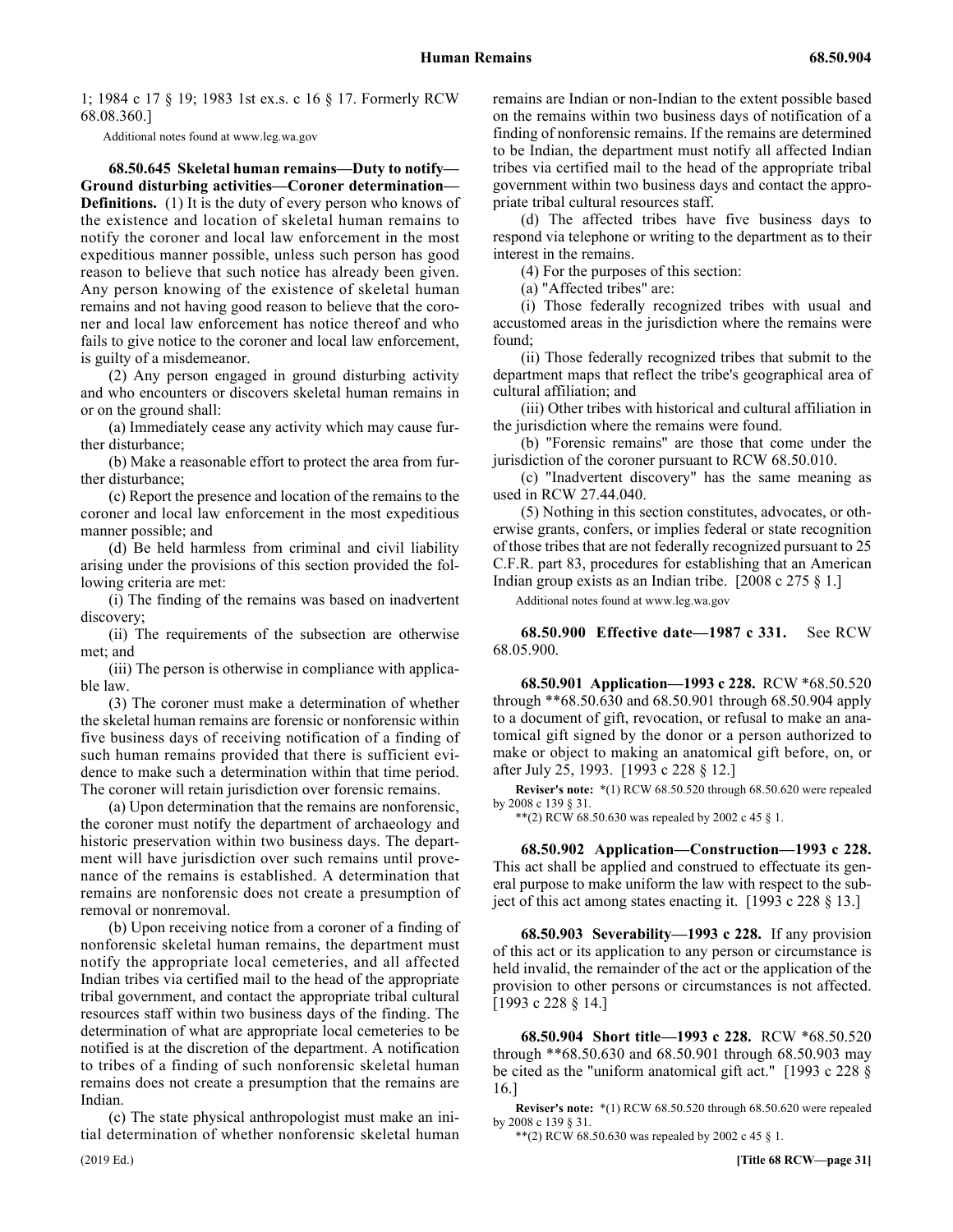1; 1984 c 17 § 19; 1983 1st ex.s. c 16 § 17. Formerly RCW 68.08.360.]

Additional notes found at www.leg.wa.gov

**68.50.645 Skeletal human remains—Duty to notify—Ground disturbing activities—Coroner determination—Definitions.** (1) It is the duty of every person who knows of the existence and location of skeletal human remains to notify the coroner and local law enforcement in the most expeditious manner possible, unless such person has good reason to believe that such notice has already been given. Any person knowing of the existence of skeletal human remains and not having good reason to believe that the coroner and local law enforcement has notice thereof and who fails to give notice to the coroner and local law enforcement, is guilty of a misdemeanor.

(2) Any person engaged in ground disturbing activity and who encounters or discovers skeletal human remains in or on the ground shall:

(a) Immediately cease any activity which may cause further disturbance;

(b) Make a reasonable effort to protect the area from further disturbance;

(c) Report the presence and location of the remains to the coroner and local law enforcement in the most expeditious manner possible; and

(d) Be held harmless from criminal and civil liability arising under the provisions of this section provided the following criteria are met:

(i) The finding of the remains was based on inadvertent discovery;

(ii) The requirements of the subsection are otherwise met; and

(iii) The person is otherwise in compliance with applicable law.

(3) The coroner must make a determination of whether the skeletal human remains are forensic or nonforensic within five business days of receiving notification of a finding of such human remains provided that there is sufficient evidence to make such a determination within that time period. The coroner will retain jurisdiction over forensic remains.

(a) Upon determination that the remains are nonforensic, the coroner must notify the department of archaeology and historic preservation within two business days. The department will have jurisdiction over such remains until provenance of the remains is established. A determination that remains are nonforensic does not create a presumption of removal or nonremoval.

(b) Upon receiving notice from a coroner of a finding of nonforensic skeletal human remains, the department must notify the appropriate local cemeteries, and all affected Indian tribes via certified mail to the head of the appropriate tribal government, and contact the appropriate tribal cultural resources staff within two business days of the finding. The determination of what are appropriate local cemeteries to be notified is at the discretion of the department. A notification to tribes of a finding of such nonforensic skeletal human remains does not create a presumption that the remains are Indian.

(c) The state physical anthropologist must make an initial determination of whether nonforensic skeletal human remains are Indian or non-Indian to the extent possible based on the remains within two business days of notification of a finding of nonforensic remains. If the remains are determined to be Indian, the department must notify all affected Indian tribes via certified mail to the head of the appropriate tribal government within two business days and contact the appropriate tribal cultural resources staff.

(d) The affected tribes have five business days to respond via telephone or writing to the department as to their interest in the remains.

(4) For the purposes of this section:

(a) "Affected tribes" are:

(i) Those federally recognized tribes with usual and accustomed areas in the jurisdiction where the remains were found;

(ii) Those federally recognized tribes that submit to the department maps that reflect the tribe's geographical area of cultural affiliation; and

(iii) Other tribes with historical and cultural affiliation in the jurisdiction where the remains were found.

(b) "Forensic remains" are those that come under the jurisdiction of the coroner pursuant to RCW 68.50.010.

(c) "Inadvertent discovery" has the same meaning as used in RCW 27.44.040.

(5) Nothing in this section constitutes, advocates, or otherwise grants, confers, or implies federal or state recognition of those tribes that are not federally recognized pursuant to 25 C.F.R. part 83, procedures for establishing that an American Indian group exists as an Indian tribe. [2008 c 275 § 1.]

Additional notes found at www.leg.wa.gov

**68.50.900 Effective date—1987 c 331.** See RCW 68.05.900.

**68.50.901 Application—1993 c 228.** RCW *68.50.520 through **68.50.630 and 68.50.901 through 68.50.904 apply to a document of gift, revocation, or refusal to make an anatomical gift signed by the donor or a person authorized to make or object to making an anatomical gift before, on, or after July 25, 1993. [1993 c 228 § 12.]

**Reviser's note:** *(1) RCW 68.50.520 through 68.50.620 were repealed by 2008 c 139 § 31.

**(2) RCW 68.50.630 was repealed by 2002 c 45 § 1.

**68.50.902 Application—Construction—1993 c 228.** This act shall be applied and construed to effectuate its general purpose to make uniform the law with respect to the subject of this act among states enacting it. [1993 c 228 § 13.]

**68.50.903 Severability—1993 c 228.** If any provision of this act or its application to any person or circumstance is held invalid, the remainder of the act or the application of the provision to other persons or circumstances is not affected. [1993 c 228 § 14.]

**68.50.904 Short title—1993 c 228.** RCW *68.50.520 through **68.50.630 and 68.50.901 through 68.50.903 may be cited as the "uniform anatomical gift act." [1993 c 228 § 16.]

**Reviser's note:** *(1) RCW 68.50.520 through 68.50.620 were repealed by 2008 c 139 § 31.

**(2) RCW 68.50.630 was repealed by 2002 c 45 § 1.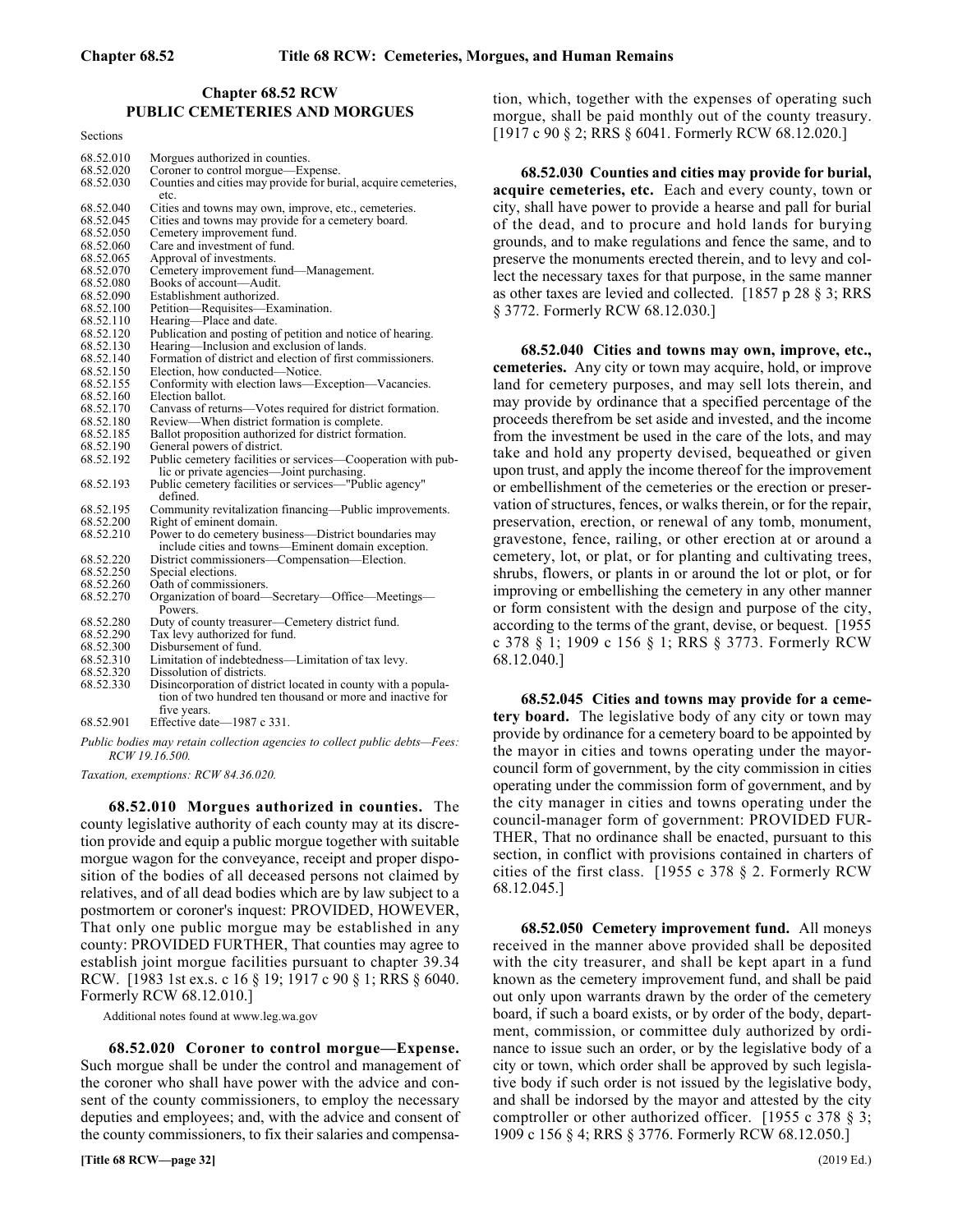## Chapter 68.52 RCW
## PUBLIC CEMETERIES AND MORGUES

Sections

| | |
|---|---|
| 68.52.010 | Morgues authorized in counties. |
| 68.52.020 | Coroner to control morgue—Expense. |
| 68.52.030 | Counties and cities may provide for burial, acquire cemeteries, etc. |
| 68.52.040 | Cities and towns may own, improve, etc., cemeteries. |
| 68.52.045 | Cities and towns may provide for a cemetery board. |
| 68.52.050 | Cemetery improvement fund. |
| 68.52.060 | Care and investment of fund. |
| 68.52.065 | Approval of investments. |
| 68.52.070 | Cemetery improvement fund—Management. |
| 68.52.080 | Books of account—Audit. |
| 68.52.090 | Establishment authorized. |
| 68.52.100 | Petition—Requisites—Examination. |
| 68.52.110 | Hearing—Place and date. |
| 68.52.120 | Publication and posting of petition and notice of hearing. |
| 68.52.130 | Hearing—Inclusion and exclusion of lands. |
| 68.52.140 | Formation of district and election of first commissioners. |
| 68.52.150 | Election, how conducted—Notice. |
| 68.52.155 | Conformity with election laws—Exception—Vacancies. |
| 68.52.160 | Election ballot. |
| 68.52.170 | Canvass of returns—Votes required for district formation. |
| 68.52.180 | Review—When district formation is complete. |
| 68.52.185 | Ballot proposition authorized for district formation. |
| 68.52.190 | General powers of district. |
| 68.52.192 | Public cemetery facilities or services—Cooperation with public or private agencies—Joint purchasing. |
| 68.52.193 | Public cemetery facilities or services—"Public agency" defined. |
| 68.52.195 | Community revitalization financing—Public improvements. |
| 68.52.200 | Right of eminent domain. |
| 68.52.210 | Power to do cemetery business—District boundaries may include cities and towns—Eminent domain exception. |
| 68.52.220 | District commissioners—Compensation—Election. |
| 68.52.250 | Special elections. |
| 68.52.260 | Oath of commissioners. |
| 68.52.270 | Organization of board—Secretary—Office—Meetings—Powers. |
| 68.52.280 | Duty of county treasurer—Cemetery district fund. |
| 68.52.290 | Tax levy authorized for fund. |
| 68.52.300 | Disbursement of fund. |
| 68.52.310 | Limitation of indebtedness—Limitation of tax levy. |
| 68.52.320 | Dissolution of districts. |
| 68.52.330 | Disincorporation of district located in county with a population of two hundred ten thousand or more and inactive for five years. |
| 68.52.901 | Effective date—1987 c 331. |

*Public bodies may retain collection agencies to collect public debts—Fees: RCW 19.16.500.*

*Taxation, exemptions: RCW 84.36.020.*

**68.52.010 Morgues authorized in counties.** The county legislative authority of each county may at its discretion provide and equip a public morgue together with suitable morgue wagon for the conveyance, receipt and proper disposition of the bodies of all deceased persons not claimed by relatives, and of all dead bodies which are by law subject to a postmortem or coroner's inquest: PROVIDED, HOWEVER, That only one public morgue may be established in any county: PROVIDED FURTHER, That counties may agree to establish joint morgue facilities pursuant to chapter 39.34 RCW. [1983 1st ex.s. c 16 § 19; 1917 c 90 § 1; RRS § 6040. Formerly RCW 68.12.010.]

Additional notes found at www.leg.wa.gov

**68.52.020 Coroner to control morgue—Expense.** Such morgue shall be under the control and management of the coroner who shall have power with the advice and consent of the county commissioners, to employ the necessary deputies and employees; and, with the advice and consent of the county commissioners, to fix their salaries and compensation, which, together with the expenses of operating such morgue, shall be paid monthly out of the county treasury. [1917 c 90 § 2; RRS § 6041. Formerly RCW 68.12.020.]

**68.52.030 Counties and cities may provide for burial, acquire cemeteries, etc.** Each and every county, town or city, shall have power to provide a hearse and pall for burial of the dead, and to procure and hold lands for burying grounds, and to make regulations and fence the same, and to preserve the monuments erected therein, and to levy and collect the necessary taxes for that purpose, in the same manner as other taxes are levied and collected. [1857 p 28 § 3; RRS § 3772. Formerly RCW 68.12.030.]

**68.52.040 Cities and towns may own, improve, etc., cemeteries.** Any city or town may acquire, hold, or improve land for cemetery purposes, and may sell lots therein, and may provide by ordinance that a specified percentage of the proceeds therefrom be set aside and invested, and the income from the investment be used in the care of the lots, and may take and hold any property devised, bequeathed or given upon trust, and apply the income thereof for the improvement or embellishment of the cemeteries or the erection or preservation of structures, fences, or walks therein, or for the repair, preservation, erection, or renewal of any tomb, monument, gravestone, fence, railing, or other erection at or around a cemetery, lot, or plat, or for planting and cultivating trees, shrubs, flowers, or plants in or around the lot or plot, or for improving or embellishing the cemetery in any other manner or form consistent with the design and purpose of the city, according to the terms of the grant, devise, or bequest. [1955 c 378 § 1; 1909 c 156 § 1; RRS § 3773. Formerly RCW 68.12.040.]

**68.52.045 Cities and towns may provide for a cemetery board.** The legislative body of any city or town may provide by ordinance for a cemetery board to be appointed by the mayor in cities and towns operating under the mayor-council form of government, by the city commission in cities operating under the commission form of government, and by the city manager in cities and towns operating under the council-manager form of government: PROVIDED FURTHER, That no ordinance shall be enacted, pursuant to this section, in conflict with provisions contained in charters of cities of the first class. [1955 c 378 § 2. Formerly RCW 68.12.045.]

**68.52.050 Cemetery improvement fund.** All moneys received in the manner above provided shall be deposited with the city treasurer, and shall be kept apart in a fund known as the cemetery improvement fund, and shall be paid out only upon warrants drawn by the order of the cemetery board, if such a board exists, or by order of the body, department, commission, or committee duly authorized by ordinance to issue such an order, or by the legislative body of a city or town, which order shall be approved by such legislative body if such order is not issued by the legislative body, and shall be indorsed by the mayor and attested by the city comptroller or other authorized officer. [1955 c 378 § 3; 1909 c 156 § 4; RRS § 3776. Formerly RCW 68.12.050.]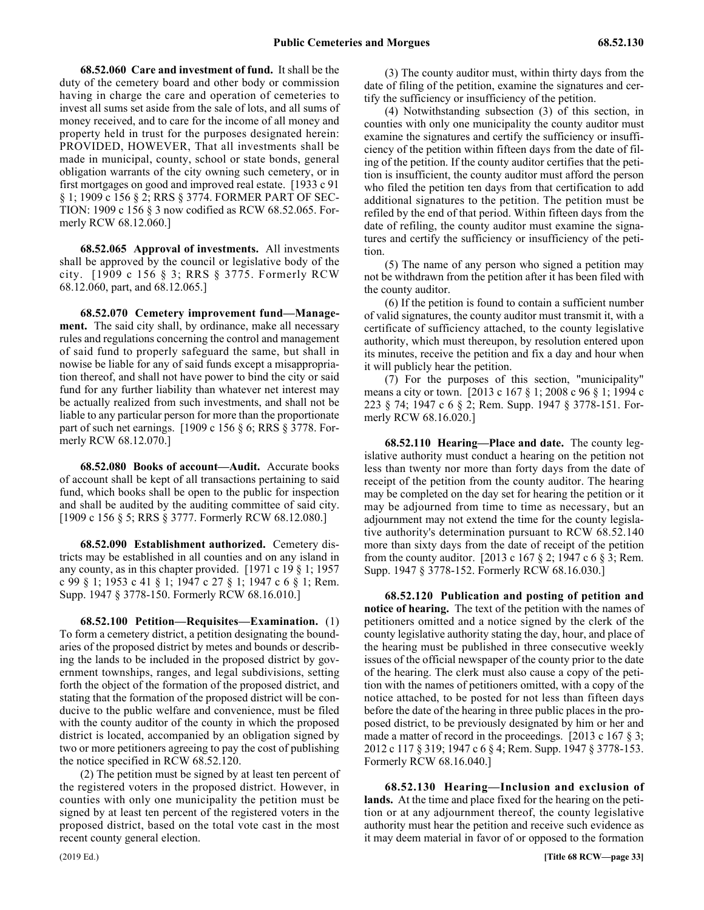**68.52.060 Care and investment of fund.** It shall be the duty of the cemetery board and other body or commission having in charge the care and operation of cemeteries to invest all sums set aside from the sale of lots, and all sums of money received, and to care for the income of all money and property held in trust for the purposes designated herein: PROVIDED, HOWEVER, That all investments shall be made in municipal, county, school or state bonds, general obligation warrants of the city owning such cemetery, or in first mortgages on good and improved real estate. [1933 c 91 § 1; 1909 c 156 § 2; RRS § 3774. FORMER PART OF SECTION: 1909 c 156 § 3 now codified as RCW 68.52.065. Formerly RCW 68.12.060.]

**68.52.065 Approval of investments.** All investments shall be approved by the council or legislative body of the city. [1909 c 156 § 3; RRS § 3775. Formerly RCW 68.12.060, part, and 68.12.065.]

**68.52.070 Cemetery improvement fund—Management.** The said city shall, by ordinance, make all necessary rules and regulations concerning the control and management of said fund to properly safeguard the same, but shall in nowise be liable for any of said funds except a misappropriation thereof, and shall not have power to bind the city or said fund for any further liability than whatever net interest may be actually realized from such investments, and shall not be liable to any particular person for more than the proportionate part of such net earnings. [1909 c 156 § 6; RRS § 3778. Formerly RCW 68.12.070.]

**68.52.080 Books of account—Audit.** Accurate books of account shall be kept of all transactions pertaining to said fund, which books shall be open to the public for inspection and shall be audited by the auditing committee of said city. [1909 c 156 § 5; RRS § 3777. Formerly RCW 68.12.080.]

**68.52.090 Establishment authorized.** Cemetery districts may be established in all counties and on any island in any county, as in this chapter provided. [1971 c 19 § 1; 1957 c 99 § 1; 1953 c 41 § 1; 1947 c 27 § 1; 1947 c 6 § 1; Rem. Supp. 1947 § 3778-150. Formerly RCW 68.16.010.]

**68.52.100 Petition—Requisites—Examination.** (1) To form a cemetery district, a petition designating the boundaries of the proposed district by metes and bounds or describing the lands to be included in the proposed district by government townships, ranges, and legal subdivisions, setting forth the object of the formation of the proposed district, and stating that the formation of the proposed district will be conducive to the public welfare and convenience, must be filed with the county auditor of the county in which the proposed district is located, accompanied by an obligation signed by two or more petitioners agreeing to pay the cost of publishing the notice specified in RCW 68.52.120.

(2) The petition must be signed by at least ten percent of the registered voters in the proposed district. However, in counties with only one municipality the petition must be signed by at least ten percent of the registered voters in the proposed district, based on the total vote cast in the most recent county general election.

(3) The county auditor must, within thirty days from the date of filing of the petition, examine the signatures and certify the sufficiency or insufficiency of the petition.

(4) Notwithstanding subsection (3) of this section, in counties with only one municipality the county auditor must examine the signatures and certify the sufficiency or insufficiency of the petition within fifteen days from the date of filing of the petition. If the county auditor certifies that the petition is insufficient, the county auditor must afford the person who filed the petition ten days from that certification to add additional signatures to the petition. The petition must be refiled by the end of that period. Within fifteen days from the date of refiling, the county auditor must examine the signatures and certify the sufficiency or insufficiency of the petition.

(5) The name of any person who signed a petition may not be withdrawn from the petition after it has been filed with the county auditor.

(6) If the petition is found to contain a sufficient number of valid signatures, the county auditor must transmit it, with a certificate of sufficiency attached, to the county legislative authority, which must thereupon, by resolution entered upon its minutes, receive the petition and fix a day and hour when it will publicly hear the petition.

(7) For the purposes of this section, "municipality" means a city or town. [2013 c 167 § 1; 2008 c 96 § 1; 1994 c 223 § 74; 1947 c 6 § 2; Rem. Supp. 1947 § 3778-151. Formerly RCW 68.16.020.]

**68.52.110 Hearing—Place and date.** The county legislative authority must conduct a hearing on the petition not less than twenty nor more than forty days from the date of receipt of the petition from the county auditor. The hearing may be completed on the day set for hearing the petition or it may be adjourned from time to time as necessary, but an adjournment may not extend the time for the county legislative authority's determination pursuant to RCW 68.52.140 more than sixty days from the date of receipt of the petition from the county auditor. [2013 c 167 § 2; 1947 c 6 § 3; Rem. Supp. 1947 § 3778-152. Formerly RCW 68.16.030.]

**68.52.120 Publication and posting of petition and notice of hearing.** The text of the petition with the names of petitioners omitted and a notice signed by the clerk of the county legislative authority stating the day, hour, and place of the hearing must be published in three consecutive weekly issues of the official newspaper of the county prior to the date of the hearing. The clerk must also cause a copy of the petition with the names of petitioners omitted, with a copy of the notice attached, to be posted for not less than fifteen days before the date of the hearing in three public places in the proposed district, to be previously designated by him or her and made a matter of record in the proceedings. [2013 c 167 § 3; 2012 c 117 § 319; 1947 c 6 § 4; Rem. Supp. 1947 § 3778-153. Formerly RCW 68.16.040.]

**68.52.130 Hearing—Inclusion and exclusion of lands.** At the time and place fixed for the hearing on the petition or at any adjournment thereof, the county legislative authority must hear the petition and receive such evidence as it may deem material in favor of or opposed to the formation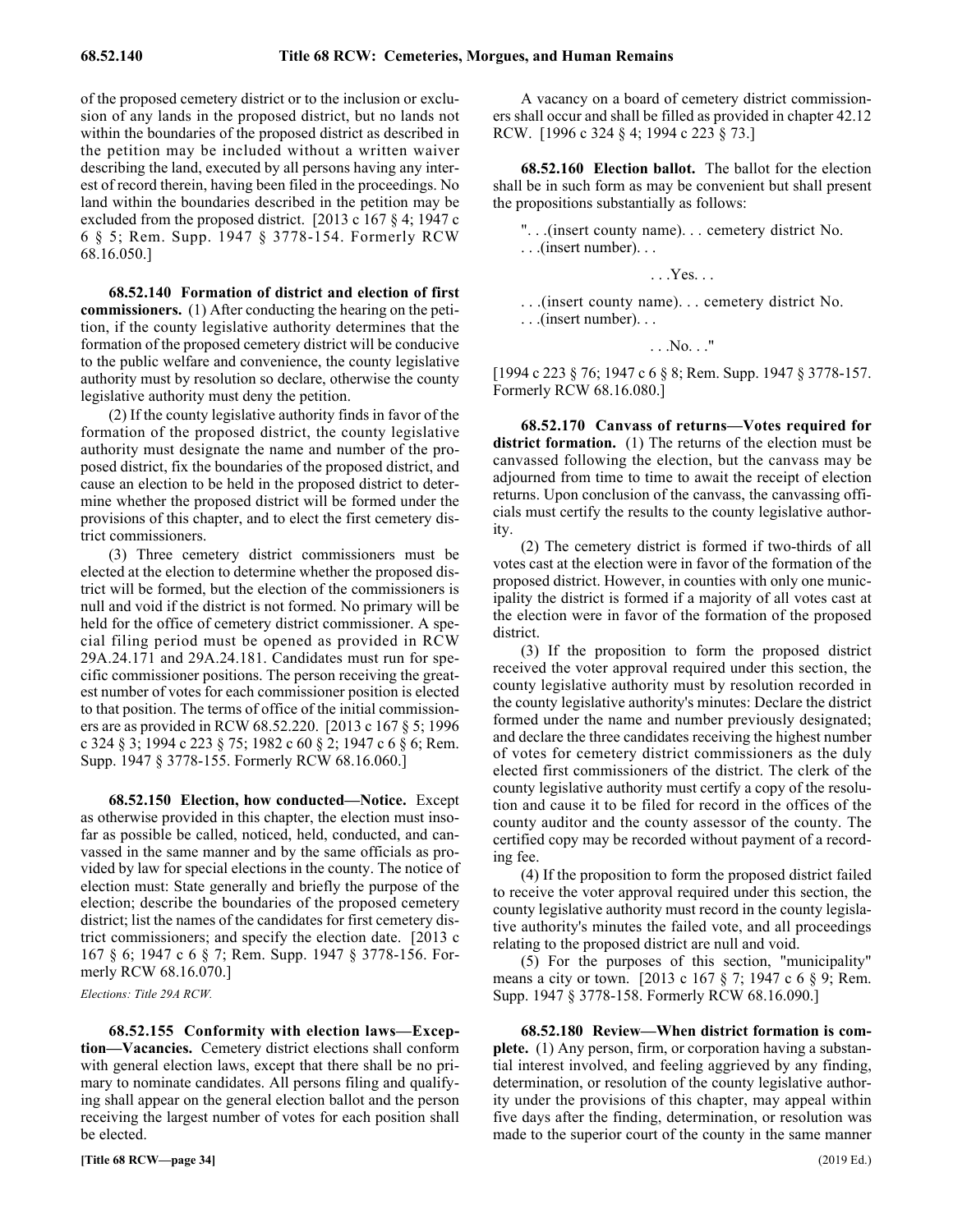of the proposed cemetery district or to the inclusion or exclusion of any lands in the proposed district, but no lands not within the boundaries of the proposed district as described in the petition may be included without a written waiver describing the land, executed by all persons having any interest of record therein, having been filed in the proceedings. No land within the boundaries described in the petition may be excluded from the proposed district. [2013 c 167 § 4; 1947 c 6 § 5; Rem. Supp. 1947 § 3778-154. Formerly RCW 68.16.050.]

**68.52.140 Formation of district and election of first commissioners.** (1) After conducting the hearing on the petition, if the county legislative authority determines that the formation of the proposed cemetery district will be conducive to the public welfare and convenience, the county legislative authority must by resolution so declare, otherwise the county legislative authority must deny the petition.

(2) If the county legislative authority finds in favor of the formation of the proposed district, the county legislative authority must designate the name and number of the proposed district, fix the boundaries of the proposed district, and cause an election to be held in the proposed district to determine whether the proposed district will be formed under the provisions of this chapter, and to elect the first cemetery district commissioners.

(3) Three cemetery district commissioners must be elected at the election to determine whether the proposed district will be formed, but the election of the commissioners is null and void if the district is not formed. No primary will be held for the office of cemetery district commissioner. A special filing period must be opened as provided in RCW 29A.24.171 and 29A.24.181. Candidates must run for specific commissioner positions. The person receiving the greatest number of votes for each commissioner position is elected to that position. The terms of office of the initial commissioners are as provided in RCW 68.52.220. [2013 c 167 § 5; 1996 c 324 § 3; 1994 c 223 § 75; 1982 c 60 § 2; 1947 c 6 § 6; Rem. Supp. 1947 § 3778-155. Formerly RCW 68.16.060.]

**68.52.150 Election, how conducted—Notice.** Except as otherwise provided in this chapter, the election must insofar as possible be called, noticed, held, conducted, and canvassed in the same manner and by the same officials as provided by law for special elections in the county. The notice of election must: State generally and briefly the purpose of the election; describe the boundaries of the proposed cemetery district; list the names of the candidates for first cemetery district commissioners; and specify the election date. [2013 c 167 § 6; 1947 c 6 § 7; Rem. Supp. 1947 § 3778-156. Formerly RCW 68.16.070.]

*Elections: Title 29A RCW.*

**68.52.155 Conformity with election laws—Exception—Vacancies.** Cemetery district elections shall conform with general election laws, except that there shall be no primary to nominate candidates. All persons filing and qualifying shall appear on the general election ballot and the person receiving the largest number of votes for each position shall be elected.

A vacancy on a board of cemetery district commissioners shall occur and shall be filled as provided in chapter 42.12 RCW. [1996 c 324 § 4; 1994 c 223 § 73.]

**68.52.160 Election ballot.** The ballot for the election shall be in such form as may be convenient but shall present the propositions substantially as follows:

". . .(insert county name). . . cemetery district No. . . .(insert number). . .

. . .Yes. . .

. . .(insert county name). . . cemetery district No. . . .(insert number). . .

. . .No. . ."

[1994 c 223 § 76; 1947 c 6 § 8; Rem. Supp. 1947 § 3778-157. Formerly RCW 68.16.080.]

**68.52.170 Canvass of returns—Votes required for district formation.** (1) The returns of the election must be canvassed following the election, but the canvass may be adjourned from time to time to await the receipt of election returns. Upon conclusion of the canvass, the canvassing officials must certify the results to the county legislative authority.

(2) The cemetery district is formed if two-thirds of all votes cast at the election were in favor of the formation of the proposed district. However, in counties with only one municipality the district is formed if a majority of all votes cast at the election were in favor of the formation of the proposed district.

(3) If the proposition to form the proposed district received the voter approval required under this section, the county legislative authority must by resolution recorded in the county legislative authority's minutes: Declare the district formed under the name and number previously designated; and declare the three candidates receiving the highest number of votes for cemetery district commissioners as the duly elected first commissioners of the district. The clerk of the county legislative authority must certify a copy of the resolution and cause it to be filed for record in the offices of the county auditor and the county assessor of the county. The certified copy may be recorded without payment of a recording fee.

(4) If the proposition to form the proposed district failed to receive the voter approval required under this section, the county legislative authority must record in the county legislative authority's minutes the failed vote, and all proceedings relating to the proposed district are null and void.

(5) For the purposes of this section, "municipality" means a city or town. [2013 c 167 § 7; 1947 c 6 § 9; Rem. Supp. 1947 § 3778-158. Formerly RCW 68.16.090.]

**68.52.180 Review—When district formation is complete.** (1) Any person, firm, or corporation having a substantial interest involved, and feeling aggrieved by any finding, determination, or resolution of the county legislative authority under the provisions of this chapter, may appeal within five days after the finding, determination, or resolution was made to the superior court of the county in the same manner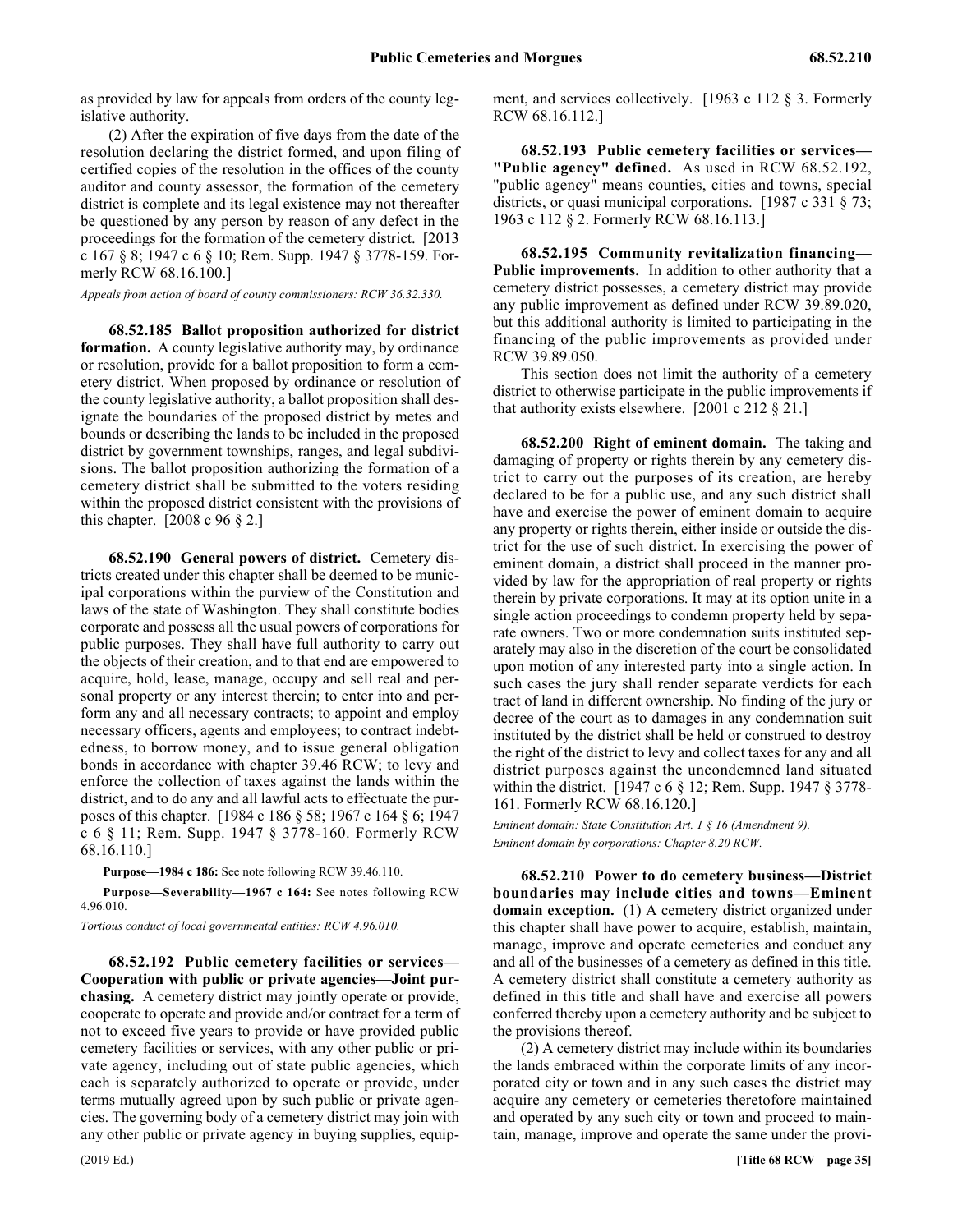as provided by law for appeals from orders of the county legislative authority.

(2) After the expiration of five days from the date of the resolution declaring the district formed, and upon filing of certified copies of the resolution in the offices of the county auditor and county assessor, the formation of the cemetery district is complete and its legal existence may not thereafter be questioned by any person by reason of any defect in the proceedings for the formation of the cemetery district. [2013 c 167 § 8; 1947 c 6 § 10; Rem. Supp. 1947 § 3778-159. Formerly RCW 68.16.100.]

*Appeals from action of board of county commissioners: RCW 36.32.330.*

**68.52.185 Ballot proposition authorized for district formation.** A county legislative authority may, by ordinance or resolution, provide for a ballot proposition to form a cemetery district. When proposed by ordinance or resolution of the county legislative authority, a ballot proposition shall designate the boundaries of the proposed district by metes and bounds or describing the lands to be included in the proposed district by government townships, ranges, and legal subdivisions. The ballot proposition authorizing the formation of a cemetery district shall be submitted to the voters residing within the proposed district consistent with the provisions of this chapter. [2008 c 96 § 2.]

**68.52.190 General powers of district.** Cemetery districts created under this chapter shall be deemed to be municipal corporations within the purview of the Constitution and laws of the state of Washington. They shall constitute bodies corporate and possess all the usual powers of corporations for public purposes. They shall have full authority to carry out the objects of their creation, and to that end are empowered to acquire, hold, lease, manage, occupy and sell real and personal property or any interest therein; to enter into and perform any and all necessary contracts; to appoint and employ necessary officers, agents and employees; to contract indebtedness, to borrow money, and to issue general obligation bonds in accordance with chapter 39.46 RCW; to levy and enforce the collection of taxes against the lands within the district, and to do any and all lawful acts to effectuate the purposes of this chapter. [1984 c 186 § 58; 1967 c 164 § 6; 1947 c 6 § 11; Rem. Supp. 1947 § 3778-160. Formerly RCW 68.16.110.]

**Purpose—1984 c 186:** See note following RCW 39.46.110.

**Purpose—Severability—1967 c 164:** See notes following RCW 4.96.010.

*Tortious conduct of local governmental entities: RCW 4.96.010.*

**68.52.192 Public cemetery facilities or services—Cooperation with public or private agencies—Joint purchasing.** A cemetery district may jointly operate or provide, cooperate to operate and provide and/or contract for a term of not to exceed five years to provide or have provided public cemetery facilities or services, with any other public or private agency, including out of state public agencies, which each is separately authorized to operate or provide, under terms mutually agreed upon by such public or private agencies. The governing body of a cemetery district may join with any other public or private agency in buying supplies, equipment, and services collectively. [1963 c 112 § 3. Formerly RCW 68.16.112.]

**68.52.193 Public cemetery facilities or services—"Public agency" defined.** As used in RCW 68.52.192, "public agency" means counties, cities and towns, special districts, or quasi municipal corporations. [1987 c 331 § 73; 1963 c 112 § 2. Formerly RCW 68.16.113.]

**68.52.195 Community revitalization financing—Public improvements.** In addition to other authority that a cemetery district possesses, a cemetery district may provide any public improvement as defined under RCW 39.89.020, but this additional authority is limited to participating in the financing of the public improvements as provided under RCW 39.89.050.

This section does not limit the authority of a cemetery district to otherwise participate in the public improvements if that authority exists elsewhere. [2001 c 212 § 21.]

**68.52.200 Right of eminent domain.** The taking and damaging of property or rights therein by any cemetery district to carry out the purposes of its creation, are hereby declared to be for a public use, and any such district shall have and exercise the power of eminent domain to acquire any property or rights therein, either inside or outside the district for the use of such district. In exercising the power of eminent domain, a district shall proceed in the manner provided by law for the appropriation of real property or rights therein by private corporations. It may at its option unite in a single action proceedings to condemn property held by separate owners. Two or more condemnation suits instituted separately may also in the discretion of the court be consolidated upon motion of any interested party into a single action. In such cases the jury shall render separate verdicts for each tract of land in different ownership. No finding of the jury or decree of the court as to damages in any condemnation suit instituted by the district shall be held or construed to destroy the right of the district to levy and collect taxes for any and all district purposes against the uncondemned land situated within the district. [1947 c 6 § 12; Rem. Supp. 1947 § 3778-161. Formerly RCW 68.16.120.]

*Eminent domain: State Constitution Art. 1 § 16 (Amendment 9).*
*Eminent domain by corporations: Chapter 8.20 RCW.*

**68.52.210 Power to do cemetery business—District boundaries may include cities and towns—Eminent domain exception.** (1) A cemetery district organized under this chapter shall have power to acquire, establish, maintain, manage, improve and operate cemeteries and conduct any and all of the businesses of a cemetery as defined in this title. A cemetery district shall constitute a cemetery authority as defined in this title and shall have and exercise all powers conferred thereby upon a cemetery authority and be subject to the provisions thereof.

(2) A cemetery district may include within its boundaries the lands embraced within the corporate limits of any incorporated city or town and in any such cases the district may acquire any cemetery or cemeteries theretofore maintained and operated by any such city or town and proceed to maintain, manage, improve and operate the same under the provi-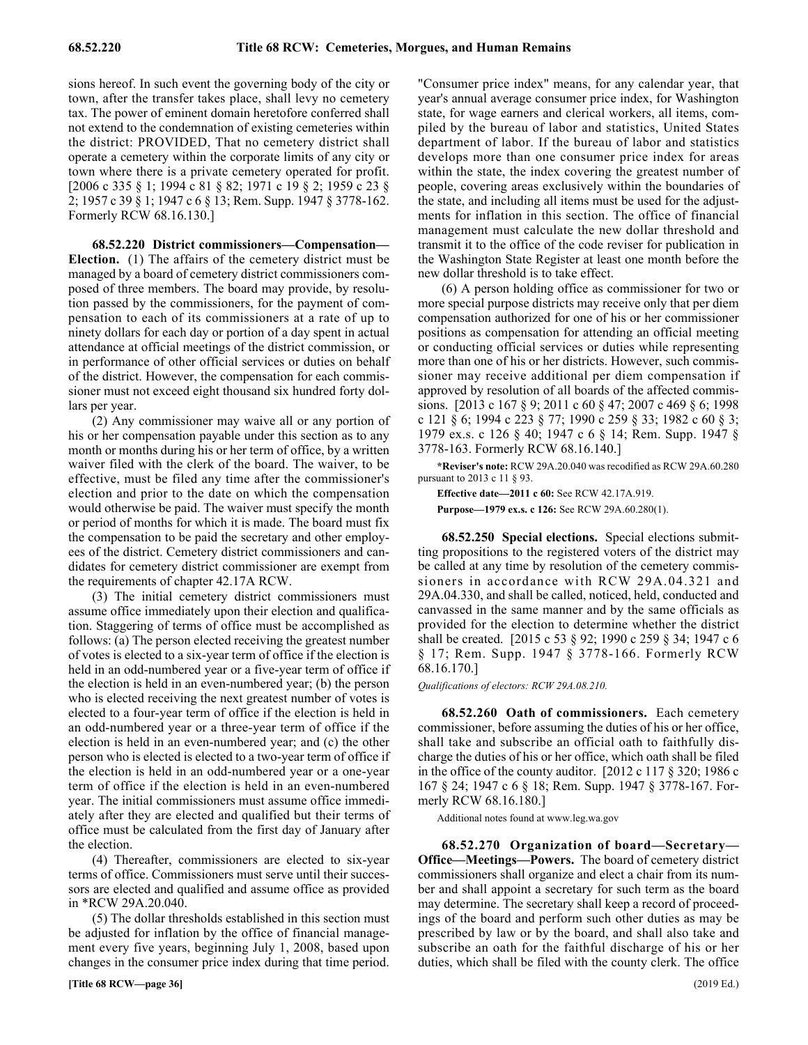sions hereof. In such event the governing body of the city or town, after the transfer takes place, shall levy no cemetery tax. The power of eminent domain heretofore conferred shall not extend to the condemnation of existing cemeteries within the district: PROVIDED, That no cemetery district shall operate a cemetery within the corporate limits of any city or town where there is a private cemetery operated for profit. [2006 c 335 § 1; 1994 c 81 § 82; 1971 c 19 § 2; 1959 c 23 § 2; 1957 c 39 § 1; 1947 c 6 § 13; Rem. Supp. 1947 § 3778-162. Formerly RCW 68.16.130.]

**68.52.220 District commissioners—Compensation—Election.** (1) The affairs of the cemetery district must be managed by a board of cemetery district commissioners composed of three members. The board may provide, by resolution passed by the commissioners, for the payment of compensation to each of its commissioners at a rate of up to ninety dollars for each day or portion of a day spent in actual attendance at official meetings of the district commission, or in performance of other official services or duties on behalf of the district. However, the compensation for each commissioner must not exceed eight thousand six hundred forty dollars per year.

(2) Any commissioner may waive all or any portion of his or her compensation payable under this section as to any month or months during his or her term of office, by a written waiver filed with the clerk of the board. The waiver, to be effective, must be filed any time after the commissioner's election and prior to the date on which the compensation would otherwise be paid. The waiver must specify the month or period of months for which it is made. The board must fix the compensation to be paid the secretary and other employees of the district. Cemetery district commissioners and candidates for cemetery district commissioner are exempt from the requirements of chapter 42.17A RCW.

(3) The initial cemetery district commissioners must assume office immediately upon their election and qualification. Staggering of terms of office must be accomplished as follows: (a) The person elected receiving the greatest number of votes is elected to a six-year term of office if the election is held in an odd-numbered year or a five-year term of office if the election is held in an even-numbered year; (b) the person who is elected receiving the next greatest number of votes is elected to a four-year term of office if the election is held in an odd-numbered year or a three-year term of office if the election is held in an even-numbered year; and (c) the other person who is elected is elected to a two-year term of office if the election is held in an odd-numbered year or a one-year term of office if the election is held in an even-numbered year. The initial commissioners must assume office immediately after they are elected and qualified but their terms of office must be calculated from the first day of January after the election.

(4) Thereafter, commissioners are elected to six-year terms of office. Commissioners must serve until their successors are elected and qualified and assume office as provided in *RCW 29A.20.040.

(5) The dollar thresholds established in this section must be adjusted for inflation by the office of financial management every five years, beginning July 1, 2008, based upon changes in the consumer price index during that time period. "Consumer price index" means, for any calendar year, that year's annual average consumer price index, for Washington state, for wage earners and clerical workers, all items, compiled by the bureau of labor and statistics, United States department of labor. If the bureau of labor and statistics develops more than one consumer price index for areas within the state, the index covering the greatest number of people, covering areas exclusively within the boundaries of the state, and including all items must be used for the adjustments for inflation in this section. The office of financial management must calculate the new dollar threshold and transmit it to the office of the code reviser for publication in the Washington State Register at least one month before the new dollar threshold is to take effect.

(6) A person holding office as commissioner for two or more special purpose districts may receive only that per diem compensation authorized for one of his or her commissioner positions as compensation for attending an official meeting or conducting official services or duties while representing more than one of his or her districts. However, such commissioner may receive additional per diem compensation if approved by resolution of all boards of the affected commissions. [2013 c 167 § 9; 2011 c 60 § 47; 2007 c 469 § 6; 1998 c 121 § 6; 1994 c 223 § 77; 1990 c 259 § 33; 1982 c 60 § 3; 1979 ex.s. c 126 § 40; 1947 c 6 § 14; Rem. Supp. 1947 § 3778-163. Formerly RCW 68.16.140.]

***Reviser's note:** RCW 29A.20.040 was recodified as RCW 29A.60.280 pursuant to 2013 c 11 § 93.

**Effective date—2011 c 60:** See RCW 42.17A.919.

**Purpose—1979 ex.s. c 126:** See RCW 29A.60.280(1).

**68.52.250 Special elections.** Special elections submitting propositions to the registered voters of the district may be called at any time by resolution of the cemetery commissioners in accordance with RCW 29A.04.321 and 29A.04.330, and shall be called, noticed, held, conducted and canvassed in the same manner and by the same officials as provided for the election to determine whether the district shall be created. [2015 c 53 § 92; 1990 c 259 § 34; 1947 c 6 § 17; Rem. Supp. 1947 § 3778-166. Formerly RCW 68.16.170.]

*Qualifications of electors: RCW 29A.08.210.*

**68.52.260 Oath of commissioners.** Each cemetery commissioner, before assuming the duties of his or her office, shall take and subscribe an official oath to faithfully discharge the duties of his or her office, which oath shall be filed in the office of the county auditor. [2012 c 117 § 320; 1986 c 167 § 24; 1947 c 6 § 18; Rem. Supp. 1947 § 3778-167. Formerly RCW 68.16.180.]

Additional notes found at www.leg.wa.gov

**68.52.270 Organization of board—Secretary—Office—Meetings—Powers.** The board of cemetery district commissioners shall organize and elect a chair from its number and shall appoint a secretary for such term as the board may determine. The secretary shall keep a record of proceedings of the board and perform such other duties as may be prescribed by law or by the board, and shall also take and subscribe an oath for the faithful discharge of his or her duties, which shall be filed with the county clerk. The office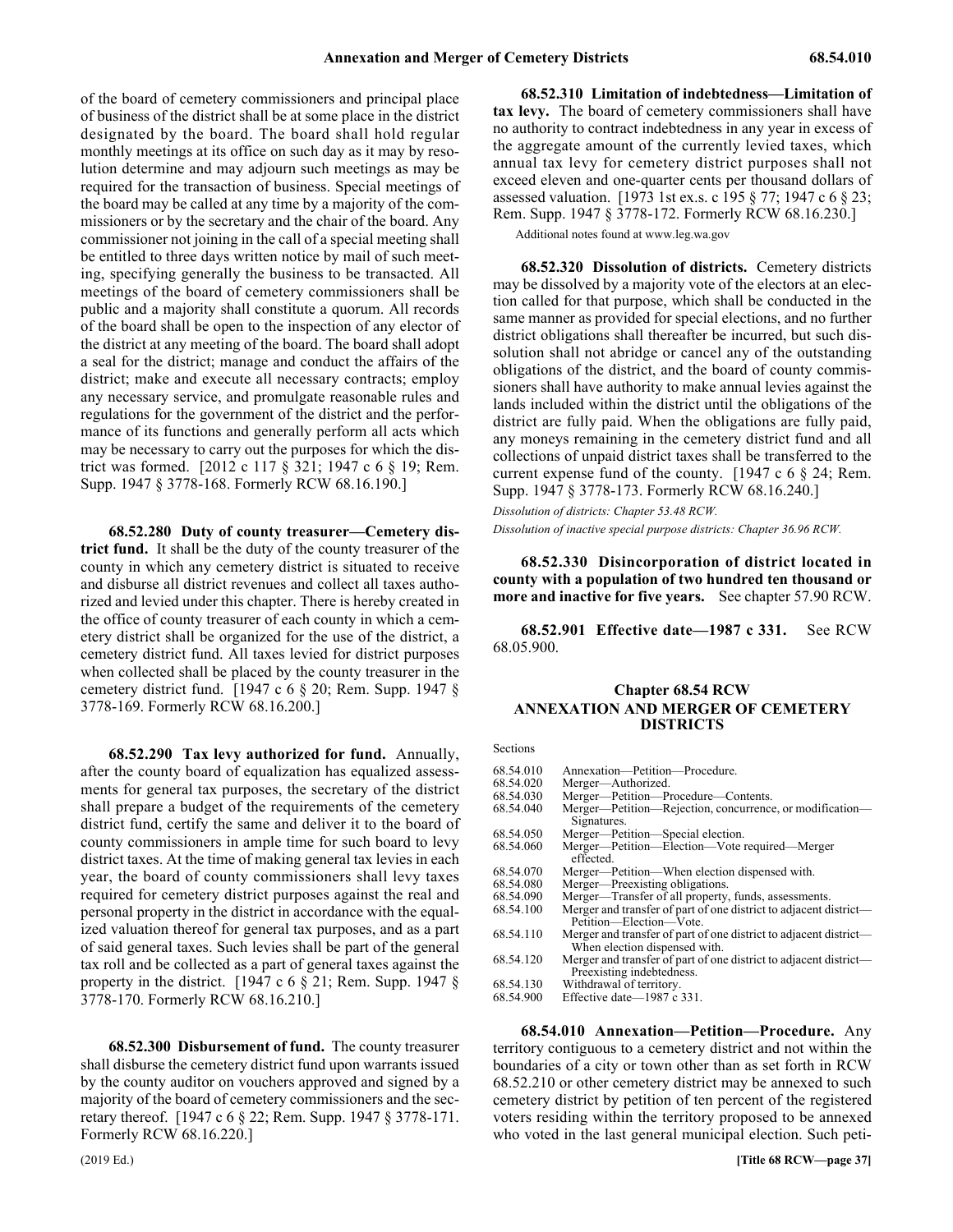of the board of cemetery commissioners and principal place of business of the district shall be at some place in the district designated by the board. The board shall hold regular monthly meetings at its office on such day as it may by resolution determine and may adjourn such meetings as may be required for the transaction of business. Special meetings of the board may be called at any time by a majority of the commissioners or by the secretary and the chair of the board. Any commissioner not joining in the call of a special meeting shall be entitled to three days written notice by mail of such meeting, specifying generally the business to be transacted. All meetings of the board of cemetery commissioners shall be public and a majority shall constitute a quorum. All records of the board shall be open to the inspection of any elector of the district at any meeting of the board. The board shall adopt a seal for the district; manage and conduct the affairs of the district; make and execute all necessary contracts; employ any necessary service, and promulgate reasonable rules and regulations for the government of the district and the performance of its functions and generally perform all acts which may be necessary to carry out the purposes for which the district was formed. [2012 c 117 § 321; 1947 c 6 § 19; Rem. Supp. 1947 § 3778-168. Formerly RCW 68.16.190.]

**68.52.280 Duty of county treasurer—Cemetery district fund.** It shall be the duty of the county treasurer of the county in which any cemetery district is situated to receive and disburse all district revenues and collect all taxes authorized and levied under this chapter. There is hereby created in the office of county treasurer of each county in which a cemetery district shall be organized for the use of the district, a cemetery district fund. All taxes levied for district purposes when collected shall be placed by the county treasurer in the cemetery district fund. [1947 c 6 § 20; Rem. Supp. 1947 § 3778-169. Formerly RCW 68.16.200.]

**68.52.290 Tax levy authorized for fund.** Annually, after the county board of equalization has equalized assessments for general tax purposes, the secretary of the district shall prepare a budget of the requirements of the cemetery district fund, certify the same and deliver it to the board of county commissioners in ample time for such board to levy district taxes. At the time of making general tax levies in each year, the board of county commissioners shall levy taxes required for cemetery district purposes against the real and personal property in the district in accordance with the equalized valuation thereof for general tax purposes, and as a part of said general taxes. Such levies shall be part of the general tax roll and be collected as a part of general taxes against the property in the district. [1947 c 6 § 21; Rem. Supp. 1947 § 3778-170. Formerly RCW 68.16.210.]

**68.52.300 Disbursement of fund.** The county treasurer shall disburse the cemetery district fund upon warrants issued by the county auditor on vouchers approved and signed by a majority of the board of cemetery commissioners and the secretary thereof. [1947 c 6 § 22; Rem. Supp. 1947 § 3778-171. Formerly RCW 68.16.220.]

**68.52.310 Limitation of indebtedness—Limitation of tax levy.** The board of cemetery commissioners shall have no authority to contract indebtedness in any year in excess of the aggregate amount of the currently levied taxes, which annual tax levy for cemetery district purposes shall not exceed eleven and one-quarter cents per thousand dollars of assessed valuation. [1973 1st ex.s. c 195 § 77; 1947 c 6 § 23; Rem. Supp. 1947 § 3778-172. Formerly RCW 68.16.230.]

Additional notes found at www.leg.wa.gov

**68.52.320 Dissolution of districts.** Cemetery districts may be dissolved by a majority vote of the electors at an election called for that purpose, which shall be conducted in the same manner as provided for special elections, and no further district obligations shall thereafter be incurred, but such dissolution shall not abridge or cancel any of the outstanding obligations of the district, and the board of county commissioners shall have authority to make annual levies against the lands included within the district until the obligations of the district are fully paid. When the obligations are fully paid, any moneys remaining in the cemetery district fund and all collections of unpaid district taxes shall be transferred to the current expense fund of the county. [1947 c 6 § 24; Rem. Supp. 1947 § 3778-173. Formerly RCW 68.16.240.]

*Dissolution of districts: Chapter 53.48 RCW.*

*Dissolution of inactive special purpose districts: Chapter 36.96 RCW.*

**68.52.330 Disincorporation of district located in county with a population of two hundred ten thousand or more and inactive for five years.** See chapter 57.90 RCW.

**68.52.901 Effective date—1987 c 331.** See RCW 68.05.900.

## Chapter 68.54 RCW
## ANNEXATION AND MERGER OF CEMETERY DISTRICTS

Sections

| | |
|---|---|
| 68.54.010 | Annexation—Petition—Procedure. |
| 68.54.020 | Merger—Authorized. |
| 68.54.030 | Merger—Petition—Procedure—Contents. |
| 68.54.040 | Merger—Petition—Rejection, concurrence, or modification—Signatures. |
| 68.54.050 | Merger—Petition—Special election. |
| 68.54.060 | Merger—Petition—Election—Vote required—Merger effected. |
| 68.54.070 | Merger—Petition—When election dispensed with. |
| 68.54.080 | Merger—Preexisting obligations. |
| 68.54.090 | Merger—Transfer of all property, funds, assessments. |
| 68.54.100 | Merger and transfer of part of one district to adjacent district—Petition—Election—Vote. |
| 68.54.110 | Merger and transfer of part of one district to adjacent district—When election dispensed with. |
| 68.54.120 | Merger and transfer of part of one district to adjacent district—Preexisting indebtedness. |
| 68.54.130 | Withdrawal of territory. |
| 68.54.900 | Effective date—1987 c 331. |

**68.54.010 Annexation—Petition—Procedure.** Any territory contiguous to a cemetery district and not within the boundaries of a city or town other than as set forth in RCW 68.52.210 or other cemetery district may be annexed to such cemetery district by petition of ten percent of the registered voters residing within the territory proposed to be annexed who voted in the last general municipal election. Such peti-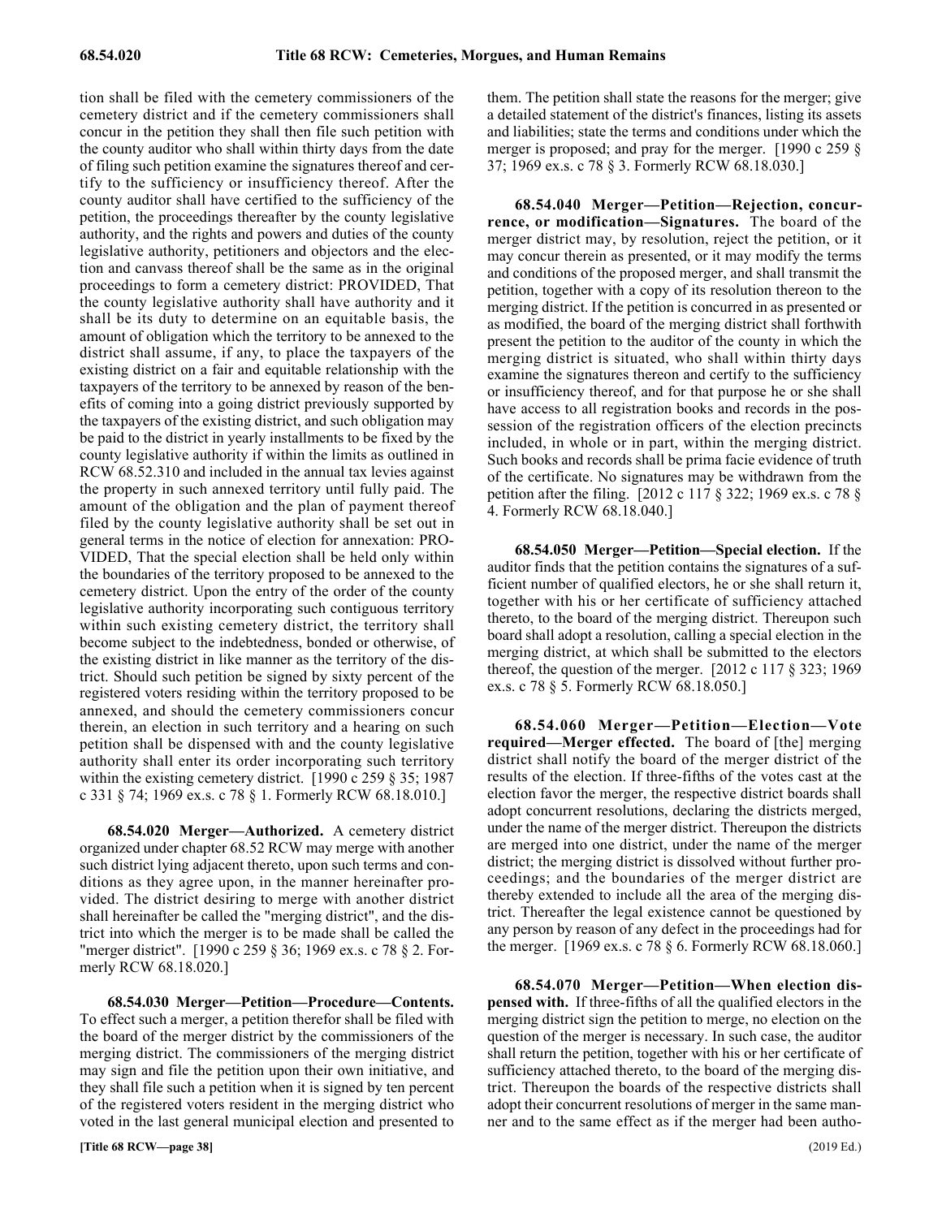tion shall be filed with the cemetery commissioners of the cemetery district and if the cemetery commissioners shall concur in the petition they shall then file such petition with the county auditor who shall within thirty days from the date of filing such petition examine the signatures thereof and certify to the sufficiency or insufficiency thereof. After the county auditor shall have certified to the sufficiency of the petition, the proceedings thereafter by the county legislative authority, and the rights and powers and duties of the county legislative authority, petitioners and objectors and the election and canvass thereof shall be the same as in the original proceedings to form a cemetery district: PROVIDED, That the county legislative authority shall have authority and it shall be its duty to determine on an equitable basis, the amount of obligation which the territory to be annexed to the district shall assume, if any, to place the taxpayers of the existing district on a fair and equitable relationship with the taxpayers of the territory to be annexed by reason of the benefits of coming into a going district previously supported by the taxpayers of the existing district, and such obligation may be paid to the district in yearly installments to be fixed by the county legislative authority if within the limits as outlined in RCW 68.52.310 and included in the annual tax levies against the property in such annexed territory until fully paid. The amount of the obligation and the plan of payment thereof filed by the county legislative authority shall be set out in general terms in the notice of election for annexation: PROVIDED, That the special election shall be held only within the boundaries of the territory proposed to be annexed to the cemetery district. Upon the entry of the order of the county legislative authority incorporating such contiguous territory within such existing cemetery district, the territory shall become subject to the indebtedness, bonded or otherwise, of the existing district in like manner as the territory of the district. Should such petition be signed by sixty percent of the registered voters residing within the territory proposed to be annexed, and should the cemetery commissioners concur therein, an election in such territory and a hearing on such petition shall be dispensed with and the county legislative authority shall enter its order incorporating such territory within the existing cemetery district. [1990 c 259 § 35; 1987 c 331 § 74; 1969 ex.s. c 78 § 1. Formerly RCW 68.18.010.]

**68.54.020 Merger—Authorized.** A cemetery district organized under chapter 68.52 RCW may merge with another such district lying adjacent thereto, upon such terms and conditions as they agree upon, in the manner hereinafter provided. The district desiring to merge with another district shall hereinafter be called the "merging district", and the district into which the merger is to be made shall be called the "merger district". [1990 c 259 § 36; 1969 ex.s. c 78 § 2. Formerly RCW 68.18.020.]

**68.54.030 Merger—Petition—Procedure—Contents.** To effect such a merger, a petition therefor shall be filed with the board of the merger district by the commissioners of the merging district. The commissioners of the merging district may sign and file the petition upon their own initiative, and they shall file such a petition when it is signed by ten percent of the registered voters resident in the merging district who voted in the last general municipal election and presented to them. The petition shall state the reasons for the merger; give a detailed statement of the district's finances, listing its assets and liabilities; state the terms and conditions under which the merger is proposed; and pray for the merger. [1990 c 259 § 37; 1969 ex.s. c 78 § 3. Formerly RCW 68.18.030.]

**68.54.040 Merger—Petition—Rejection, concurrence, or modification—Signatures.** The board of the merger district may, by resolution, reject the petition, or it may concur therein as presented, or it may modify the terms and conditions of the proposed merger, and shall transmit the petition, together with a copy of its resolution thereon to the merging district. If the petition is concurred in as presented or as modified, the board of the merging district shall forthwith present the petition to the auditor of the county in which the merging district is situated, who shall within thirty days examine the signatures thereon and certify to the sufficiency or insufficiency thereof, and for that purpose he or she shall have access to all registration books and records in the possession of the registration officers of the election precincts included, in whole or in part, within the merging district. Such books and records shall be prima facie evidence of truth of the certificate. No signatures may be withdrawn from the petition after the filing. [2012 c 117 § 322; 1969 ex.s. c 78 § 4. Formerly RCW 68.18.040.]

**68.54.050 Merger—Petition—Special election.** If the auditor finds that the petition contains the signatures of a sufficient number of qualified electors, he or she shall return it, together with his or her certificate of sufficiency attached thereto, to the board of the merging district. Thereupon such board shall adopt a resolution, calling a special election in the merging district, at which shall be submitted to the electors thereof, the question of the merger. [2012 c 117 § 323; 1969 ex.s. c 78 § 5. Formerly RCW 68.18.050.]

**68.54.060 Merger—Petition—Election—Vote required—Merger effected.** The board of [the] merging district shall notify the board of the merger district of the results of the election. If three-fifths of the votes cast at the election favor the merger, the respective district boards shall adopt concurrent resolutions, declaring the districts merged, under the name of the merger district. Thereupon the districts are merged into one district, under the name of the merger district; the merging district is dissolved without further proceedings; and the boundaries of the merger district are thereby extended to include all the area of the merging district. Thereafter the legal existence cannot be questioned by any person by reason of any defect in the proceedings had for the merger. [1969 ex.s. c 78 § 6. Formerly RCW 68.18.060.]

**68.54.070 Merger—Petition—When election dispensed with.** If three-fifths of all the qualified electors in the merging district sign the petition to merge, no election on the question of the merger is necessary. In such case, the auditor shall return the petition, together with his or her certificate of sufficiency attached thereto, to the board of the merging district. Thereupon the boards of the respective districts shall adopt their concurrent resolutions of merger in the same manner and to the same effect as if the merger had been autho-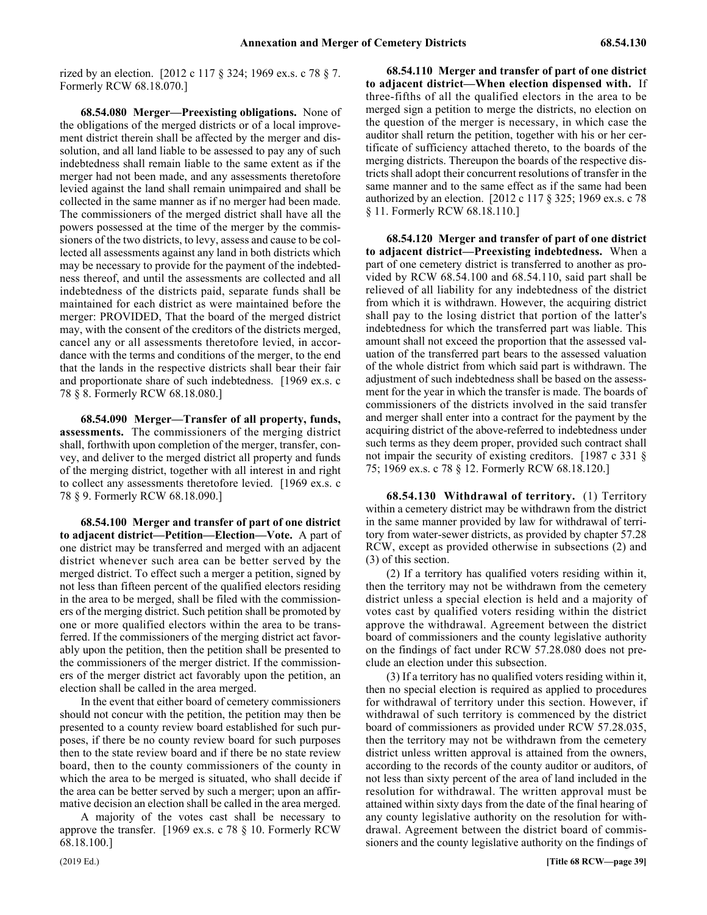rized by an election. [2012 c 117 § 324; 1969 ex.s. c 78 § 7. Formerly RCW 68.18.070.]

**68.54.080 Merger—Preexisting obligations.** None of the obligations of the merged districts or of a local improvement district therein shall be affected by the merger and dissolution, and all land liable to be assessed to pay any of such indebtedness shall remain liable to the same extent as if the merger had not been made, and any assessments theretofore levied against the land shall remain unimpaired and shall be collected in the same manner as if no merger had been made. The commissioners of the merged district shall have all the powers possessed at the time of the merger by the commissioners of the two districts, to levy, assess and cause to be collected all assessments against any land in both districts which may be necessary to provide for the payment of the indebtedness thereof, and until the assessments are collected and all indebtedness of the districts paid, separate funds shall be maintained for each district as were maintained before the merger: PROVIDED, That the board of the merged district may, with the consent of the creditors of the districts merged, cancel any or all assessments theretofore levied, in accordance with the terms and conditions of the merger, to the end that the lands in the respective districts shall bear their fair and proportionate share of such indebtedness. [1969 ex.s. c 78 § 8. Formerly RCW 68.18.080.]

**68.54.090 Merger—Transfer of all property, funds, assessments.** The commissioners of the merging district shall, forthwith upon completion of the merger, transfer, convey, and deliver to the merged district all property and funds of the merging district, together with all interest in and right to collect any assessments theretofore levied. [1969 ex.s. c 78 § 9. Formerly RCW 68.18.090.]

**68.54.100 Merger and transfer of part of one district to adjacent district—Petition—Election—Vote.** A part of one district may be transferred and merged with an adjacent district whenever such area can be better served by the merged district. To effect such a merger a petition, signed by not less than fifteen percent of the qualified electors residing in the area to be merged, shall be filed with the commissioners of the merging district. Such petition shall be promoted by one or more qualified electors within the area to be transferred. If the commissioners of the merging district act favorably upon the petition, then the petition shall be presented to the commissioners of the merger district. If the commissioners of the merger district act favorably upon the petition, an election shall be called in the area merged.

In the event that either board of cemetery commissioners should not concur with the petition, the petition may then be presented to a county review board established for such purposes, if there be no county review board for such purposes then to the state review board and if there be no state review board, then to the county commissioners of the county in which the area to be merged is situated, who shall decide if the area can be better served by such a merger; upon an affirmative decision an election shall be called in the area merged.

A majority of the votes cast shall be necessary to approve the transfer. [1969 ex.s. c 78 § 10. Formerly RCW 68.18.100.]

**68.54.110 Merger and transfer of part of one district to adjacent district—When election dispensed with.** If three-fifths of all the qualified electors in the area to be merged sign a petition to merge the districts, no election on the question of the merger is necessary, in which case the auditor shall return the petition, together with his or her certificate of sufficiency attached thereto, to the boards of the merging districts. Thereupon the boards of the respective districts shall adopt their concurrent resolutions of transfer in the same manner and to the same effect as if the same had been authorized by an election. [2012 c 117 § 325; 1969 ex.s. c 78 § 11. Formerly RCW 68.18.110.]

**68.54.120 Merger and transfer of part of one district to adjacent district—Preexisting indebtedness.** When a part of one cemetery district is transferred to another as provided by RCW 68.54.100 and 68.54.110, said part shall be relieved of all liability for any indebtedness of the district from which it is withdrawn. However, the acquiring district shall pay to the losing district that portion of the latter's indebtedness for which the transferred part was liable. This amount shall not exceed the proportion that the assessed valuation of the transferred part bears to the assessed valuation of the whole district from which said part is withdrawn. The adjustment of such indebtedness shall be based on the assessment for the year in which the transfer is made. The boards of commissioners of the districts involved in the said transfer and merger shall enter into a contract for the payment by the acquiring district of the above-referred to indebtedness under such terms as they deem proper, provided such contract shall not impair the security of existing creditors. [1987 c 331 § 75; 1969 ex.s. c 78 § 12. Formerly RCW 68.18.120.]

**68.54.130 Withdrawal of territory.** (1) Territory within a cemetery district may be withdrawn from the district in the same manner provided by law for withdrawal of territory from water-sewer districts, as provided by chapter 57.28 RCW, except as provided otherwise in subsections (2) and (3) of this section.

(2) If a territory has qualified voters residing within it, then the territory may not be withdrawn from the cemetery district unless a special election is held and a majority of votes cast by qualified voters residing within the district approve the withdrawal. Agreement between the district board of commissioners and the county legislative authority on the findings of fact under RCW 57.28.080 does not preclude an election under this subsection.

(3) If a territory has no qualified voters residing within it, then no special election is required as applied to procedures for withdrawal of territory under this section. However, if withdrawal of such territory is commenced by the district board of commissioners as provided under RCW 57.28.035, then the territory may not be withdrawn from the cemetery district unless written approval is attained from the owners, according to the records of the county auditor or auditors, of not less than sixty percent of the area of land included in the resolution for withdrawal. The written approval must be attained within sixty days from the date of the final hearing of any county legislative authority on the resolution for withdrawal. Agreement between the district board of commissioners and the county legislative authority on the findings of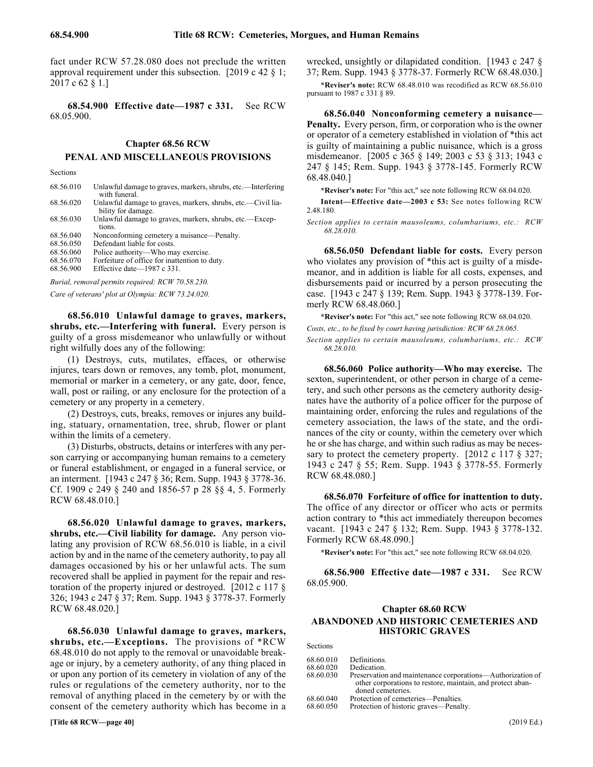fact under RCW 57.28.080 does not preclude the written approval requirement under this subsection. [2019 c 42 § 1; 2017 c 62 § 1.]

**68.54.900 Effective date—1987 c 331.** See RCW 68.05.900.

## Chapter 68.56 RCW
## PENAL AND MISCELLANEOUS PROVISIONS

Sections

| | |
|---|---|
| 68.56.010 | Unlawful damage to graves, markers, shrubs, etc.—Interfering with funeral. |
| 68.56.020 | Unlawful damage to graves, markers, shrubs, etc.—Civil liability for damage. |
| 68.56.030 | Unlawful damage to graves, markers, shrubs, etc.—Exceptions. |
| 68.56.040 | Nonconforming cemetery a nuisance—Penalty. |
| 68.56.050 | Defendant liable for costs. |
| 68.56.060 | Police authority—Who may exercise. |
| 68.56.070 | Forfeiture of office for inattention to duty. |
| 68.56.900 | Effective date—1987 c 331. |

*Burial, removal permits required: RCW 70.58.230.*

*Care of veterans' plot at Olympia: RCW 73.24.020.*

**68.56.010 Unlawful damage to graves, markers, shrubs, etc.—Interfering with funeral.** Every person is guilty of a gross misdemeanor who unlawfully or without right wilfully does any of the following:

(1) Destroys, cuts, mutilates, effaces, or otherwise injures, tears down or removes, any tomb, plot, monument, memorial or marker in a cemetery, or any gate, door, fence, wall, post or railing, or any enclosure for the protection of a cemetery or any property in a cemetery.

(2) Destroys, cuts, breaks, removes or injures any building, statuary, ornamentation, tree, shrub, flower or plant within the limits of a cemetery.

(3) Disturbs, obstructs, detains or interferes with any person carrying or accompanying human remains to a cemetery or funeral establishment, or engaged in a funeral service, or an interment. [1943 c 247 § 36; Rem. Supp. 1943 § 3778-36. Cf. 1909 c 249 § 240 and 1856-57 p 28 §§ 4, 5. Formerly RCW 68.48.010.]

**68.56.020 Unlawful damage to graves, markers, shrubs, etc.—Civil liability for damage.** Any person violating any provision of RCW 68.56.010 is liable, in a civil action by and in the name of the cemetery authority, to pay all damages occasioned by his or her unlawful acts. The sum recovered shall be applied in payment for the repair and restoration of the property injured or destroyed. [2012 c 117 § 326; 1943 c 247 § 37; Rem. Supp. 1943 § 3778-37. Formerly RCW 68.48.020.]

**68.56.030 Unlawful damage to graves, markers, shrubs, etc.—Exceptions.** The provisions of *RCW 68.48.010 do not apply to the removal or unavoidable breakage or injury, by a cemetery authority, of any thing placed in or upon any portion of its cemetery in violation of any of the rules or regulations of the cemetery authority, nor to the removal of anything placed in the cemetery by or with the consent of the cemetery authority which has become in a wrecked, unsightly or dilapidated condition. [1943 c 247 § 37; Rem. Supp. 1943 § 3778-37. Formerly RCW 68.48.030.]

***Reviser's note:** RCW 68.48.010 was recodified as RCW 68.56.010 pursuant to 1987 c 331 § 89.

**68.56.040 Nonconforming cemetery a nuisance—Penalty.** Every person, firm, or corporation who is the owner or operator of a cemetery established in violation of *this act is guilty of maintaining a public nuisance, which is a gross misdemeanor. [2005 c 365 § 149; 2003 c 53 § 313; 1943 c 247 § 145; Rem. Supp. 1943 § 3778-145. Formerly RCW 68.48.040.]

***Reviser's note:** For "this act," see note following RCW 68.04.020.

**Intent—Effective date—2003 c 53:** See notes following RCW 2.48.180.

*Section applies to certain mausoleums, columbariums, etc.: RCW 68.28.010.*

**68.56.050 Defendant liable for costs.** Every person who violates any provision of *this act is guilty of a misdemeanor, and in addition is liable for all costs, expenses, and disbursements paid or incurred by a person prosecuting the case. [1943 c 247 § 139; Rem. Supp. 1943 § 3778-139. Formerly RCW 68.48.060.]

***Reviser's note:** For "this act," see note following RCW 68.04.020.

*Costs, etc., to be fixed by court having jurisdiction: RCW 68.28.065.*

*Section applies to certain mausoleums, columbariums, etc.: RCW 68.28.010.*

**68.56.060 Police authority—Who may exercise.** The sexton, superintendent, or other person in charge of a cemetery, and such other persons as the cemetery authority designates have the authority of a police officer for the purpose of maintaining order, enforcing the rules and regulations of the cemetery association, the laws of the state, and the ordinances of the city or county, within the cemetery over which he or she has charge, and within such radius as may be necessary to protect the cemetery property. [2012 c 117 § 327; 1943 c 247 § 55; Rem. Supp. 1943 § 3778-55. Formerly RCW 68.48.080.]

**68.56.070 Forfeiture of office for inattention to duty.** The office of any director or officer who acts or permits action contrary to *this act immediately thereupon becomes vacant. [1943 c 247 § 132; Rem. Supp. 1943 § 3778-132. Formerly RCW 68.48.090.]

***Reviser's note:** For "this act," see note following RCW 68.04.020.

**68.56.900 Effective date—1987 c 331.** See RCW 68.05.900.

## Chapter 68.60 RCW
## ABANDONED AND HISTORIC CEMETERIES AND HISTORIC GRAVES

Sections

| | |
|---|---|
| 68.60.010 | Definitions. |
| 68.60.020 | Dedication. |
| 68.60.030 | Preservation and maintenance corporations—Authorization of other corporations to restore, maintain, and protect abandoned cemeteries. |
| 68.60.040 | Protection of cemeteries—Penalties. |
| 68.60.050 | Protection of historic graves—Penalty. |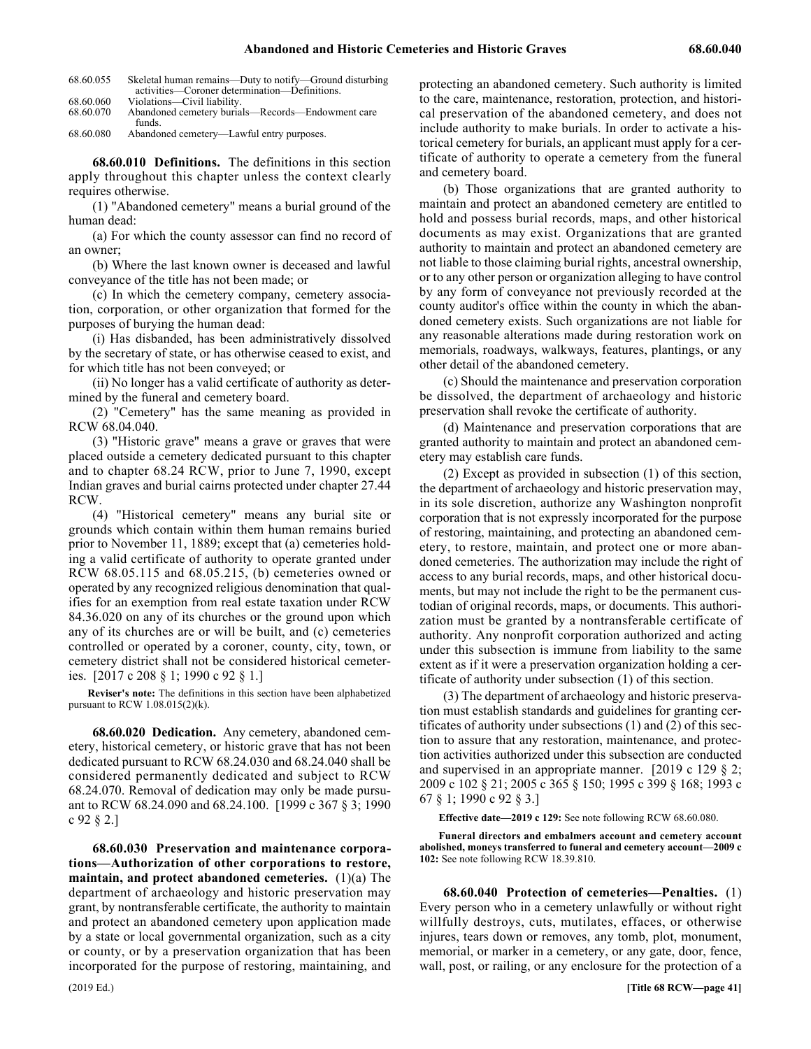68.60.055 Skeletal human remains—Duty to notify—Ground disturbing activities—Coroner determination—Definitions.
68.60.060 Violations—Civil liability.
68.60.070 Abandoned cemetery burials—Records—Endowment care funds.
68.60.080 Abandoned cemetery—Lawful entry purposes.

**68.60.010 Definitions.** The definitions in this section apply throughout this chapter unless the context clearly requires otherwise.

(1) "Abandoned cemetery" means a burial ground of the human dead:

(a) For which the county assessor can find no record of an owner;

(b) Where the last known owner is deceased and lawful conveyance of the title has not been made; or

(c) In which the cemetery company, cemetery association, corporation, or other organization that formed for the purposes of burying the human dead:

(i) Has disbanded, has been administratively dissolved by the secretary of state, or has otherwise ceased to exist, and for which title has not been conveyed; or

(ii) No longer has a valid certificate of authority as determined by the funeral and cemetery board.

(2) "Cemetery" has the same meaning as provided in RCW 68.04.040.

(3) "Historic grave" means a grave or graves that were placed outside a cemetery dedicated pursuant to this chapter and to chapter 68.24 RCW, prior to June 7, 1990, except Indian graves and burial cairns protected under chapter 27.44 RCW.

(4) "Historical cemetery" means any burial site or grounds which contain within them human remains buried prior to November 11, 1889; except that (a) cemeteries holding a valid certificate of authority to operate granted under RCW 68.05.115 and 68.05.215, (b) cemeteries owned or operated by any recognized religious denomination that qualifies for an exemption from real estate taxation under RCW 84.36.020 on any of its churches or the ground upon which any of its churches are or will be built, and (c) cemeteries controlled or operated by a coroner, county, city, town, or cemetery district shall not be considered historical cemeteries. [2017 c 208 § 1; 1990 c 92 § 1.]

**Reviser's note:** The definitions in this section have been alphabetized pursuant to RCW 1.08.015(2)(k).

**68.60.020 Dedication.** Any cemetery, abandoned cemetery, historical cemetery, or historic grave that has not been dedicated pursuant to RCW 68.24.030 and 68.24.040 shall be considered permanently dedicated and subject to RCW 68.24.070. Removal of dedication may only be made pursuant to RCW 68.24.090 and 68.24.100. [1999 c 367 § 3; 1990 c 92 § 2.]

**68.60.030 Preservation and maintenance corporations—Authorization of other corporations to restore, maintain, and protect abandoned cemeteries.** (1)(a) The department of archaeology and historic preservation may grant, by nontransferable certificate, the authority to maintain and protect an abandoned cemetery upon application made by a state or local governmental organization, such as a city or county, or by a preservation organization that has been incorporated for the purpose of restoring, maintaining, and protecting an abandoned cemetery. Such authority is limited to the care, maintenance, restoration, protection, and historical preservation of the abandoned cemetery, and does not include authority to make burials. In order to activate a historical cemetery for burials, an applicant must apply for a certificate of authority to operate a cemetery from the funeral and cemetery board.

(b) Those organizations that are granted authority to maintain and protect an abandoned cemetery are entitled to hold and possess burial records, maps, and other historical documents as may exist. Organizations that are granted authority to maintain and protect an abandoned cemetery are not liable to those claiming burial rights, ancestral ownership, or to any other person or organization alleging to have control by any form of conveyance not previously recorded at the county auditor's office within the county in which the abandoned cemetery exists. Such organizations are not liable for any reasonable alterations made during restoration work on memorials, roadways, walkways, features, plantings, or any other detail of the abandoned cemetery.

(c) Should the maintenance and preservation corporation be dissolved, the department of archaeology and historic preservation shall revoke the certificate of authority.

(d) Maintenance and preservation corporations that are granted authority to maintain and protect an abandoned cemetery may establish care funds.

(2) Except as provided in subsection (1) of this section, the department of archaeology and historic preservation may, in its sole discretion, authorize any Washington nonprofit corporation that is not expressly incorporated for the purpose of restoring, maintaining, and protecting an abandoned cemetery, to restore, maintain, and protect one or more abandoned cemeteries. The authorization may include the right of access to any burial records, maps, and other historical documents, but may not include the right to be the permanent custodian of original records, maps, or documents. This authorization must be granted by a nontransferable certificate of authority. Any nonprofit corporation authorized and acting under this subsection is immune from liability to the same extent as if it were a preservation organization holding a certificate of authority under subsection (1) of this section.

(3) The department of archaeology and historic preservation must establish standards and guidelines for granting certificates of authority under subsections (1) and (2) of this section to assure that any restoration, maintenance, and protection activities authorized under this subsection are conducted and supervised in an appropriate manner. [2019 c 129 § 2; 2009 c 102 § 21; 2005 c 365 § 150; 1995 c 399 § 168; 1993 c 67 § 1; 1990 c 92 § 3.]

**Effective date—2019 c 129:** See note following RCW 68.60.080.

**Funeral directors and embalmers account and cemetery account abolished, moneys transferred to funeral and cemetery account—2009 c 102:** See note following RCW 18.39.810.

**68.60.040 Protection of cemeteries—Penalties.** (1) Every person who in a cemetery unlawfully or without right willfully destroys, cuts, mutilates, effaces, or otherwise injures, tears down or removes, any tomb, plot, monument, memorial, or marker in a cemetery, or any gate, door, fence, wall, post, or railing, or any enclosure for the protection of a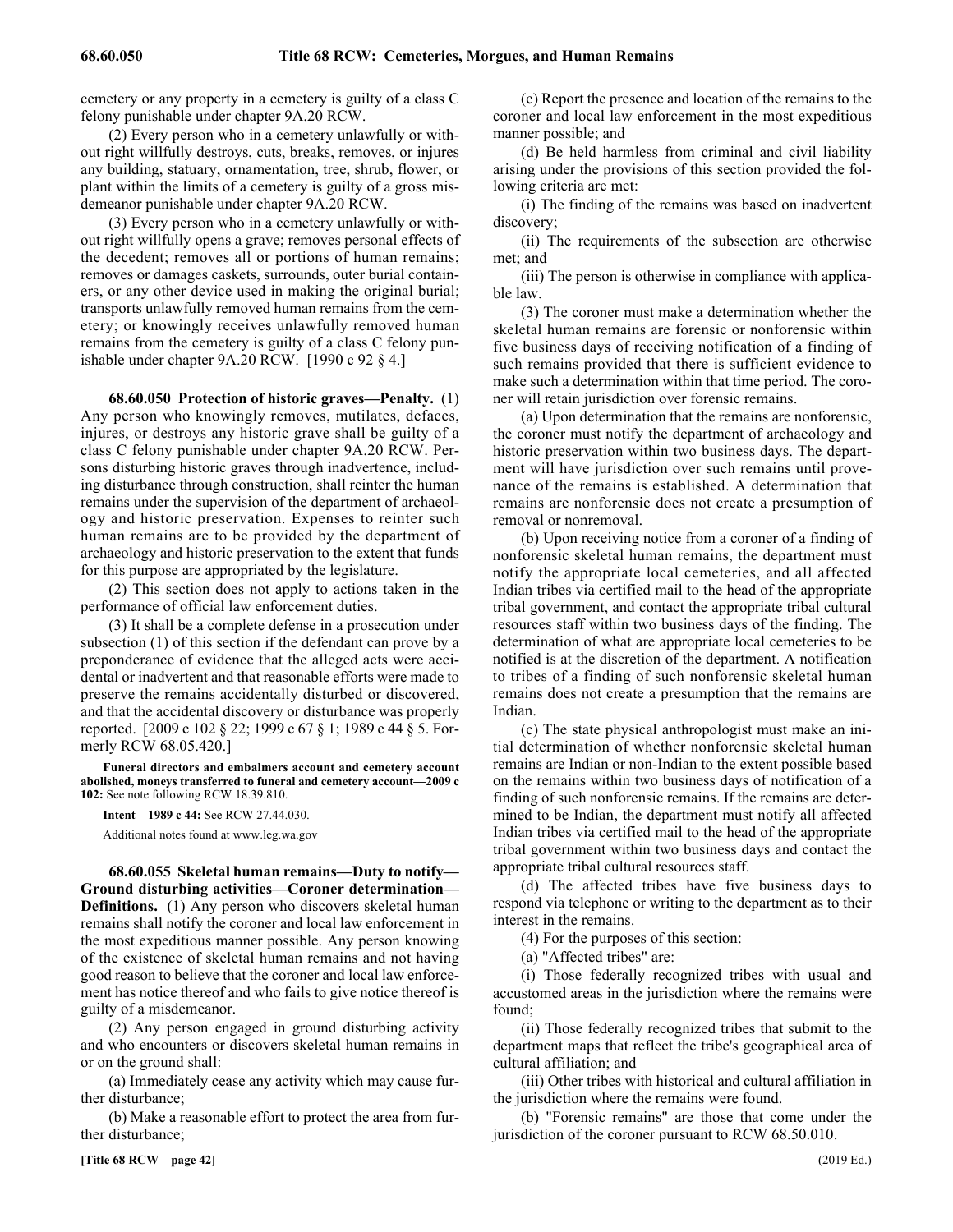cemetery or any property in a cemetery is guilty of a class C felony punishable under chapter 9A.20 RCW.

(2) Every person who in a cemetery unlawfully or without right willfully destroys, cuts, breaks, removes, or injures any building, statuary, ornamentation, tree, shrub, flower, or plant within the limits of a cemetery is guilty of a gross misdemeanor punishable under chapter 9A.20 RCW.

(3) Every person who in a cemetery unlawfully or without right willfully opens a grave; removes personal effects of the decedent; removes all or portions of human remains; removes or damages caskets, surrounds, outer burial containers, or any other device used in making the original burial; transports unlawfully removed human remains from the cemetery; or knowingly receives unlawfully removed human remains from the cemetery is guilty of a class C felony punishable under chapter 9A.20 RCW. [1990 c 92 § 4.]

**68.60.050 Protection of historic graves—Penalty.** (1) Any person who knowingly removes, mutilates, defaces, injures, or destroys any historic grave shall be guilty of a class C felony punishable under chapter 9A.20 RCW. Persons disturbing historic graves through inadvertence, including disturbance through construction, shall reinter the human remains under the supervision of the department of archaeology and historic preservation. Expenses to reinter such human remains are to be provided by the department of archaeology and historic preservation to the extent that funds for this purpose are appropriated by the legislature.

(2) This section does not apply to actions taken in the performance of official law enforcement duties.

(3) It shall be a complete defense in a prosecution under subsection (1) of this section if the defendant can prove by a preponderance of evidence that the alleged acts were accidental or inadvertent and that reasonable efforts were made to preserve the remains accidentally disturbed or discovered, and that the accidental discovery or disturbance was properly reported. [2009 c 102 § 22; 1999 c 67 § 1; 1989 c 44 § 5. Formerly RCW 68.05.420.]

**Funeral directors and embalmers account and cemetery account abolished, moneys transferred to funeral and cemetery account—2009 c 102:** See note following RCW 18.39.810.

**Intent—1989 c 44:** See RCW 27.44.030.

Additional notes found at www.leg.wa.gov

**68.60.055 Skeletal human remains—Duty to notify—Ground disturbing activities—Coroner determination—Definitions.** (1) Any person who discovers skeletal human remains shall notify the coroner and local law enforcement in the most expeditious manner possible. Any person knowing of the existence of skeletal human remains and not having good reason to believe that the coroner and local law enforcement has notice thereof and who fails to give notice thereof is guilty of a misdemeanor.

(2) Any person engaged in ground disturbing activity and who encounters or discovers skeletal human remains in or on the ground shall:

(a) Immediately cease any activity which may cause further disturbance;

(b) Make a reasonable effort to protect the area from further disturbance;

(c) Report the presence and location of the remains to the coroner and local law enforcement in the most expeditious manner possible; and

(d) Be held harmless from criminal and civil liability arising under the provisions of this section provided the following criteria are met:

(i) The finding of the remains was based on inadvertent discovery;

(ii) The requirements of the subsection are otherwise met; and

(iii) The person is otherwise in compliance with applicable law.

(3) The coroner must make a determination whether the skeletal human remains are forensic or nonforensic within five business days of receiving notification of a finding of such remains provided that there is sufficient evidence to make such a determination within that time period. The coroner will retain jurisdiction over forensic remains.

(a) Upon determination that the remains are nonforensic, the coroner must notify the department of archaeology and historic preservation within two business days. The department will have jurisdiction over such remains until provenance of the remains is established. A determination that remains are nonforensic does not create a presumption of removal or nonremoval.

(b) Upon receiving notice from a coroner of a finding of nonforensic skeletal human remains, the department must notify the appropriate local cemeteries, and all affected Indian tribes via certified mail to the head of the appropriate tribal government, and contact the appropriate tribal cultural resources staff within two business days of the finding. The determination of what are appropriate local cemeteries to be notified is at the discretion of the department. A notification to tribes of a finding of such nonforensic skeletal human remains does not create a presumption that the remains are Indian.

(c) The state physical anthropologist must make an initial determination of whether nonforensic skeletal human remains are Indian or non-Indian to the extent possible based on the remains within two business days of notification of a finding of such nonforensic remains. If the remains are determined to be Indian, the department must notify all affected Indian tribes via certified mail to the head of the appropriate tribal government within two business days and contact the appropriate tribal cultural resources staff.

(d) The affected tribes have five business days to respond via telephone or writing to the department as to their interest in the remains.

(4) For the purposes of this section:

(a) "Affected tribes" are:

(i) Those federally recognized tribes with usual and accustomed areas in the jurisdiction where the remains were found;

(ii) Those federally recognized tribes that submit to the department maps that reflect the tribe's geographical area of cultural affiliation; and

(iii) Other tribes with historical and cultural affiliation in the jurisdiction where the remains were found.

(b) "Forensic remains" are those that come under the jurisdiction of the coroner pursuant to RCW 68.50.010.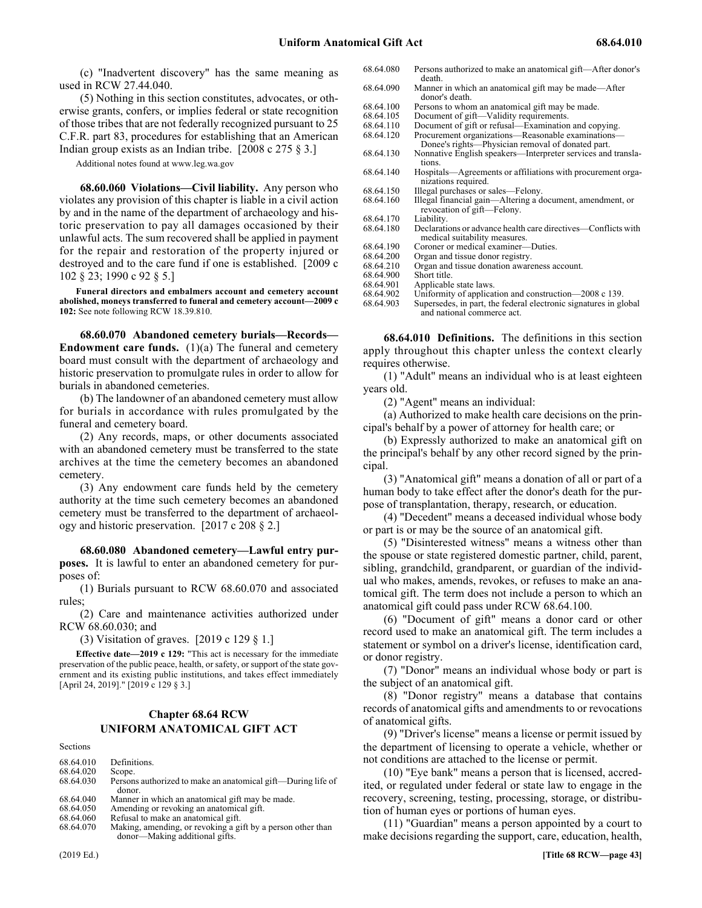(c) "Inadvertent discovery" has the same meaning as used in RCW 27.44.040.

(5) Nothing in this section constitutes, advocates, or otherwise grants, confers, or implies federal or state recognition of those tribes that are not federally recognized pursuant to 25 C.F.R. part 83, procedures for establishing that an American Indian group exists as an Indian tribe. [2008 c 275 § 3.]

Additional notes found at www.leg.wa.gov

**68.60.060 Violations—Civil liability.** Any person who violates any provision of this chapter is liable in a civil action by and in the name of the department of archaeology and historic preservation to pay all damages occasioned by their unlawful acts. The sum recovered shall be applied in payment for the repair and restoration of the property injured or destroyed and to the care fund if one is established. [2009 c 102 § 23; 1990 c 92 § 5.]

**Funeral directors and embalmers account and cemetery account abolished, moneys transferred to funeral and cemetery account—2009 c 102:** See note following RCW 18.39.810.

**68.60.070 Abandoned cemetery burials—Records—Endowment care funds.** (1)(a) The funeral and cemetery board must consult with the department of archaeology and historic preservation to promulgate rules in order to allow for burials in abandoned cemeteries.

(b) The landowner of an abandoned cemetery must allow for burials in accordance with rules promulgated by the funeral and cemetery board.

(2) Any records, maps, or other documents associated with an abandoned cemetery must be transferred to the state archives at the time the cemetery becomes an abandoned cemetery.

(3) Any endowment care funds held by the cemetery authority at the time such cemetery becomes an abandoned cemetery must be transferred to the department of archaeology and historic preservation. [2017 c 208 § 2.]

**68.60.080 Abandoned cemetery—Lawful entry purposes.** It is lawful to enter an abandoned cemetery for purposes of:

(1) Burials pursuant to RCW 68.60.070 and associated rules;

(2) Care and maintenance activities authorized under RCW 68.60.030; and

(3) Visitation of graves. [2019 c 129 § 1.]

**Effective date—2019 c 129:** "This act is necessary for the immediate preservation of the public peace, health, or safety, or support of the state government and its existing public institutions, and takes effect immediately [April 24, 2019]." [2019 c 129 § 3.]

## Chapter 68.64 RCW
## UNIFORM ANATOMICAL GIFT ACT

Sections

| | |
|---|---|
| 68.64.010 | Definitions. |
| 68.64.020 | Scope. |
| 68.64.030 | Persons authorized to make an anatomical gift—During life of donor. |
| 68.64.040 | Manner in which an anatomical gift may be made. |
| 68.64.050 | Amending or revoking an anatomical gift. |
| 68.64.060 | Refusal to make an anatomical gift. |
| 68.64.070 | Making, amending, or revoking a gift by a person other than donor—Making additional gifts. |
| 68.64.080 | Persons authorized to make an anatomical gift—After donor's death. |
| 68.64.090 | Manner in which an anatomical gift may be made—After donor's death. |
| 68.64.100 | Persons to whom an anatomical gift may be made. |
| 68.64.105 | Document of gift—Validity requirements. |
| 68.64.110 | Document of gift or refusal—Examination and copying. |
| 68.64.120 | Procurement organizations—Reasonable examinations—Donee's rights—Physician removal of donated part. |
| 68.64.130 | Nonnative English speakers—Interpreter services and translations. |
| 68.64.140 | Hospitals—Agreements or affiliations with procurement organizations required. |
| 68.64.150 | Illegal purchases or sales—Felony. |
| 68.64.160 | Illegal financial gain—Altering a document, amendment, or revocation of gift—Felony. |
| 68.64.170 | Liability. |
| 68.64.180 | Declarations or advance health care directives—Conflicts with medical suitability measures. |
| 68.64.190 | Coroner or medical examiner—Duties. |
| 68.64.200 | Organ and tissue donor registry. |
| 68.64.210 | Organ and tissue donation awareness account. |
| 68.64.900 | Short title. |
| 68.64.901 | Applicable state laws. |
| 68.64.902 | Uniformity of application and construction—2008 c 139. |
| 68.64.903 | Supersedes, in part, the federal electronic signatures in global and national commerce act. |

**68.64.010 Definitions.** The definitions in this section apply throughout this chapter unless the context clearly requires otherwise.

(1) "Adult" means an individual who is at least eighteen years old.

(2) "Agent" means an individual:

(a) Authorized to make health care decisions on the principal's behalf by a power of attorney for health care; or

(b) Expressly authorized to make an anatomical gift on the principal's behalf by any other record signed by the principal.

(3) "Anatomical gift" means a donation of all or part of a human body to take effect after the donor's death for the purpose of transplantation, therapy, research, or education.

(4) "Decedent" means a deceased individual whose body or part is or may be the source of an anatomical gift.

(5) "Disinterested witness" means a witness other than the spouse or state registered domestic partner, child, parent, sibling, grandchild, grandparent, or guardian of the individual who makes, amends, revokes, or refuses to make an anatomical gift. The term does not include a person to which an anatomical gift could pass under RCW 68.64.100.

(6) "Document of gift" means a donor card or other record used to make an anatomical gift. The term includes a statement or symbol on a driver's license, identification card, or donor registry.

(7) "Donor" means an individual whose body or part is the subject of an anatomical gift.

(8) "Donor registry" means a database that contains records of anatomical gifts and amendments to or revocations of anatomical gifts.

(9) "Driver's license" means a license or permit issued by the department of licensing to operate a vehicle, whether or not conditions are attached to the license or permit.

(10) "Eye bank" means a person that is licensed, accredited, or regulated under federal or state law to engage in the recovery, screening, testing, processing, storage, or distribution of human eyes or portions of human eyes.

(11) "Guardian" means a person appointed by a court to make decisions regarding the support, care, education, health,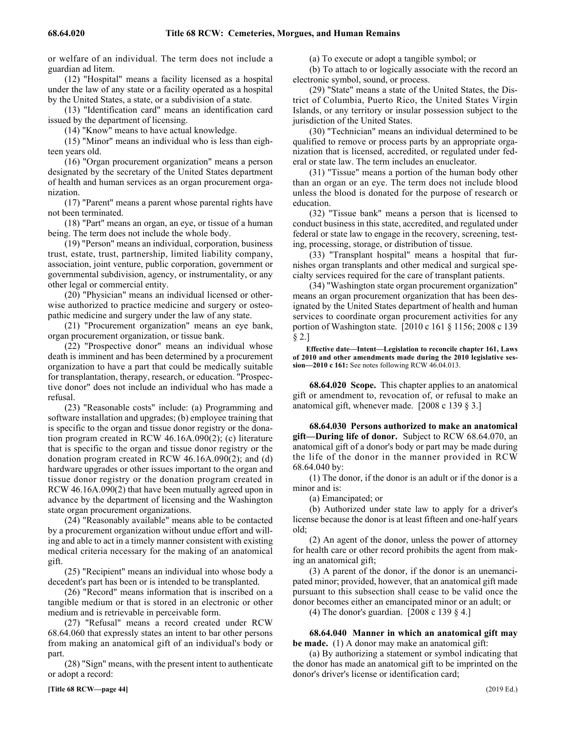or welfare of an individual. The term does not include a guardian ad litem.

(12) "Hospital" means a facility licensed as a hospital under the law of any state or a facility operated as a hospital by the United States, a state, or a subdivision of a state.

(13) "Identification card" means an identification card issued by the department of licensing.

(14) "Know" means to have actual knowledge.

(15) "Minor" means an individual who is less than eighteen years old.

(16) "Organ procurement organization" means a person designated by the secretary of the United States department of health and human services as an organ procurement organization.

(17) "Parent" means a parent whose parental rights have not been terminated.

(18) "Part" means an organ, an eye, or tissue of a human being. The term does not include the whole body.

(19) "Person" means an individual, corporation, business trust, estate, trust, partnership, limited liability company, association, joint venture, public corporation, government or governmental subdivision, agency, or instrumentality, or any other legal or commercial entity.

(20) "Physician" means an individual licensed or otherwise authorized to practice medicine and surgery or osteopathic medicine and surgery under the law of any state.

(21) "Procurement organization" means an eye bank, organ procurement organization, or tissue bank.

(22) "Prospective donor" means an individual whose death is imminent and has been determined by a procurement organization to have a part that could be medically suitable for transplantation, therapy, research, or education. "Prospective donor" does not include an individual who has made a refusal.

(23) "Reasonable costs" include: (a) Programming and software installation and upgrades; (b) employee training that is specific to the organ and tissue donor registry or the donation program created in RCW 46.16A.090(2); (c) literature that is specific to the organ and tissue donor registry or the donation program created in RCW 46.16A.090(2); and (d) hardware upgrades or other issues important to the organ and tissue donor registry or the donation program created in RCW 46.16A.090(2) that have been mutually agreed upon in advance by the department of licensing and the Washington state organ procurement organizations.

(24) "Reasonably available" means able to be contacted by a procurement organization without undue effort and willing and able to act in a timely manner consistent with existing medical criteria necessary for the making of an anatomical gift.

(25) "Recipient" means an individual into whose body a decedent's part has been or is intended to be transplanted.

(26) "Record" means information that is inscribed on a tangible medium or that is stored in an electronic or other medium and is retrievable in perceivable form.

(27) "Refusal" means a record created under RCW 68.64.060 that expressly states an intent to bar other persons from making an anatomical gift of an individual's body or part.

(28) "Sign" means, with the present intent to authenticate or adopt a record:

(a) To execute or adopt a tangible symbol; or

(b) To attach to or logically associate with the record an electronic symbol, sound, or process.

(29) "State" means a state of the United States, the District of Columbia, Puerto Rico, the United States Virgin Islands, or any territory or insular possession subject to the jurisdiction of the United States.

(30) "Technician" means an individual determined to be qualified to remove or process parts by an appropriate organization that is licensed, accredited, or regulated under federal or state law. The term includes an enucleator.

(31) "Tissue" means a portion of the human body other than an organ or an eye. The term does not include blood unless the blood is donated for the purpose of research or education.

(32) "Tissue bank" means a person that is licensed to conduct business in this state, accredited, and regulated under federal or state law to engage in the recovery, screening, testing, processing, storage, or distribution of tissue.

(33) "Transplant hospital" means a hospital that furnishes organ transplants and other medical and surgical specialty services required for the care of transplant patients.

(34) "Washington state organ procurement organization" means an organ procurement organization that has been designated by the United States department of health and human services to coordinate organ procurement activities for any portion of Washington state. [2010 c 161 § 1156; 2008 c 139 § 2.]

**Effective date—Intent—Legislation to reconcile chapter 161, Laws of 2010 and other amendments made during the 2010 legislative session—2010 c 161:** See notes following RCW 46.04.013.

**68.64.020 Scope.** This chapter applies to an anatomical gift or amendment to, revocation of, or refusal to make an anatomical gift, whenever made. [2008 c 139 § 3.]

**68.64.030 Persons authorized to make an anatomical gift—During life of donor.** Subject to RCW 68.64.070, an anatomical gift of a donor's body or part may be made during the life of the donor in the manner provided in RCW 68.64.040 by:

(1) The donor, if the donor is an adult or if the donor is a minor and is:

(a) Emancipated; or

(b) Authorized under state law to apply for a driver's license because the donor is at least fifteen and one-half years old;

(2) An agent of the donor, unless the power of attorney for health care or other record prohibits the agent from making an anatomical gift;

(3) A parent of the donor, if the donor is an unemancipated minor; provided, however, that an anatomical gift made pursuant to this subsection shall cease to be valid once the donor becomes either an emancipated minor or an adult; or

(4) The donor's guardian. [2008 c 139 § 4.]

**68.64.040 Manner in which an anatomical gift may be made.** (1) A donor may make an anatomical gift:

(a) By authorizing a statement or symbol indicating that the donor has made an anatomical gift to be imprinted on the donor's driver's license or identification card;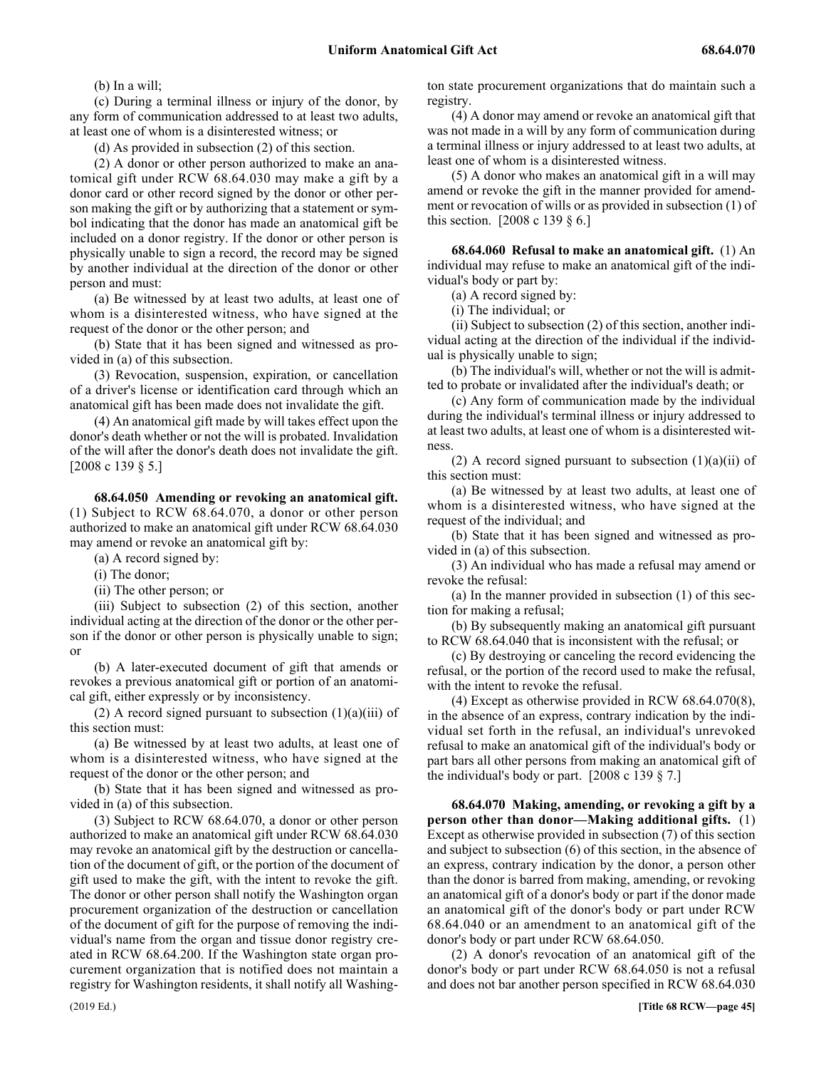(b) In a will;

(c) During a terminal illness or injury of the donor, by any form of communication addressed to at least two adults, at least one of whom is a disinterested witness; or

(d) As provided in subsection (2) of this section.

(2) A donor or other person authorized to make an anatomical gift under RCW 68.64.030 may make a gift by a donor card or other record signed by the donor or other person making the gift or by authorizing that a statement or symbol indicating that the donor has made an anatomical gift be included on a donor registry. If the donor or other person is physically unable to sign a record, the record may be signed by another individual at the direction of the donor or other person and must:

(a) Be witnessed by at least two adults, at least one of whom is a disinterested witness, who have signed at the request of the donor or the other person; and

(b) State that it has been signed and witnessed as provided in (a) of this subsection.

(3) Revocation, suspension, expiration, or cancellation of a driver's license or identification card through which an anatomical gift has been made does not invalidate the gift.

(4) An anatomical gift made by will takes effect upon the donor's death whether or not the will is probated. Invalidation of the will after the donor's death does not invalidate the gift. [2008 c 139 § 5.]

**68.64.050 Amending or revoking an anatomical gift.** (1) Subject to RCW 68.64.070, a donor or other person authorized to make an anatomical gift under RCW 68.64.030 may amend or revoke an anatomical gift by:

(a) A record signed by:

(i) The donor;

(ii) The other person; or

(iii) Subject to subsection (2) of this section, another individual acting at the direction of the donor or the other person if the donor or other person is physically unable to sign; or

(b) A later-executed document of gift that amends or revokes a previous anatomical gift or portion of an anatomical gift, either expressly or by inconsistency.

(2) A record signed pursuant to subsection (1)(a)(iii) of this section must:

(a) Be witnessed by at least two adults, at least one of whom is a disinterested witness, who have signed at the request of the donor or the other person; and

(b) State that it has been signed and witnessed as provided in (a) of this subsection.

(3) Subject to RCW 68.64.070, a donor or other person authorized to make an anatomical gift under RCW 68.64.030 may revoke an anatomical gift by the destruction or cancellation of the document of gift, or the portion of the document of gift used to make the gift, with the intent to revoke the gift. The donor or other person shall notify the Washington organ procurement organization of the destruction or cancellation of the document of gift for the purpose of removing the individual's name from the organ and tissue donor registry created in RCW 68.64.200. If the Washington state organ procurement organization that is notified does not maintain a registry for Washington residents, it shall notify all Washington state procurement organizations that do maintain such a registry.

(4) A donor may amend or revoke an anatomical gift that was not made in a will by any form of communication during a terminal illness or injury addressed to at least two adults, at least one of whom is a disinterested witness.

(5) A donor who makes an anatomical gift in a will may amend or revoke the gift in the manner provided for amendment or revocation of wills or as provided in subsection (1) of this section. [2008 c 139 § 6.]

**68.64.060 Refusal to make an anatomical gift.** (1) An individual may refuse to make an anatomical gift of the individual's body or part by:

(a) A record signed by:

(i) The individual; or

(ii) Subject to subsection (2) of this section, another individual acting at the direction of the individual if the individual is physically unable to sign;

(b) The individual's will, whether or not the will is admitted to probate or invalidated after the individual's death; or

(c) Any form of communication made by the individual during the individual's terminal illness or injury addressed to at least two adults, at least one of whom is a disinterested witness.

(2) A record signed pursuant to subsection (1)(a)(ii) of this section must:

(a) Be witnessed by at least two adults, at least one of whom is a disinterested witness, who have signed at the request of the individual; and

(b) State that it has been signed and witnessed as provided in (a) of this subsection.

(3) An individual who has made a refusal may amend or revoke the refusal:

(a) In the manner provided in subsection (1) of this section for making a refusal;

(b) By subsequently making an anatomical gift pursuant to RCW 68.64.040 that is inconsistent with the refusal; or

(c) By destroying or canceling the record evidencing the refusal, or the portion of the record used to make the refusal, with the intent to revoke the refusal.

(4) Except as otherwise provided in RCW 68.64.070(8), in the absence of an express, contrary indication by the individual set forth in the refusal, an individual's unrevoked refusal to make an anatomical gift of the individual's body or part bars all other persons from making an anatomical gift of the individual's body or part. [2008 c 139 § 7.]

**68.64.070 Making, amending, or revoking a gift by a person other than donor—Making additional gifts.** (1) Except as otherwise provided in subsection (7) of this section and subject to subsection (6) of this section, in the absence of an express, contrary indication by the donor, a person other than the donor is barred from making, amending, or revoking an anatomical gift of a donor's body or part if the donor made an anatomical gift of the donor's body or part under RCW 68.64.040 or an amendment to an anatomical gift of the donor's body or part under RCW 68.64.050.

(2) A donor's revocation of an anatomical gift of the donor's body or part under RCW 68.64.050 is not a refusal and does not bar another person specified in RCW 68.64.030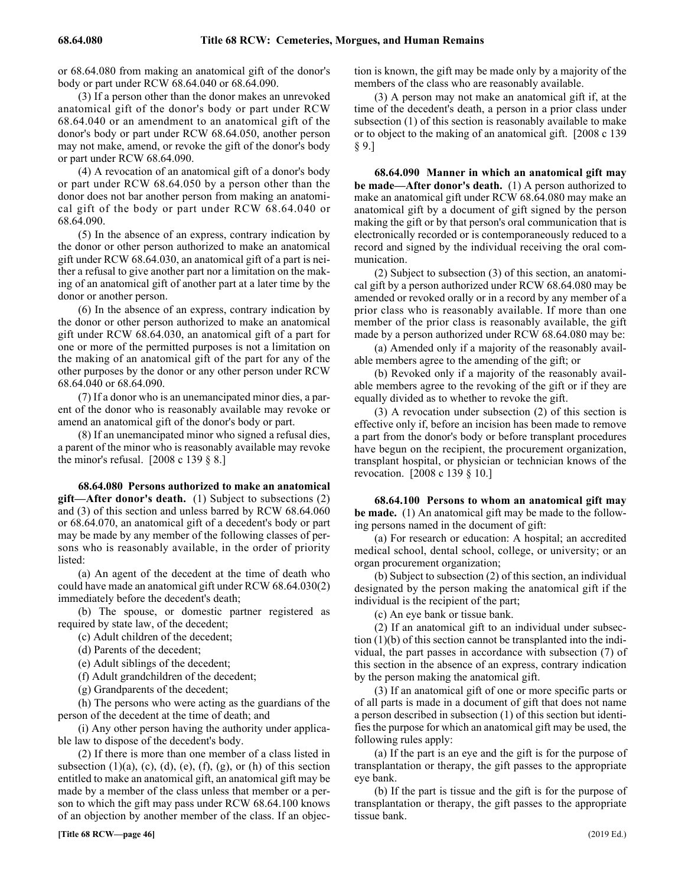or 68.64.080 from making an anatomical gift of the donor's body or part under RCW 68.64.040 or 68.64.090.

(3) If a person other than the donor makes an unrevoked anatomical gift of the donor's body or part under RCW 68.64.040 or an amendment to an anatomical gift of the donor's body or part under RCW 68.64.050, another person may not make, amend, or revoke the gift of the donor's body or part under RCW 68.64.090.

(4) A revocation of an anatomical gift of a donor's body or part under RCW 68.64.050 by a person other than the donor does not bar another person from making an anatomical gift of the body or part under RCW 68.64.040 or 68.64.090.

(5) In the absence of an express, contrary indication by the donor or other person authorized to make an anatomical gift under RCW 68.64.030, an anatomical gift of a part is neither a refusal to give another part nor a limitation on the making of an anatomical gift of another part at a later time by the donor or another person.

(6) In the absence of an express, contrary indication by the donor or other person authorized to make an anatomical gift under RCW 68.64.030, an anatomical gift of a part for one or more of the permitted purposes is not a limitation on the making of an anatomical gift of the part for any of the other purposes by the donor or any other person under RCW 68.64.040 or 68.64.090.

(7) If a donor who is an unemancipated minor dies, a parent of the donor who is reasonably available may revoke or amend an anatomical gift of the donor's body or part.

(8) If an unemancipated minor who signed a refusal dies, a parent of the minor who is reasonably available may revoke the minor's refusal. [2008 c 139 § 8.]

**68.64.080 Persons authorized to make an anatomical gift—After donor's death.** (1) Subject to subsections (2) and (3) of this section and unless barred by RCW 68.64.060 or 68.64.070, an anatomical gift of a decedent's body or part may be made by any member of the following classes of persons who is reasonably available, in the order of priority listed:

(a) An agent of the decedent at the time of death who could have made an anatomical gift under RCW 68.64.030(2) immediately before the decedent's death;

(b) The spouse, or domestic partner registered as required by state law, of the decedent;

(c) Adult children of the decedent;

(d) Parents of the decedent;

(e) Adult siblings of the decedent;

(f) Adult grandchildren of the decedent;

(g) Grandparents of the decedent;

(h) The persons who were acting as the guardians of the person of the decedent at the time of death; and

(i) Any other person having the authority under applicable law to dispose of the decedent's body.

(2) If there is more than one member of a class listed in subsection (1)(a), (c), (d), (e), (f), (g), or (h) of this section entitled to make an anatomical gift, an anatomical gift may be made by a member of the class unless that member or a person to which the gift may pass under RCW 68.64.100 knows of an objection by another member of the class. If an objection is known, the gift may be made only by a majority of the members of the class who are reasonably available.

(3) A person may not make an anatomical gift if, at the time of the decedent's death, a person in a prior class under subsection (1) of this section is reasonably available to make or to object to the making of an anatomical gift. [2008 c 139 § 9.]

**68.64.090 Manner in which an anatomical gift may be made—After donor's death.** (1) A person authorized to make an anatomical gift under RCW 68.64.080 may make an anatomical gift by a document of gift signed by the person making the gift or by that person's oral communication that is electronically recorded or is contemporaneously reduced to a record and signed by the individual receiving the oral communication.

(2) Subject to subsection (3) of this section, an anatomical gift by a person authorized under RCW 68.64.080 may be amended or revoked orally or in a record by any member of a prior class who is reasonably available. If more than one member of the prior class is reasonably available, the gift made by a person authorized under RCW 68.64.080 may be:

(a) Amended only if a majority of the reasonably available members agree to the amending of the gift; or

(b) Revoked only if a majority of the reasonably available members agree to the revoking of the gift or if they are equally divided as to whether to revoke the gift.

(3) A revocation under subsection (2) of this section is effective only if, before an incision has been made to remove a part from the donor's body or before transplant procedures have begun on the recipient, the procurement organization, transplant hospital, or physician or technician knows of the revocation. [2008 c 139 § 10.]

**68.64.100 Persons to whom an anatomical gift may be made.** (1) An anatomical gift may be made to the following persons named in the document of gift:

(a) For research or education: A hospital; an accredited medical school, dental school, college, or university; or an organ procurement organization;

(b) Subject to subsection (2) of this section, an individual designated by the person making the anatomical gift if the individual is the recipient of the part;

(c) An eye bank or tissue bank.

(2) If an anatomical gift to an individual under subsection (1)(b) of this section cannot be transplanted into the individual, the part passes in accordance with subsection (7) of this section in the absence of an express, contrary indication by the person making the anatomical gift.

(3) If an anatomical gift of one or more specific parts or of all parts is made in a document of gift that does not name a person described in subsection (1) of this section but identifies the purpose for which an anatomical gift may be used, the following rules apply:

(a) If the part is an eye and the gift is for the purpose of transplantation or therapy, the gift passes to the appropriate eye bank.

(b) If the part is tissue and the gift is for the purpose of transplantation or therapy, the gift passes to the appropriate tissue bank.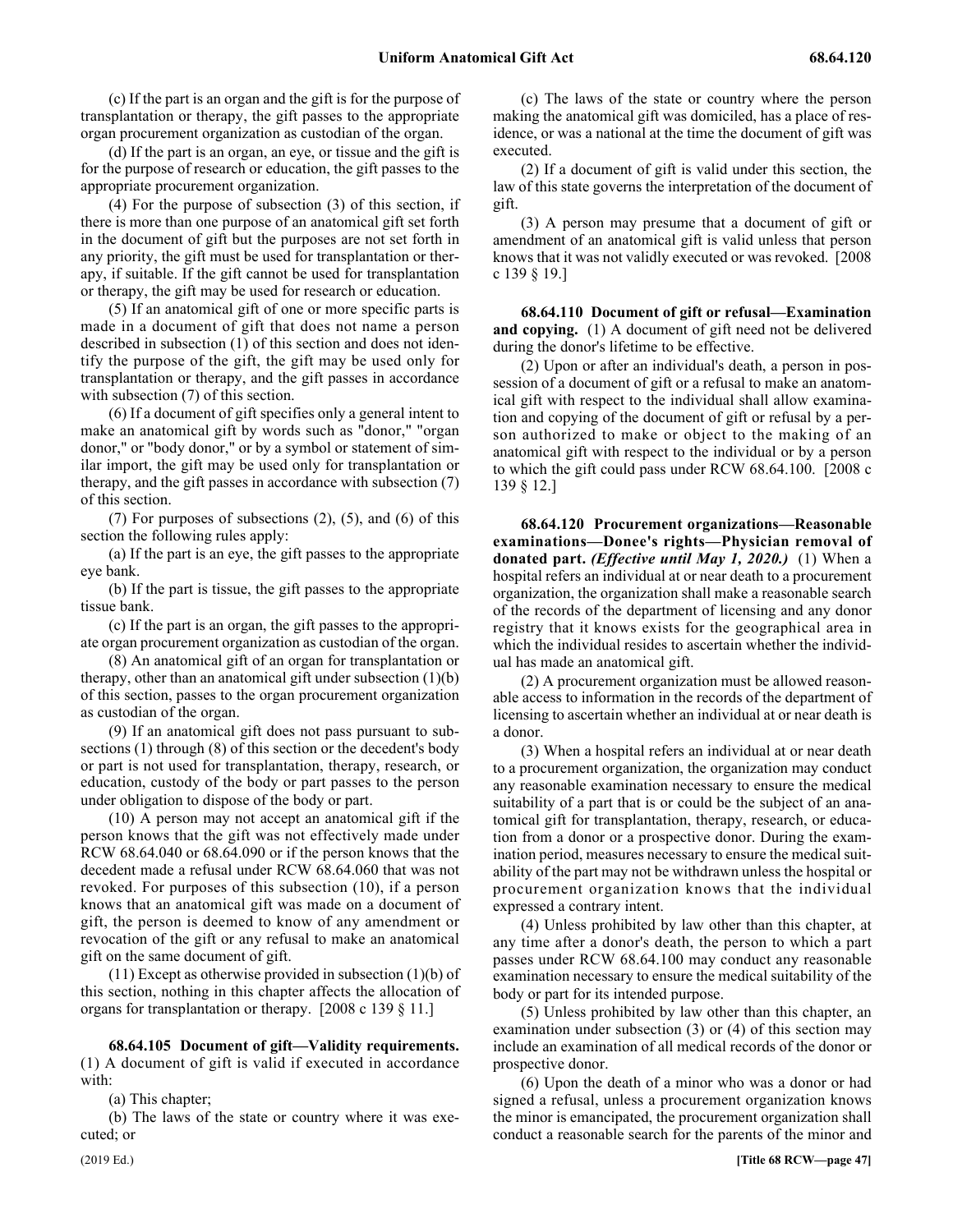(c) If the part is an organ and the gift is for the purpose of transplantation or therapy, the gift passes to the appropriate organ procurement organization as custodian of the organ.

(d) If the part is an organ, an eye, or tissue and the gift is for the purpose of research or education, the gift passes to the appropriate procurement organization.

(4) For the purpose of subsection (3) of this section, if there is more than one purpose of an anatomical gift set forth in the document of gift but the purposes are not set forth in any priority, the gift must be used for transplantation or therapy, if suitable. If the gift cannot be used for transplantation or therapy, the gift may be used for research or education.

(5) If an anatomical gift of one or more specific parts is made in a document of gift that does not name a person described in subsection (1) of this section and does not identify the purpose of the gift, the gift may be used only for transplantation or therapy, and the gift passes in accordance with subsection (7) of this section.

(6) If a document of gift specifies only a general intent to make an anatomical gift by words such as "donor," "organ donor," or "body donor," or by a symbol or statement of similar import, the gift may be used only for transplantation or therapy, and the gift passes in accordance with subsection (7) of this section.

(7) For purposes of subsections (2), (5), and (6) of this section the following rules apply:

(a) If the part is an eye, the gift passes to the appropriate eye bank.

(b) If the part is tissue, the gift passes to the appropriate tissue bank.

(c) If the part is an organ, the gift passes to the appropriate organ procurement organization as custodian of the organ.

(8) An anatomical gift of an organ for transplantation or therapy, other than an anatomical gift under subsection (1)(b) of this section, passes to the organ procurement organization as custodian of the organ.

(9) If an anatomical gift does not pass pursuant to subsections (1) through (8) of this section or the decedent's body or part is not used for transplantation, therapy, research, or education, custody of the body or part passes to the person under obligation to dispose of the body or part.

(10) A person may not accept an anatomical gift if the person knows that the gift was not effectively made under RCW 68.64.040 or 68.64.090 or if the person knows that the decedent made a refusal under RCW 68.64.060 that was not revoked. For purposes of this subsection (10), if a person knows that an anatomical gift was made on a document of gift, the person is deemed to know of any amendment or revocation of the gift or any refusal to make an anatomical gift on the same document of gift.

(11) Except as otherwise provided in subsection (1)(b) of this section, nothing in this chapter affects the allocation of organs for transplantation or therapy. [2008 c 139 § 11.]

**68.64.105 Document of gift—Validity requirements.** (1) A document of gift is valid if executed in accordance with:

(a) This chapter;

(b) The laws of the state or country where it was executed; or

(c) The laws of the state or country where the person making the anatomical gift was domiciled, has a place of residence, or was a national at the time the document of gift was executed.

(2) If a document of gift is valid under this section, the law of this state governs the interpretation of the document of gift.

(3) A person may presume that a document of gift or amendment of an anatomical gift is valid unless that person knows that it was not validly executed or was revoked. [2008 c 139 § 19.]

**68.64.110 Document of gift or refusal—Examination and copying.** (1) A document of gift need not be delivered during the donor's lifetime to be effective.

(2) Upon or after an individual's death, a person in possession of a document of gift or a refusal to make an anatomical gift with respect to the individual shall allow examination and copying of the document of gift or refusal by a person authorized to make or object to the making of an anatomical gift with respect to the individual or by a person to which the gift could pass under RCW 68.64.100. [2008 c 139 § 12.]

**68.64.120 Procurement organizations—Reasonable examinations—Donee's rights—Physician removal of donated part.** ***(Effective until May 1, 2020.)*** (1) When a hospital refers an individual at or near death to a procurement organization, the organization shall make a reasonable search of the records of the department of licensing and any donor registry that it knows exists for the geographical area in which the individual resides to ascertain whether the individual has made an anatomical gift.

(2) A procurement organization must be allowed reasonable access to information in the records of the department of licensing to ascertain whether an individual at or near death is a donor.

(3) When a hospital refers an individual at or near death to a procurement organization, the organization may conduct any reasonable examination necessary to ensure the medical suitability of a part that is or could be the subject of an anatomical gift for transplantation, therapy, research, or education from a donor or a prospective donor. During the examination period, measures necessary to ensure the medical suitability of the part may not be withdrawn unless the hospital or procurement organization knows that the individual expressed a contrary intent.

(4) Unless prohibited by law other than this chapter, at any time after a donor's death, the person to which a part passes under RCW 68.64.100 may conduct any reasonable examination necessary to ensure the medical suitability of the body or part for its intended purpose.

(5) Unless prohibited by law other than this chapter, an examination under subsection (3) or (4) of this section may include an examination of all medical records of the donor or prospective donor.

(6) Upon the death of a minor who was a donor or had signed a refusal, unless a procurement organization knows the minor is emancipated, the procurement organization shall conduct a reasonable search for the parents of the minor and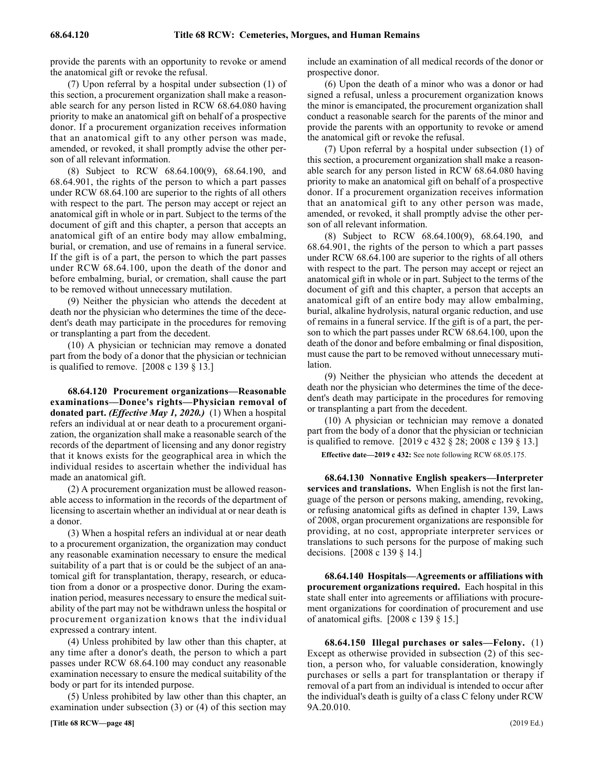provide the parents with an opportunity to revoke or amend the anatomical gift or revoke the refusal.

(7) Upon referral by a hospital under subsection (1) of this section, a procurement organization shall make a reasonable search for any person listed in RCW 68.64.080 having priority to make an anatomical gift on behalf of a prospective donor. If a procurement organization receives information that an anatomical gift to any other person was made, amended, or revoked, it shall promptly advise the other person of all relevant information.

(8) Subject to RCW 68.64.100(9), 68.64.190, and 68.64.901, the rights of the person to which a part passes under RCW 68.64.100 are superior to the rights of all others with respect to the part. The person may accept or reject an anatomical gift in whole or in part. Subject to the terms of the document of gift and this chapter, a person that accepts an anatomical gift of an entire body may allow embalming, burial, or cremation, and use of remains in a funeral service. If the gift is of a part, the person to which the part passes under RCW 68.64.100, upon the death of the donor and before embalming, burial, or cremation, shall cause the part to be removed without unnecessary mutilation.

(9) Neither the physician who attends the decedent at death nor the physician who determines the time of the decedent's death may participate in the procedures for removing or transplanting a part from the decedent.

(10) A physician or technician may remove a donated part from the body of a donor that the physician or technician is qualified to remove. [2008 c 139 § 13.]

**68.64.120 Procurement organizations—Reasonable examinations—Donee's rights—Physician removal of donated part.** *(Effective May 1, 2020.)* (1) When a hospital refers an individual at or near death to a procurement organization, the organization shall make a reasonable search of the records of the department of licensing and any donor registry that it knows exists for the geographical area in which the individual resides to ascertain whether the individual has made an anatomical gift.

(2) A procurement organization must be allowed reasonable access to information in the records of the department of licensing to ascertain whether an individual at or near death is a donor.

(3) When a hospital refers an individual at or near death to a procurement organization, the organization may conduct any reasonable examination necessary to ensure the medical suitability of a part that is or could be the subject of an anatomical gift for transplantation, therapy, research, or education from a donor or a prospective donor. During the examination period, measures necessary to ensure the medical suitability of the part may not be withdrawn unless the hospital or procurement organization knows that the individual expressed a contrary intent.

(4) Unless prohibited by law other than this chapter, at any time after a donor's death, the person to which a part passes under RCW 68.64.100 may conduct any reasonable examination necessary to ensure the medical suitability of the body or part for its intended purpose.

(5) Unless prohibited by law other than this chapter, an examination under subsection (3) or (4) of this section may include an examination of all medical records of the donor or prospective donor.

(6) Upon the death of a minor who was a donor or had signed a refusal, unless a procurement organization knows the minor is emancipated, the procurement organization shall conduct a reasonable search for the parents of the minor and provide the parents with an opportunity to revoke or amend the anatomical gift or revoke the refusal.

(7) Upon referral by a hospital under subsection (1) of this section, a procurement organization shall make a reasonable search for any person listed in RCW 68.64.080 having priority to make an anatomical gift on behalf of a prospective donor. If a procurement organization receives information that an anatomical gift to any other person was made, amended, or revoked, it shall promptly advise the other person of all relevant information.

(8) Subject to RCW 68.64.100(9), 68.64.190, and 68.64.901, the rights of the person to which a part passes under RCW 68.64.100 are superior to the rights of all others with respect to the part. The person may accept or reject an anatomical gift in whole or in part. Subject to the terms of the document of gift and this chapter, a person that accepts an anatomical gift of an entire body may allow embalming, burial, alkaline hydrolysis, natural organic reduction, and use of remains in a funeral service. If the gift is of a part, the person to which the part passes under RCW 68.64.100, upon the death of the donor and before embalming or final disposition, must cause the part to be removed without unnecessary mutilation.

(9) Neither the physician who attends the decedent at death nor the physician who determines the time of the decedent's death may participate in the procedures for removing or transplanting a part from the decedent.

(10) A physician or technician may remove a donated part from the body of a donor that the physician or technician is qualified to remove. [2019 c 432 § 28; 2008 c 139 § 13.]

**Effective date—2019 c 432:** See note following RCW 68.05.175.

**68.64.130 Nonnative English speakers—Interpreter services and translations.** When English is not the first language of the person or persons making, amending, revoking, or refusing anatomical gifts as defined in chapter 139, Laws of 2008, organ procurement organizations are responsible for providing, at no cost, appropriate interpreter services or translations to such persons for the purpose of making such decisions. [2008 c 139 § 14.]

**68.64.140 Hospitals—Agreements or affiliations with procurement organizations required.** Each hospital in this state shall enter into agreements or affiliations with procurement organizations for coordination of procurement and use of anatomical gifts. [2008 c 139 § 15.]

**68.64.150 Illegal purchases or sales—Felony.** (1) Except as otherwise provided in subsection (2) of this section, a person who, for valuable consideration, knowingly purchases or sells a part for transplantation or therapy if removal of a part from an individual is intended to occur after the individual's death is guilty of a class C felony under RCW 9A.20.010.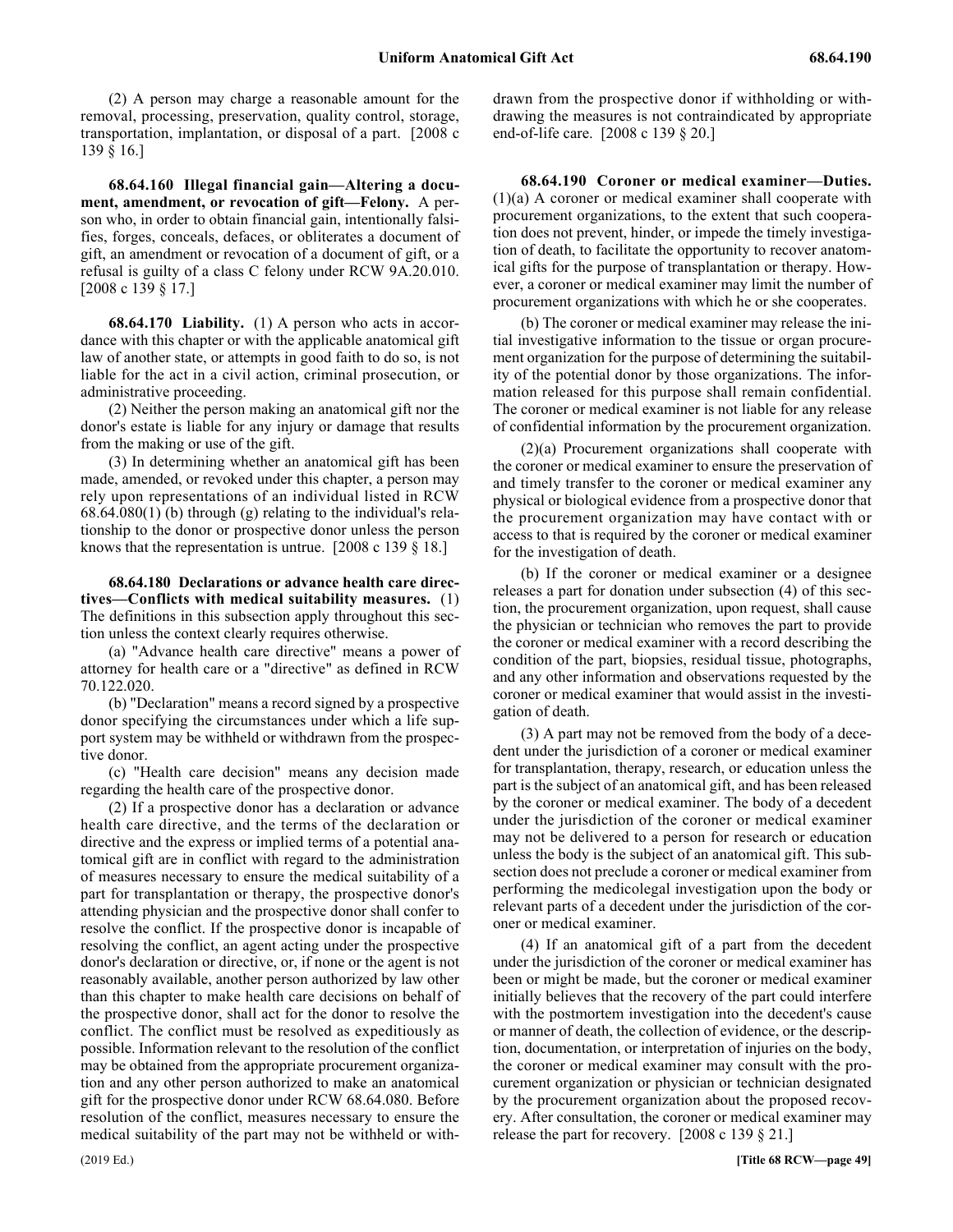(2) A person may charge a reasonable amount for the removal, processing, preservation, quality control, storage, transportation, implantation, or disposal of a part. [2008 c 139 § 16.]

**68.64.160 Illegal financial gain—Altering a document, amendment, or revocation of gift—Felony.** A person who, in order to obtain financial gain, intentionally falsifies, forges, conceals, defaces, or obliterates a document of gift, an amendment or revocation of a document of gift, or a refusal is guilty of a class C felony under RCW 9A.20.010. [2008 c 139 § 17.]

**68.64.170 Liability.** (1) A person who acts in accordance with this chapter or with the applicable anatomical gift law of another state, or attempts in good faith to do so, is not liable for the act in a civil action, criminal prosecution, or administrative proceeding.

(2) Neither the person making an anatomical gift nor the donor's estate is liable for any injury or damage that results from the making or use of the gift.

(3) In determining whether an anatomical gift has been made, amended, or revoked under this chapter, a person may rely upon representations of an individual listed in RCW 68.64.080(1) (b) through (g) relating to the individual's relationship to the donor or prospective donor unless the person knows that the representation is untrue. [2008 c 139 § 18.]

**68.64.180 Declarations or advance health care directives—Conflicts with medical suitability measures.** (1) The definitions in this subsection apply throughout this section unless the context clearly requires otherwise.

(a) "Advance health care directive" means a power of attorney for health care or a "directive" as defined in RCW 70.122.020.

(b) "Declaration" means a record signed by a prospective donor specifying the circumstances under which a life support system may be withheld or withdrawn from the prospective donor.

(c) "Health care decision" means any decision made regarding the health care of the prospective donor.

(2) If a prospective donor has a declaration or advance health care directive, and the terms of the declaration or directive and the express or implied terms of a potential anatomical gift are in conflict with regard to the administration of measures necessary to ensure the medical suitability of a part for transplantation or therapy, the prospective donor's attending physician and the prospective donor shall confer to resolve the conflict. If the prospective donor is incapable of resolving the conflict, an agent acting under the prospective donor's declaration or directive, or, if none or the agent is not reasonably available, another person authorized by law other than this chapter to make health care decisions on behalf of the prospective donor, shall act for the donor to resolve the conflict. The conflict must be resolved as expeditiously as possible. Information relevant to the resolution of the conflict may be obtained from the appropriate procurement organization and any other person authorized to make an anatomical gift for the prospective donor under RCW 68.64.080. Before resolution of the conflict, measures necessary to ensure the medical suitability of the part may not be withheld or withdrawn from the prospective donor if withholding or withdrawing the measures is not contraindicated by appropriate end-of-life care. [2008 c 139 § 20.]

**68.64.190 Coroner or medical examiner—Duties.** (1)(a) A coroner or medical examiner shall cooperate with procurement organizations, to the extent that such cooperation does not prevent, hinder, or impede the timely investigation of death, to facilitate the opportunity to recover anatomical gifts for the purpose of transplantation or therapy. However, a coroner or medical examiner may limit the number of procurement organizations with which he or she cooperates.

(b) The coroner or medical examiner may release the initial investigative information to the tissue or organ procurement organization for the purpose of determining the suitability of the potential donor by those organizations. The information released for this purpose shall remain confidential. The coroner or medical examiner is not liable for any release of confidential information by the procurement organization.

(2)(a) Procurement organizations shall cooperate with the coroner or medical examiner to ensure the preservation of and timely transfer to the coroner or medical examiner any physical or biological evidence from a prospective donor that the procurement organization may have contact with or access to that is required by the coroner or medical examiner for the investigation of death.

(b) If the coroner or medical examiner or a designee releases a part for donation under subsection (4) of this section, the procurement organization, upon request, shall cause the physician or technician who removes the part to provide the coroner or medical examiner with a record describing the condition of the part, biopsies, residual tissue, photographs, and any other information and observations requested by the coroner or medical examiner that would assist in the investigation of death.

(3) A part may not be removed from the body of a decedent under the jurisdiction of a coroner or medical examiner for transplantation, therapy, research, or education unless the part is the subject of an anatomical gift, and has been released by the coroner or medical examiner. The body of a decedent under the jurisdiction of the coroner or medical examiner may not be delivered to a person for research or education unless the body is the subject of an anatomical gift. This subsection does not preclude a coroner or medical examiner from performing the medicolegal investigation upon the body or relevant parts of a decedent under the jurisdiction of the coroner or medical examiner.

(4) If an anatomical gift of a part from the decedent under the jurisdiction of the coroner or medical examiner has been or might be made, but the coroner or medical examiner initially believes that the recovery of the part could interfere with the postmortem investigation into the decedent's cause or manner of death, the collection of evidence, or the description, documentation, or interpretation of injuries on the body, the coroner or medical examiner may consult with the procurement organization or physician or technician designated by the procurement organization about the proposed recovery. After consultation, the coroner or medical examiner may release the part for recovery. [2008 c 139 § 21.]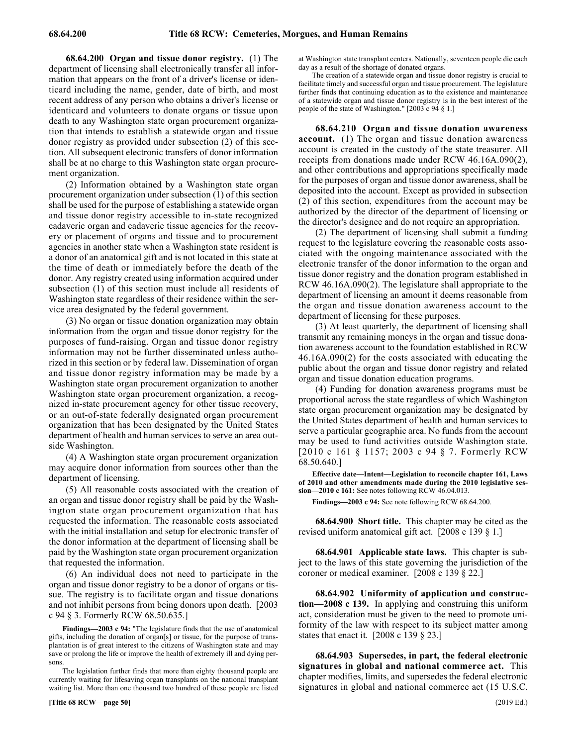**68.64.200 Organ and tissue donor registry.** (1) The department of licensing shall electronically transfer all information that appears on the front of a driver's license or identicard including the name, gender, date of birth, and most recent address of any person who obtains a driver's license or identicard and volunteers to donate organs or tissue upon death to any Washington state organ procurement organization that intends to establish a statewide organ and tissue donor registry as provided under subsection (2) of this section. All subsequent electronic transfers of donor information shall be at no charge to this Washington state organ procurement organization.

(2) Information obtained by a Washington state organ procurement organization under subsection (1) of this section shall be used for the purpose of establishing a statewide organ and tissue donor registry accessible to in-state recognized cadaveric organ and cadaveric tissue agencies for the recovery or placement of organs and tissue and to procurement agencies in another state when a Washington state resident is a donor of an anatomical gift and is not located in this state at the time of death or immediately before the death of the donor. Any registry created using information acquired under subsection (1) of this section must include all residents of Washington state regardless of their residence within the service area designated by the federal government.

(3) No organ or tissue donation organization may obtain information from the organ and tissue donor registry for the purposes of fund-raising. Organ and tissue donor registry information may not be further disseminated unless authorized in this section or by federal law. Dissemination of organ and tissue donor registry information may be made by a Washington state organ procurement organization to another Washington state organ procurement organization, a recognized in-state procurement agency for other tissue recovery, or an out-of-state federally designated organ procurement organization that has been designated by the United States department of health and human services to serve an area outside Washington.

(4) A Washington state organ procurement organization may acquire donor information from sources other than the department of licensing.

(5) All reasonable costs associated with the creation of an organ and tissue donor registry shall be paid by the Washington state organ procurement organization that has requested the information. The reasonable costs associated with the initial installation and setup for electronic transfer of the donor information at the department of licensing shall be paid by the Washington state organ procurement organization that requested the information.

(6) An individual does not need to participate in the organ and tissue donor registry to be a donor of organs or tissue. The registry is to facilitate organ and tissue donations and not inhibit persons from being donors upon death. [2003 c 94 § 3. Formerly RCW 68.50.635.]

**Findings—2003 c 94:** "The legislature finds that the use of anatomical gifts, including the donation of organ[s] or tissue, for the purpose of transplantation is of great interest to the citizens of Washington state and may save or prolong the life or improve the health of extremely ill and dying persons.

The legislation further finds that more than eighty thousand people are currently waiting for lifesaving organ transplants on the national transplant waiting list. More than one thousand two hundred of these people are listed at Washington state transplant centers. Nationally, seventeen people die each day as a result of the shortage of donated organs.

The creation of a statewide organ and tissue donor registry is crucial to facilitate timely and successful organ and tissue procurement. The legislature further finds that continuing education as to the existence and maintenance of a statewide organ and tissue donor registry is in the best interest of the people of the state of Washington." [2003 c 94 § 1.]

**68.64.210 Organ and tissue donation awareness account.** (1) The organ and tissue donation awareness account is created in the custody of the state treasurer. All receipts from donations made under RCW 46.16A.090(2), and other contributions and appropriations specifically made for the purposes of organ and tissue donor awareness, shall be deposited into the account. Except as provided in subsection (2) of this section, expenditures from the account may be authorized by the director of the department of licensing or the director's designee and do not require an appropriation.

(2) The department of licensing shall submit a funding request to the legislature covering the reasonable costs associated with the ongoing maintenance associated with the electronic transfer of the donor information to the organ and tissue donor registry and the donation program established in RCW 46.16A.090(2). The legislature shall appropriate to the department of licensing an amount it deems reasonable from the organ and tissue donation awareness account to the department of licensing for these purposes.

(3) At least quarterly, the department of licensing shall transmit any remaining moneys in the organ and tissue donation awareness account to the foundation established in RCW 46.16A.090(2) for the costs associated with educating the public about the organ and tissue donor registry and related organ and tissue donation education programs.

(4) Funding for donation awareness programs must be proportional across the state regardless of which Washington state organ procurement organization may be designated by the United States department of health and human services to serve a particular geographic area. No funds from the account may be used to fund activities outside Washington state. [2010 c 161 § 1157; 2003 c 94 § 7. Formerly RCW 68.50.640.]

**Effective date—Intent—Legislation to reconcile chapter 161, Laws of 2010 and other amendments made during the 2010 legislative session—2010 c 161:** See notes following RCW 46.04.013.

**Findings—2003 c 94:** See note following RCW 68.64.200.

**68.64.900 Short title.** This chapter may be cited as the revised uniform anatomical gift act. [2008 c 139 § 1.]

**68.64.901 Applicable state laws.** This chapter is subject to the laws of this state governing the jurisdiction of the coroner or medical examiner. [2008 c 139 § 22.]

**68.64.902 Uniformity of application and construction—2008 c 139.** In applying and construing this uniform act, consideration must be given to the need to promote uniformity of the law with respect to its subject matter among states that enact it. [2008 c 139 § 23.]

**68.64.903 Supersedes, in part, the federal electronic signatures in global and national commerce act.** This chapter modifies, limits, and supersedes the federal electronic signatures in global and national commerce act (15 U.S.C.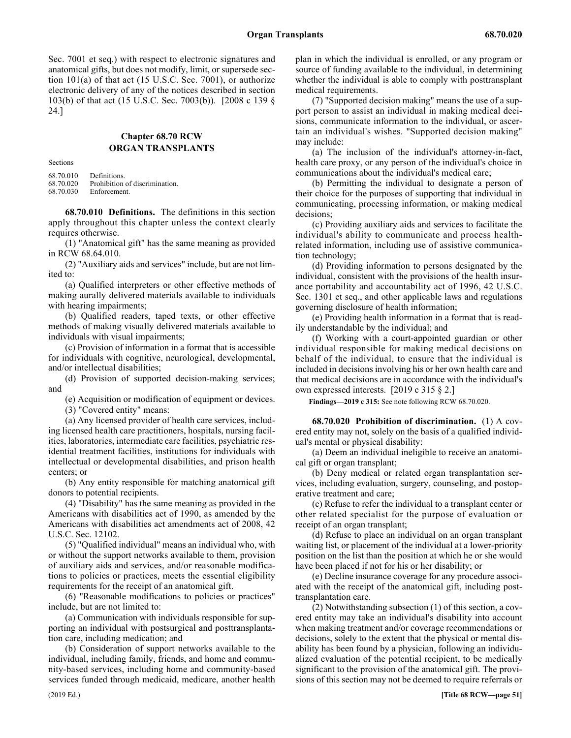Sec. 7001 et seq.) with respect to electronic signatures and anatomical gifts, but does not modify, limit, or supersede section 101(a) of that act (15 U.S.C. Sec. 7001), or authorize electronic delivery of any of the notices described in section 103(b) of that act (15 U.S.C. Sec. 7003(b)). [2008 c 139 § 24.]

## Chapter 68.70 RCW
## ORGAN TRANSPLANTS

Sections

68.70.010 Definitions.
68.70.020 Prohibition of discrimination.
68.70.030 Enforcement.

**68.70.010 Definitions.** The definitions in this section apply throughout this chapter unless the context clearly requires otherwise.

(1) "Anatomical gift" has the same meaning as provided in RCW 68.64.010.

(2) "Auxiliary aids and services" include, but are not limited to:

(a) Qualified interpreters or other effective methods of making aurally delivered materials available to individuals with hearing impairments;

(b) Qualified readers, taped texts, or other effective methods of making visually delivered materials available to individuals with visual impairments;

(c) Provision of information in a format that is accessible for individuals with cognitive, neurological, developmental, and/or intellectual disabilities;

(d) Provision of supported decision-making services; and

(e) Acquisition or modification of equipment or devices.

(3) "Covered entity" means:

(a) Any licensed provider of health care services, including licensed health care practitioners, hospitals, nursing facilities, laboratories, intermediate care facilities, psychiatric residential treatment facilities, institutions for individuals with intellectual or developmental disabilities, and prison health centers; or

(b) Any entity responsible for matching anatomical gift donors to potential recipients.

(4) "Disability" has the same meaning as provided in the Americans with disabilities act of 1990, as amended by the Americans with disabilities act amendments act of 2008, 42 U.S.C. Sec. 12102.

(5) "Qualified individual" means an individual who, with or without the support networks available to them, provision of auxiliary aids and services, and/or reasonable modifications to policies or practices, meets the essential eligibility requirements for the receipt of an anatomical gift.

(6) "Reasonable modifications to policies or practices" include, but are not limited to:

(a) Communication with individuals responsible for supporting an individual with postsurgical and posttransplantation care, including medication; and

(b) Consideration of support networks available to the individual, including family, friends, and home and community-based services, including home and community-based services funded through medicaid, medicare, another health plan in which the individual is enrolled, or any program or source of funding available to the individual, in determining whether the individual is able to comply with posttransplant medical requirements.

(7) "Supported decision making" means the use of a support person to assist an individual in making medical decisions, communicate information to the individual, or ascertain an individual's wishes. "Supported decision making" may include:

(a) The inclusion of the individual's attorney-in-fact, health care proxy, or any person of the individual's choice in communications about the individual's medical care;

(b) Permitting the individual to designate a person of their choice for the purposes of supporting that individual in communicating, processing information, or making medical decisions;

(c) Providing auxiliary aids and services to facilitate the individual's ability to communicate and process health-related information, including use of assistive communication technology;

(d) Providing information to persons designated by the individual, consistent with the provisions of the health insurance portability and accountability act of 1996, 42 U.S.C. Sec. 1301 et seq., and other applicable laws and regulations governing disclosure of health information;

(e) Providing health information in a format that is readily understandable by the individual; and

(f) Working with a court-appointed guardian or other individual responsible for making medical decisions on behalf of the individual, to ensure that the individual is included in decisions involving his or her own health care and that medical decisions are in accordance with the individual's own expressed interests. [2019 c 315 § 2.]

**Findings—2019 c 315:** See note following RCW 68.70.020.

**68.70.020 Prohibition of discrimination.** (1) A covered entity may not, solely on the basis of a qualified individual's mental or physical disability:

(a) Deem an individual ineligible to receive an anatomical gift or organ transplant;

(b) Deny medical or related organ transplantation services, including evaluation, surgery, counseling, and postoperative treatment and care;

(c) Refuse to refer the individual to a transplant center or other related specialist for the purpose of evaluation or receipt of an organ transplant;

(d) Refuse to place an individual on an organ transplant waiting list, or placement of the individual at a lower-priority position on the list than the position at which he or she would have been placed if not for his or her disability; or

(e) Decline insurance coverage for any procedure associated with the receipt of the anatomical gift, including posttransplantation care.

(2) Notwithstanding subsection (1) of this section, a covered entity may take an individual's disability into account when making treatment and/or coverage recommendations or decisions, solely to the extent that the physical or mental disability has been found by a physician, following an individualized evaluation of the potential recipient, to be medically significant to the provision of the anatomical gift. The provisions of this section may not be deemed to require referrals or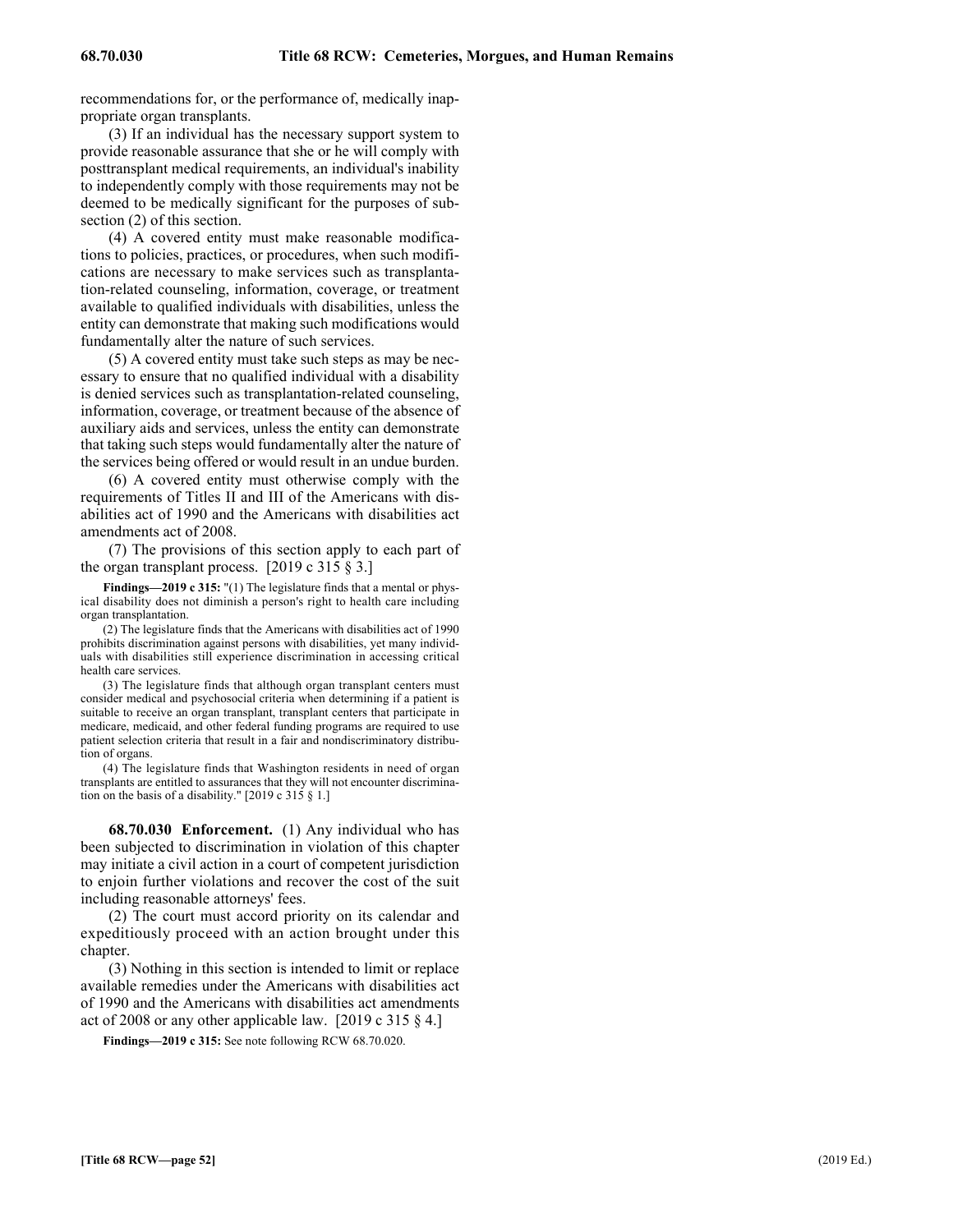recommendations for, or the performance of, medically inappropriate organ transplants.

(3) If an individual has the necessary support system to provide reasonable assurance that she or he will comply with posttransplant medical requirements, an individual's inability to independently comply with those requirements may not be deemed to be medically significant for the purposes of subsection (2) of this section.

(4) A covered entity must make reasonable modifications to policies, practices, or procedures, when such modifications are necessary to make services such as transplantation-related counseling, information, coverage, or treatment available to qualified individuals with disabilities, unless the entity can demonstrate that making such modifications would fundamentally alter the nature of such services.

(5) A covered entity must take such steps as may be necessary to ensure that no qualified individual with a disability is denied services such as transplantation-related counseling, information, coverage, or treatment because of the absence of auxiliary aids and services, unless the entity can demonstrate that taking such steps would fundamentally alter the nature of the services being offered or would result in an undue burden.

(6) A covered entity must otherwise comply with the requirements of Titles II and III of the Americans with disabilities act of 1990 and the Americans with disabilities act amendments act of 2008.

(7) The provisions of this section apply to each part of the organ transplant process. [2019 c 315 § 3.]

**Findings—2019 c 315:** "(1) The legislature finds that a mental or physical disability does not diminish a person's right to health care including organ transplantation.

(2) The legislature finds that the Americans with disabilities act of 1990 prohibits discrimination against persons with disabilities, yet many individuals with disabilities still experience discrimination in accessing critical health care services.

(3) The legislature finds that although organ transplant centers must consider medical and psychosocial criteria when determining if a patient is suitable to receive an organ transplant, transplant centers that participate in medicare, medicaid, and other federal funding programs are required to use patient selection criteria that result in a fair and nondiscriminatory distribution of organs.

(4) The legislature finds that Washington residents in need of organ transplants are entitled to assurances that they will not encounter discrimination on the basis of a disability." [2019 c 315 § 1.]

**68.70.030 Enforcement.** (1) Any individual who has been subjected to discrimination in violation of this chapter may initiate a civil action in a court of competent jurisdiction to enjoin further violations and recover the cost of the suit including reasonable attorneys' fees.

(2) The court must accord priority on its calendar and expeditiously proceed with an action brought under this chapter.

(3) Nothing in this section is intended to limit or replace available remedies under the Americans with disabilities act of 1990 and the Americans with disabilities act amendments act of 2008 or any other applicable law. [2019 c 315 § 4.]

**Findings—2019 c 315:** See note following RCW 68.70.020.